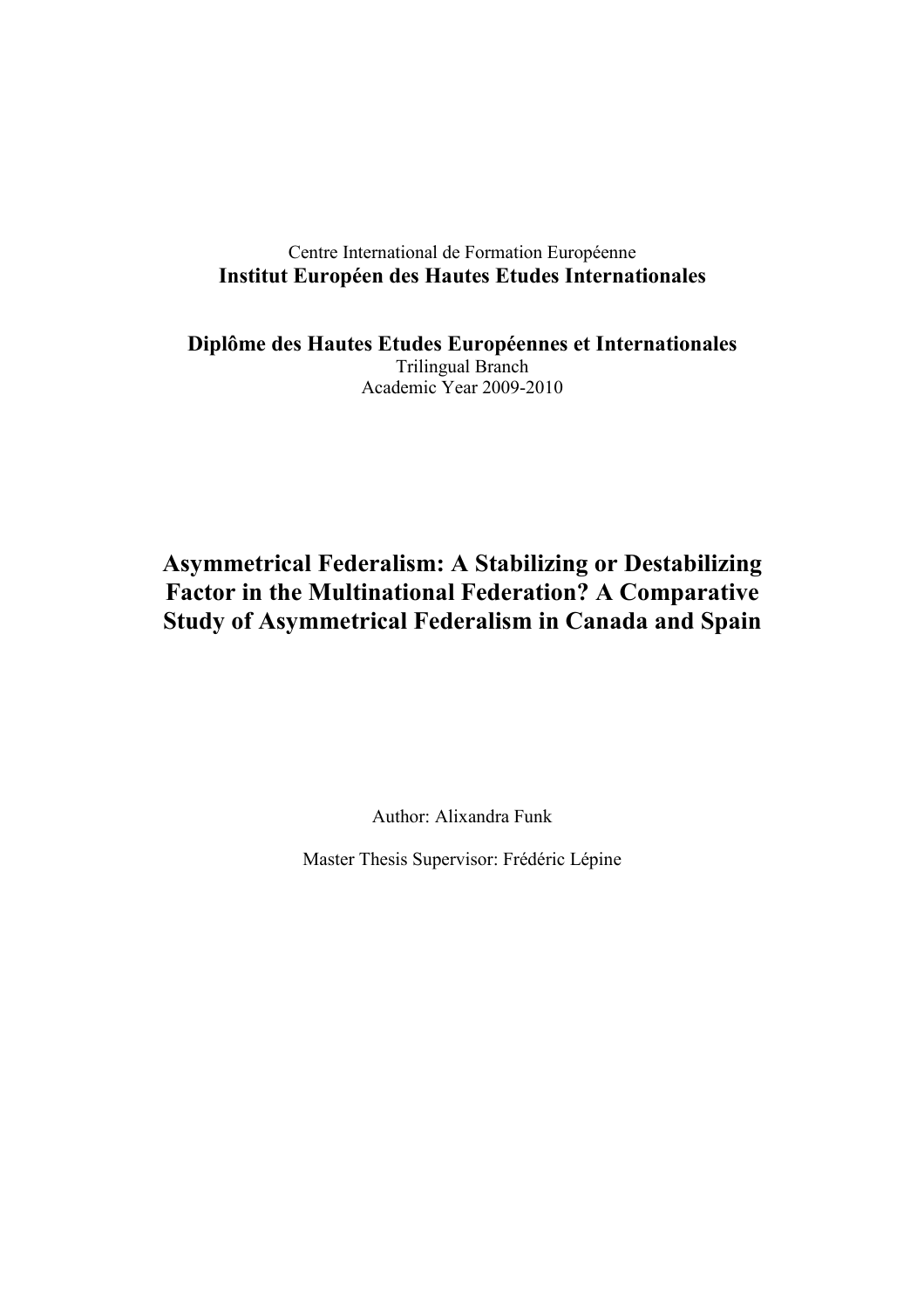Centre International de Formation Européenne

**Institut Européen des Hautes Etudes Internationales**

**Diplôme des Hautes Etudes Européennes et Internationales**

Trilingual Branch

Academic Year 2009-2010

# Asymmetrical Federalism: A Stabilizing or Destabilizing Factor in the Multinational Federation? A Comparative Study of Asymmetrical Federalism in Canada and Spain

Author: Alixandra Funk

Master Thesis Supervisor: Frédéric Lépine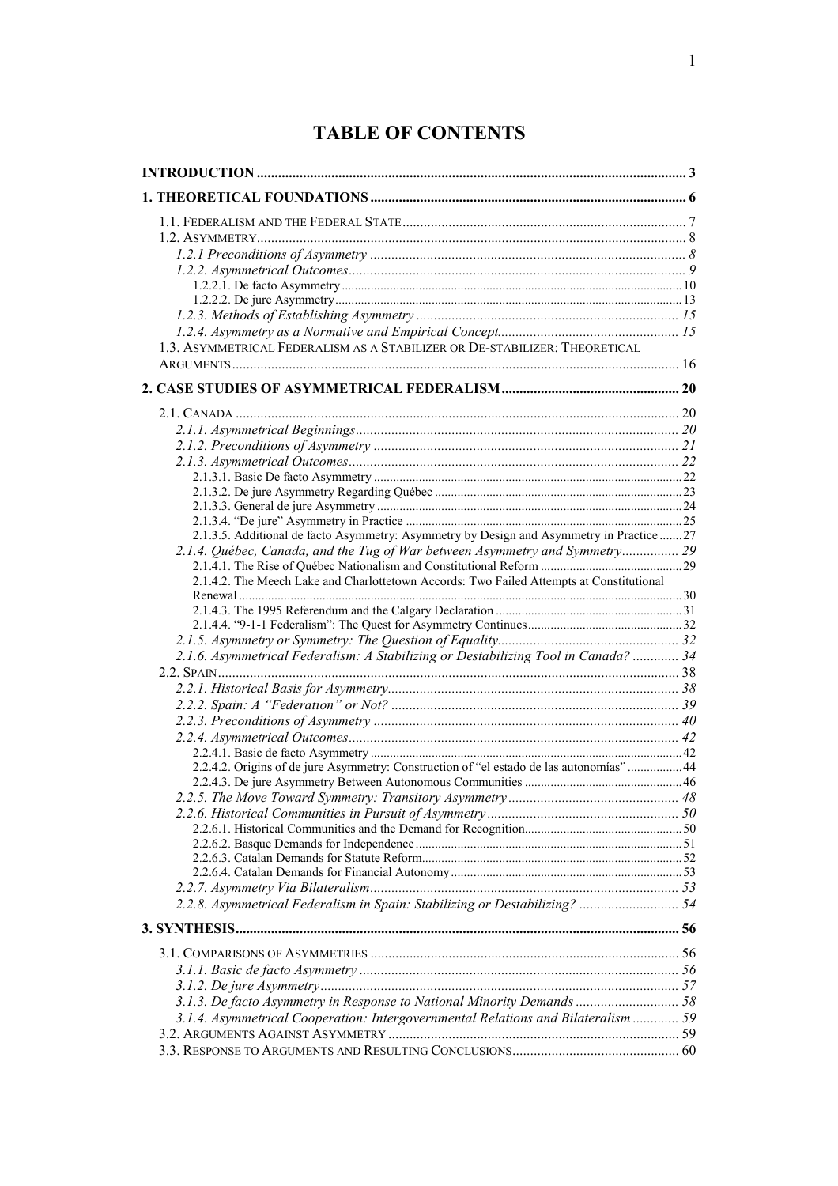# TABLE OF CONTENTS

**INTRODUCTION** ........ 3

**1. THEORETICAL FOUNDATIONS** ........ 6

1.1. FEDERALISM AND THE FEDERAL STATE ........ 7
1.2. ASYMMETRY ........ 8
*1.2.1 Preconditions of Asymmetry* ........ 8
*1.2.2. Asymmetrical Outcomes* ........ 9
1.2.2.1. De facto Asymmetry ........ 10
1.2.2.2. De jure Asymmetry ........ 13
*1.2.3. Methods of Establishing Asymmetry* ........ 15
*1.2.4. Asymmetry as a Normative and Empirical Concept* ........ 15
1.3. ASYMMETRICAL FEDERALISM AS A STABILIZER OR DE-STABILIZER: THEORETICAL ARGUMENTS ........ 16

**2. CASE STUDIES OF ASYMMETRICAL FEDERALISM** ........ 20

2.1. CANADA ........ 20
*2.1.1. Asymmetrical Beginnings* ........ 20
*2.1.2. Preconditions of Asymmetry* ........ 21
*2.1.3. Asymmetrical Outcomes* ........ 22
2.1.3.1. Basic De facto Asymmetry ........ 22
2.1.3.2. De jure Asymmetry Regarding Québec ........ 23
2.1.3.3. General de jure Asymmetry ........ 24
2.1.3.4. "De jure" Asymmetry in Practice ........ 25
2.1.3.5. Additional de facto Asymmetry: Asymmetry by Design and Asymmetry in Practice ........ 27
*2.1.4. Québec, Canada, and the Tug of War between Asymmetry and Symmetry* ........ 29
2.1.4.1. The Rise of Québec Nationalism and Constitutional Reform ........ 29
2.1.4.2. The Meech Lake and Charlottetown Accords: Two Failed Attempts at Constitutional Renewal ........ 30
2.1.4.3. The 1995 Referendum and the Calgary Declaration ........ 31
2.1.4.4. "9-1-1 Federalism": The Quest for Asymmetry Continues ........ 32
*2.1.5. Asymmetry or Symmetry: The Question of Equality* ........ 32
*2.1.6. Asymmetrical Federalism: A Stabilizing or Destabilizing Tool in Canada?* ........ 34
2.2. SPAIN ........ 38
*2.2.1. Historical Basis for Asymmetry* ........ 38
*2.2.2. Spain: A "Federation" or Not?* ........ 39
*2.2.3. Preconditions of Asymmetry* ........ 40
*2.2.4. Asymmetrical Outcomes* ........ 42
2.2.4.1. Basic de facto Asymmetry ........ 42
2.2.4.2. Origins of de jure Asymmetry: Construction of "el estado de las autonomías" ........ 44
2.2.4.3. De jure Asymmetry Between Autonomous Communities ........ 46
*2.2.5. The Move Toward Symmetry: Transitory Asymmetry* ........ 48
*2.2.6. Historical Communities in Pursuit of Asymmetry* ........ 50
2.2.6.1. Historical Communities and the Demand for Recognition ........ 50
2.2.6.2. Basque Demands for Independence ........ 51
2.2.6.3. Catalan Demands for Statute Reform ........ 52
2.2.6.4. Catalan Demands for Financial Autonomy ........ 53
*2.2.7. Asymmetry Via Bilateralism* ........ 53
*2.2.8. Asymmetrical Federalism in Spain: Stabilizing or Destabilizing?* ........ 54

**3. SYNTHESIS** ........ 56

3.1. COMPARISONS OF ASYMMETRIES ........ 56
*3.1.1. Basic de facto Asymmetry* ........ 56
*3.1.2. De jure Asymmetry* ........ 57
*3.1.3. De facto Asymmetry in Response to National Minority Demands* ........ 58
*3.1.4. Asymmetrical Cooperation: Intergovernmental Relations and Bilateralism* ........ 59
3.2. ARGUMENTS AGAINST ASYMMETRY ........ 59
3.3. RESPONSE TO ARGUMENTS AND RESULTING CONCLUSIONS ........ 60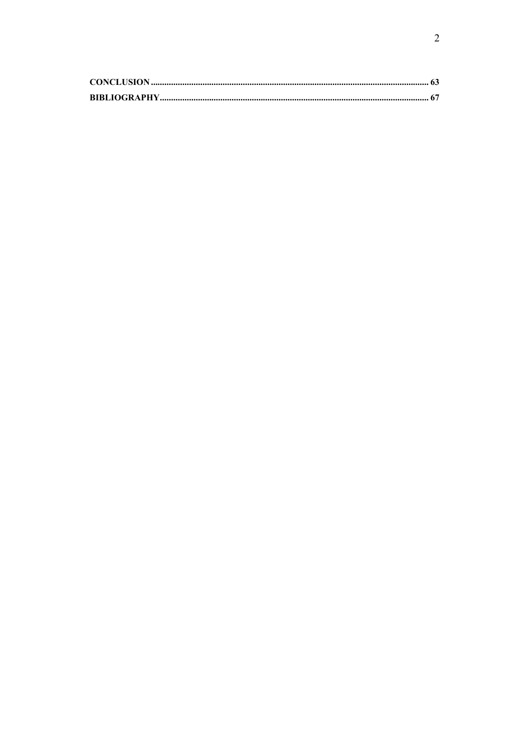**CONCLUSION** ........................................................................................................................... 63

**BIBLIOGRAPHY** ....................................................................................................................... 67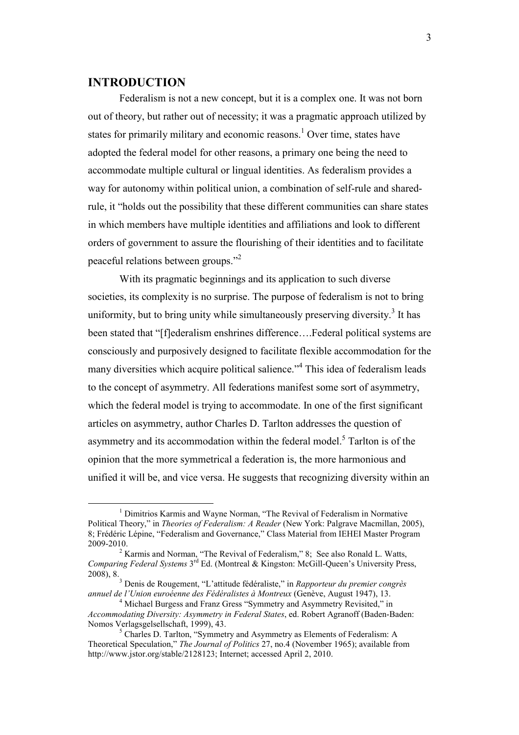## INTRODUCTION

Federalism is not a new concept, but it is a complex one. It was not born out of theory, but rather out of necessity; it was a pragmatic approach utilized by states for primarily military and economic reasons.[1] Over time, states have adopted the federal model for other reasons, a primary one being the need to accommodate multiple cultural or lingual identities. As federalism provides a way for autonomy within political union, a combination of self-rule and shared-rule, it "holds out the possibility that these different communities can share states in which members have multiple identities and affiliations and look to different orders of government to assure the flourishing of their identities and to facilitate peaceful relations between groups."[2]

With its pragmatic beginnings and its application to such diverse societies, its complexity is no surprise. The purpose of federalism is not to bring uniformity, but to bring unity while simultaneously preserving diversity.[3] It has been stated that "[f]ederalism enshrines difference….Federal political systems are consciously and purposively designed to facilitate flexible accommodation for the many diversities which acquire political salience."[4] This idea of federalism leads to the concept of asymmetry. All federations manifest some sort of asymmetry, which the federal model is trying to accommodate. In one of the first significant articles on asymmetry, author Charles D. Tarlton addresses the question of asymmetry and its accommodation within the federal model.[5] Tarlton is of the opinion that the more symmetrical a federation is, the more harmonious and unified it will be, and vice versa. He suggests that recognizing diversity within an

---

[1] Dimitrios Karmis and Wayne Norman, "The Revival of Federalism in Normative Political Theory," in *Theories of Federalism: A Reader* (New York: Palgrave Macmillan, 2005), 8; Frédéric Lépine, "Federalism and Governance," Class Material from IEHEI Master Program 2009-2010.

[2] Karmis and Norman, "The Revival of Federalism," 8; See also Ronald L. Watts, *Comparing Federal Systems* 3rd Ed. (Montreal & Kingston: McGill-Queen's University Press, 2008), 8.

[3] Denis de Rougement, "L'attitude fédéraliste," in *Rapporteur du premier congrès annuel de l'Union euroéenne des Fédéralistes à Montreux* (Genève, August 1947), 13.

[4] Michael Burgess and Franz Gress "Symmetry and Asymmetry Revisited," in *Accommodating Diversity: Asymmetry in Federal States*, ed. Robert Agranoff (Baden-Baden: Nomos Verlagsgelsellschaft, 1999), 43.

[5] Charles D. Tarlton, "Symmetry and Asymmetry as Elements of Federalism: A Theoretical Speculation," *The Journal of Politics* 27, no.4 (November 1965); available from http://www.jstor.org/stable/2128123; Internet; accessed April 2, 2010.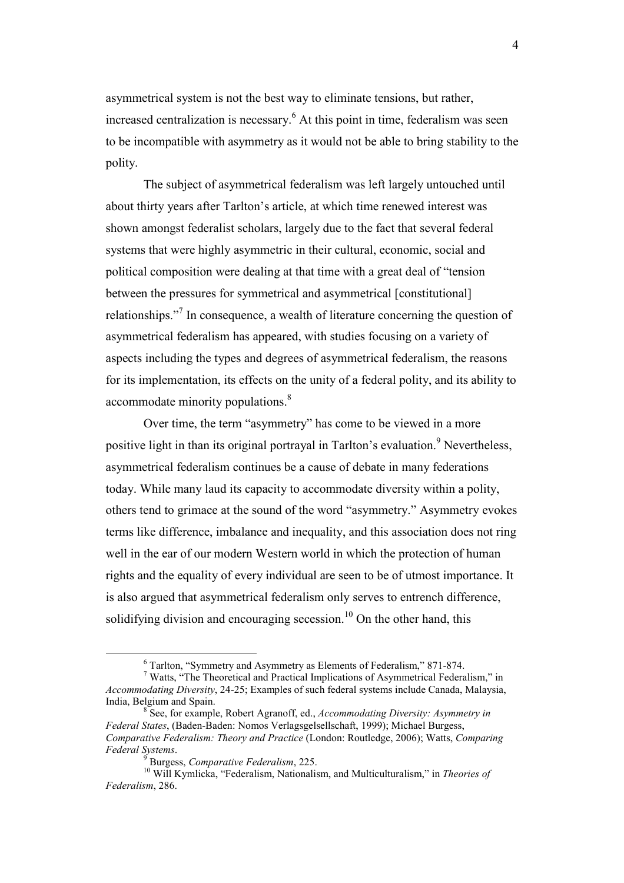asymmetrical system is not the best way to eliminate tensions, but rather, increased centralization is necessary.[6] At this point in time, federalism was seen to be incompatible with asymmetry as it would not be able to bring stability to the polity.

The subject of asymmetrical federalism was left largely untouched until about thirty years after Tarlton's article, at which time renewed interest was shown amongst federalist scholars, largely due to the fact that several federal systems that were highly asymmetric in their cultural, economic, social and political composition were dealing at that time with a great deal of "tension between the pressures for symmetrical and asymmetrical [constitutional] relationships."[7] In consequence, a wealth of literature concerning the question of asymmetrical federalism has appeared, with studies focusing on a variety of aspects including the types and degrees of asymmetrical federalism, the reasons for its implementation, its effects on the unity of a federal polity, and its ability to accommodate minority populations.[8]

Over time, the term "asymmetry" has come to be viewed in a more positive light in than its original portrayal in Tarlton's evaluation.[9] Nevertheless, asymmetrical federalism continues be a cause of debate in many federations today. While many laud its capacity to accommodate diversity within a polity, others tend to grimace at the sound of the word "asymmetry." Asymmetry evokes terms like difference, imbalance and inequality, and this association does not ring well in the ear of our modern Western world in which the protection of human rights and the equality of every individual are seen to be of utmost importance. It is also argued that asymmetrical federalism only serves to entrench difference, solidifying division and encouraging secession.[10] On the other hand, this

---

[6] Tarlton, "Symmetry and Asymmetry as Elements of Federalism," 871-874.

[7] Watts, "The Theoretical and Practical Implications of Asymmetrical Federalism," in *Accommodating Diversity*, 24-25; Examples of such federal systems include Canada, Malaysia, India, Belgium and Spain.

[8] See, for example, Robert Agranoff, ed., *Accommodating Diversity: Asymmetry in Federal States*, (Baden-Baden: Nomos Verlagsgelsellschaft, 1999); Michael Burgess, *Comparative Federalism: Theory and Practice* (London: Routledge, 2006); Watts, *Comparing Federal Systems*.

[9] Burgess, *Comparative Federalism*, 225.

[10] Will Kymlicka, "Federalism, Nationalism, and Multiculturalism," in *Theories of Federalism*, 286.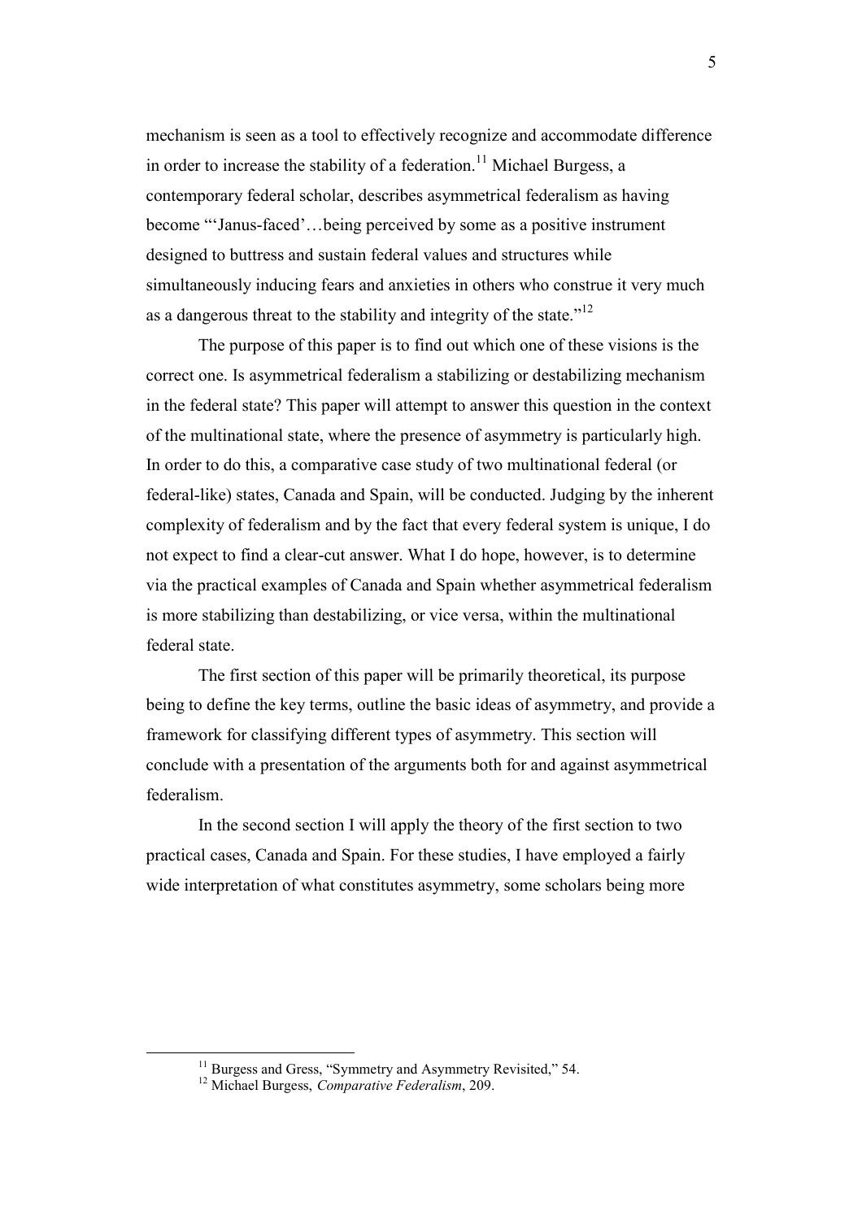mechanism is seen as a tool to effectively recognize and accommodate difference in order to increase the stability of a federation.[11] Michael Burgess, a contemporary federal scholar, describes asymmetrical federalism as having become "'Janus-faced'…being perceived by some as a positive instrument designed to buttress and sustain federal values and structures while simultaneously inducing fears and anxieties in others who construe it very much as a dangerous threat to the stability and integrity of the state."[12]

The purpose of this paper is to find out which one of these visions is the correct one. Is asymmetrical federalism a stabilizing or destabilizing mechanism in the federal state? This paper will attempt to answer this question in the context of the multinational state, where the presence of asymmetry is particularly high. In order to do this, a comparative case study of two multinational federal (or federal-like) states, Canada and Spain, will be conducted. Judging by the inherent complexity of federalism and by the fact that every federal system is unique, I do not expect to find a clear-cut answer. What I do hope, however, is to determine via the practical examples of Canada and Spain whether asymmetrical federalism is more stabilizing than destabilizing, or vice versa, within the multinational federal state.

The first section of this paper will be primarily theoretical, its purpose being to define the key terms, outline the basic ideas of asymmetry, and provide a framework for classifying different types of asymmetry. This section will conclude with a presentation of the arguments both for and against asymmetrical federalism.

In the second section I will apply the theory of the first section to two practical cases, Canada and Spain. For these studies, I have employed a fairly wide interpretation of what constitutes asymmetry, some scholars being more

[11] Burgess and Gress, "Symmetry and Asymmetry Revisited," 54.

[12] Michael Burgess, *Comparative Federalism*, 209.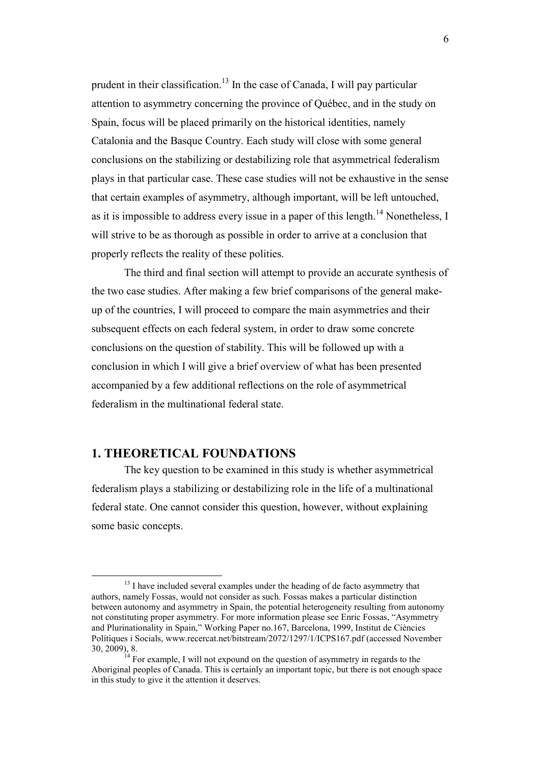prudent in their classification.[13] In the case of Canada, I will pay particular attention to asymmetry concerning the province of Québec, and in the study on Spain, focus will be placed primarily on the historical identities, namely Catalonia and the Basque Country. Each study will close with some general conclusions on the stabilizing or destabilizing role that asymmetrical federalism plays in that particular case. These case studies will not be exhaustive in the sense that certain examples of asymmetry, although important, will be left untouched, as it is impossible to address every issue in a paper of this length.[14] Nonetheless, I will strive to be as thorough as possible in order to arrive at a conclusion that properly reflects the reality of these polities.

The third and final section will attempt to provide an accurate synthesis of the two case studies. After making a few brief comparisons of the general make-up of the countries, I will proceed to compare the main asymmetries and their subsequent effects on each federal system, in order to draw some concrete conclusions on the question of stability. This will be followed up with a conclusion in which I will give a brief overview of what has been presented accompanied by a few additional reflections on the role of asymmetrical federalism in the multinational federal state.

## 1. THEORETICAL FOUNDATIONS

The key question to be examined in this study is whether asymmetrical federalism plays a stabilizing or destabilizing role in the life of a multinational federal state. One cannot consider this question, however, without explaining some basic concepts.

---

[13] I have included several examples under the heading of de facto asymmetry that authors, namely Fossas, would not consider as such. Fossas makes a particular distinction between autonomy and asymmetry in Spain, the potential heterogeneity resulting from autonomy not constituting proper asymmetry. For more information please see Enric Fossas, "Asymmetry and Plurinationality in Spain," Working Paper no.167, Barcelona, 1999, Institut de Ciències Polítiques i Socials, www.recercat.net/bitstream/2072/1297/1/ICPS167.pdf (accessed November 30, 2009), 8.

[14] For example, I will not expound on the question of asymmetry in regards to the Aboriginal peoples of Canada. This is certainly an important topic, but there is not enough space in this study to give it the attention it deserves.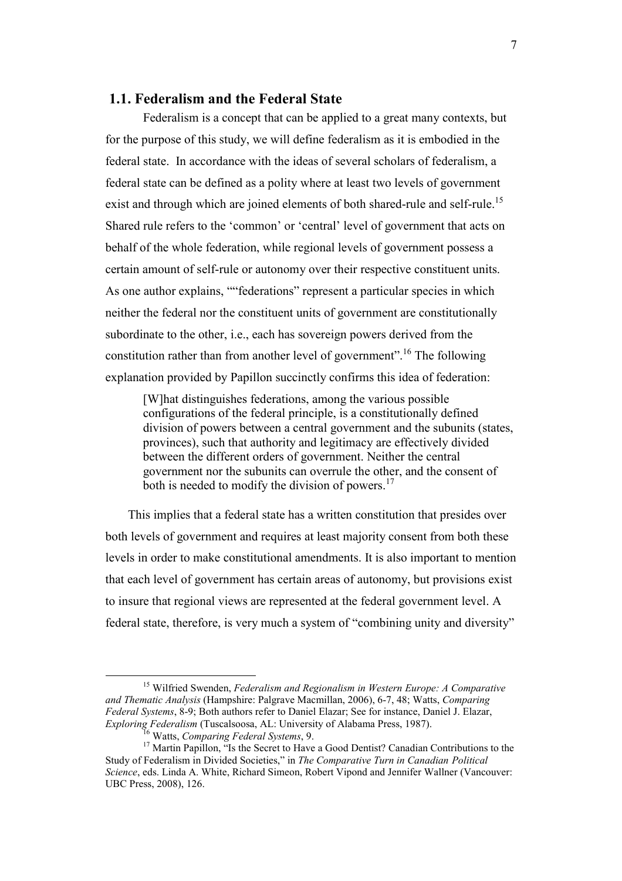## 1.1. Federalism and the Federal State

Federalism is a concept that can be applied to a great many contexts, but for the purpose of this study, we will define federalism as it is embodied in the federal state. In accordance with the ideas of several scholars of federalism, a federal state can be defined as a polity where at least two levels of government exist and through which are joined elements of both shared-rule and self-rule.[15] Shared rule refers to the 'common' or 'central' level of government that acts on behalf of the whole federation, while regional levels of government possess a certain amount of self-rule or autonomy over their respective constituent units. As one author explains, ""federations" represent a particular species in which neither the federal nor the constituent units of government are constitutionally subordinate to the other, i.e., each has sovereign powers derived from the constitution rather than from another level of government".[16] The following explanation provided by Papillon succinctly confirms this idea of federation:

> [W]hat distinguishes federations, among the various possible configurations of the federal principle, is a constitutionally defined division of powers between a central government and the subunits (states, provinces), such that authority and legitimacy are effectively divided between the different orders of government. Neither the central government nor the subunits can overrule the other, and the consent of both is needed to modify the division of powers.[17]

This implies that a federal state has a written constitution that presides over both levels of government and requires at least majority consent from both these levels in order to make constitutional amendments. It is also important to mention that each level of government has certain areas of autonomy, but provisions exist to insure that regional views are represented at the federal government level. A federal state, therefore, is very much a system of "combining unity and diversity"

---

[15] Wilfried Swenden, *Federalism and Regionalism in Western Europe: A Comparative and Thematic Analysis* (Hampshire: Palgrave Macmillan, 2006), 6-7, 48; Watts, *Comparing Federal Systems*, 8-9; Both authors refer to Daniel Elazar; See for instance, Daniel J. Elazar, *Exploring Federalism* (Tuscalsoosa, AL: University of Alabama Press, 1987).

[16] Watts, *Comparing Federal Systems*, 9.

[17] Martin Papillon, "Is the Secret to Have a Good Dentist? Canadian Contributions to the Study of Federalism in Divided Societies," in *The Comparative Turn in Canadian Political Science*, eds. Linda A. White, Richard Simeon, Robert Vipond and Jennifer Wallner (Vancouver: UBC Press, 2008), 126.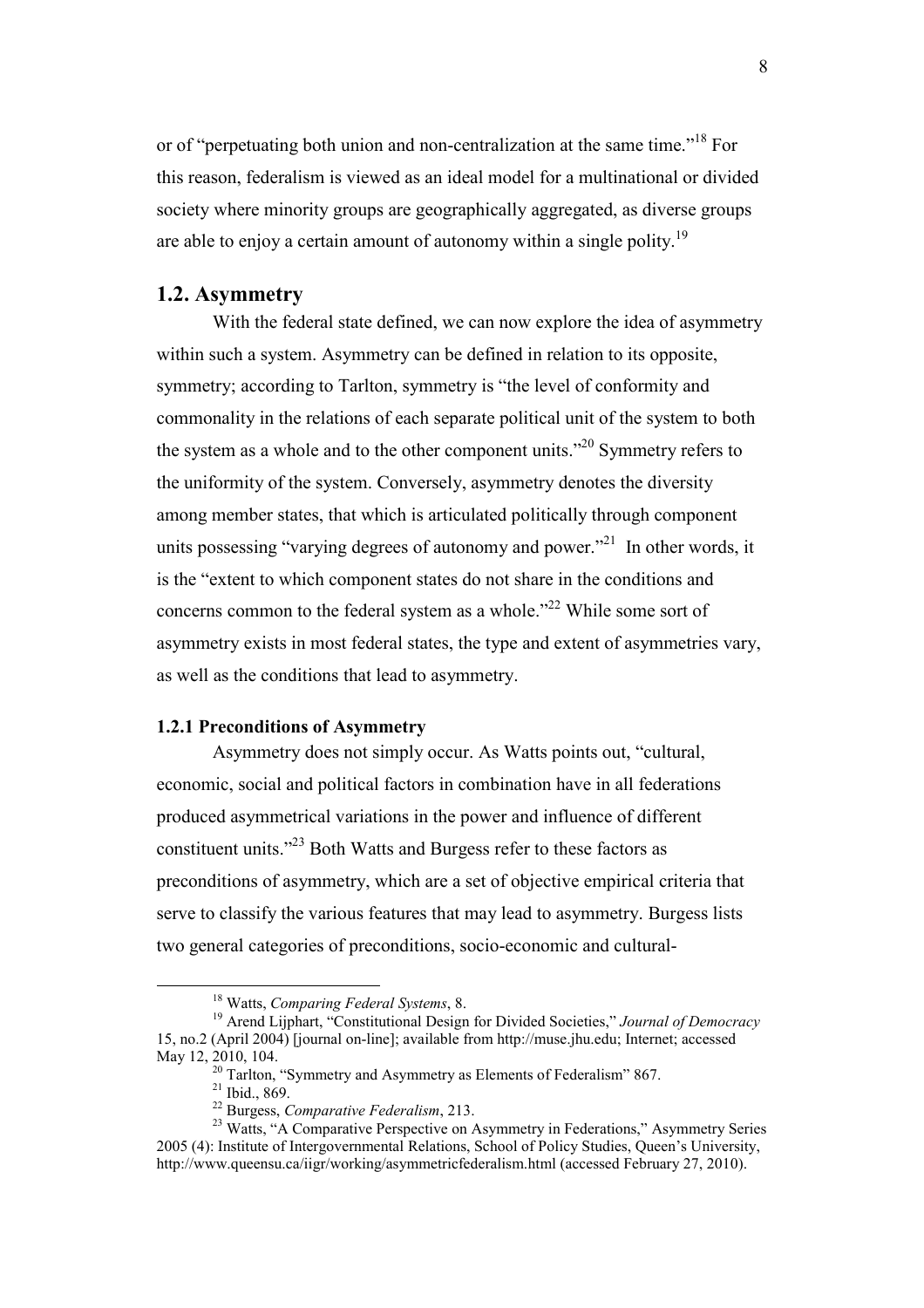or of "perpetuating both union and non-centralization at the same time."[18] For this reason, federalism is viewed as an ideal model for a multinational or divided society where minority groups are geographically aggregated, as diverse groups are able to enjoy a certain amount of autonomy within a single polity.[19]

## 1.2. Asymmetry

With the federal state defined, we can now explore the idea of asymmetry within such a system. Asymmetry can be defined in relation to its opposite, symmetry; according to Tarlton, symmetry is "the level of conformity and commonality in the relations of each separate political unit of the system to both the system as a whole and to the other component units."[20] Symmetry refers to the uniformity of the system. Conversely, asymmetry denotes the diversity among member states, that which is articulated politically through component units possessing "varying degrees of autonomy and power."[21] In other words, it is the "extent to which component states do not share in the conditions and concerns common to the federal system as a whole."[22] While some sort of asymmetry exists in most federal states, the type and extent of asymmetries vary, as well as the conditions that lead to asymmetry.

### 1.2.1 Preconditions of Asymmetry

Asymmetry does not simply occur. As Watts points out, "cultural, economic, social and political factors in combination have in all federations produced asymmetrical variations in the power and influence of different constituent units."[23] Both Watts and Burgess refer to these factors as preconditions of asymmetry, which are a set of objective empirical criteria that serve to classify the various features that may lead to asymmetry. Burgess lists two general categories of preconditions, socio-economic and cultural-

---

[18] Watts, *Comparing Federal Systems*, 8.

[19] Arend Lijphart, "Constitutional Design for Divided Societies," *Journal of Democracy* 15, no.2 (April 2004) [journal on-line]; available from http://muse.jhu.edu; Internet; accessed May 12, 2010, 104.

[20] Tarlton, "Symmetry and Asymmetry as Elements of Federalism" 867.

[21] Ibid., 869.

[22] Burgess, *Comparative Federalism*, 213.

[23] Watts, "A Comparative Perspective on Asymmetry in Federations," Asymmetry Series 2005 (4): Institute of Intergovernmental Relations, School of Policy Studies, Queen's University, http://www.queensu.ca/iigr/working/asymmetricfederalism.html (accessed February 27, 2010).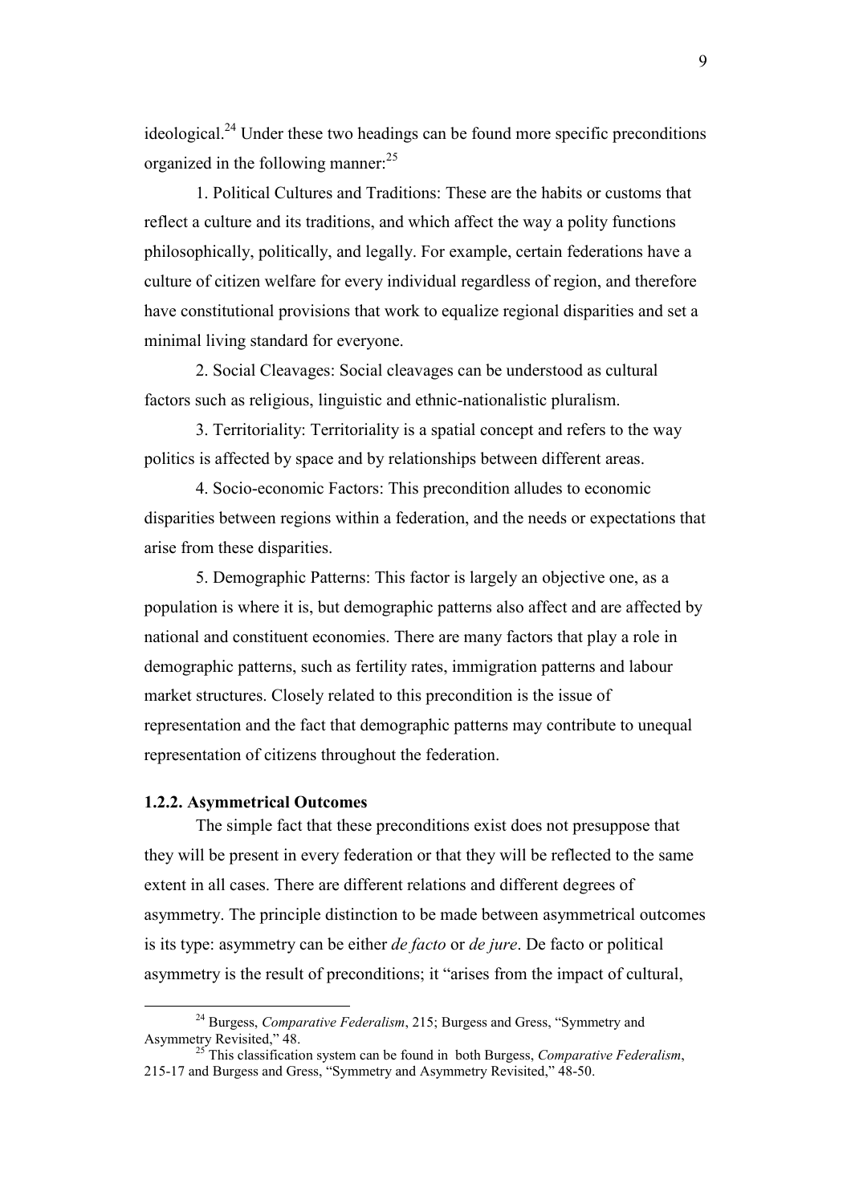ideological.[24] Under these two headings can be found more specific preconditions organized in the following manner:[25]

1. Political Cultures and Traditions: These are the habits or customs that reflect a culture and its traditions, and which affect the way a polity functions philosophically, politically, and legally. For example, certain federations have a culture of citizen welfare for every individual regardless of region, and therefore have constitutional provisions that work to equalize regional disparities and set a minimal living standard for everyone.

2. Social Cleavages: Social cleavages can be understood as cultural factors such as religious, linguistic and ethnic-nationalistic pluralism.

3. Territoriality: Territoriality is a spatial concept and refers to the way politics is affected by space and by relationships between different areas.

4. Socio-economic Factors: This precondition alludes to economic disparities between regions within a federation, and the needs or expectations that arise from these disparities.

5. Demographic Patterns: This factor is largely an objective one, as a population is where it is, but demographic patterns also affect and are affected by national and constituent economies. There are many factors that play a role in demographic patterns, such as fertility rates, immigration patterns and labour market structures. Closely related to this precondition is the issue of representation and the fact that demographic patterns may contribute to unequal representation of citizens throughout the federation.

### 1.2.2. Asymmetrical Outcomes

The simple fact that these preconditions exist does not presuppose that they will be present in every federation or that they will be reflected to the same extent in all cases. There are different relations and different degrees of asymmetry. The principle distinction to be made between asymmetrical outcomes is its type: asymmetry can be either *de facto* or *de jure*. De facto or political asymmetry is the result of preconditions; it "arises from the impact of cultural,

---

[24] Burgess, *Comparative Federalism*, 215; Burgess and Gress, "Symmetry and Asymmetry Revisited," 48.

[25] This classification system can be found in both Burgess, *Comparative Federalism*, 215-17 and Burgess and Gress, "Symmetry and Asymmetry Revisited," 48-50.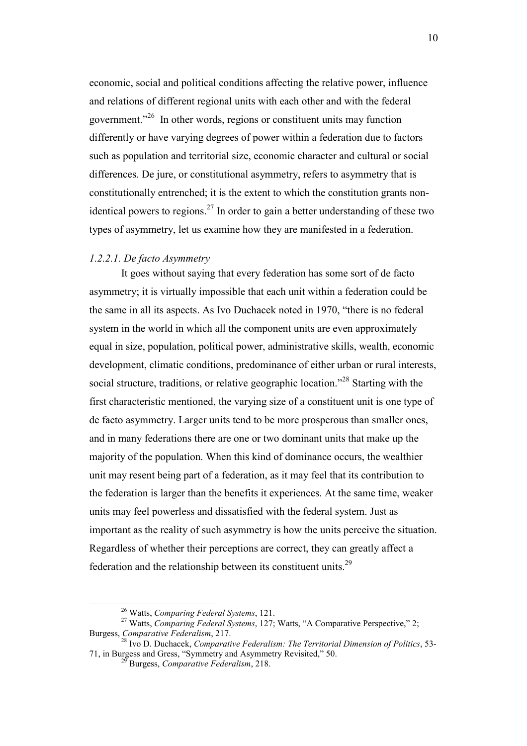economic, social and political conditions affecting the relative power, influence and relations of different regional units with each other and with the federal government."[26] In other words, regions or constituent units may function differently or have varying degrees of power within a federation due to factors such as population and territorial size, economic character and cultural or social differences. De jure, or constitutional asymmetry, refers to asymmetry that is constitutionally entrenched; it is the extent to which the constitution grants non-identical powers to regions.[27] In order to gain a better understanding of these two types of asymmetry, let us examine how they are manifested in a federation.

#### *1.2.2.1. De facto Asymmetry*

It goes without saying that every federation has some sort of de facto asymmetry; it is virtually impossible that each unit within a federation could be the same in all its aspects. As Ivo Duchacek noted in 1970, "there is no federal system in the world in which all the component units are even approximately equal in size, population, political power, administrative skills, wealth, economic development, climatic conditions, predominance of either urban or rural interests, social structure, traditions, or relative geographic location."[28] Starting with the first characteristic mentioned, the varying size of a constituent unit is one type of de facto asymmetry. Larger units tend to be more prosperous than smaller ones, and in many federations there are one or two dominant units that make up the majority of the population. When this kind of dominance occurs, the wealthier unit may resent being part of a federation, as it may feel that its contribution to the federation is larger than the benefits it experiences. At the same time, weaker units may feel powerless and dissatisfied with the federal system. Just as important as the reality of such asymmetry is how the units perceive the situation. Regardless of whether their perceptions are correct, they can greatly affect a federation and the relationship between its constituent units.[29]

---

[26] Watts, *Comparing Federal Systems*, 121.

[27] Watts, *Comparing Federal Systems*, 127; Watts, "A Comparative Perspective," 2; Burgess, *Comparative Federalism*, 217.

[28] Ivo D. Duchacek, *Comparative Federalism: The Territorial Dimension of Politics*, 53-71, in Burgess and Gress, "Symmetry and Asymmetry Revisited," 50.

[29] Burgess, *Comparative Federalism*, 218.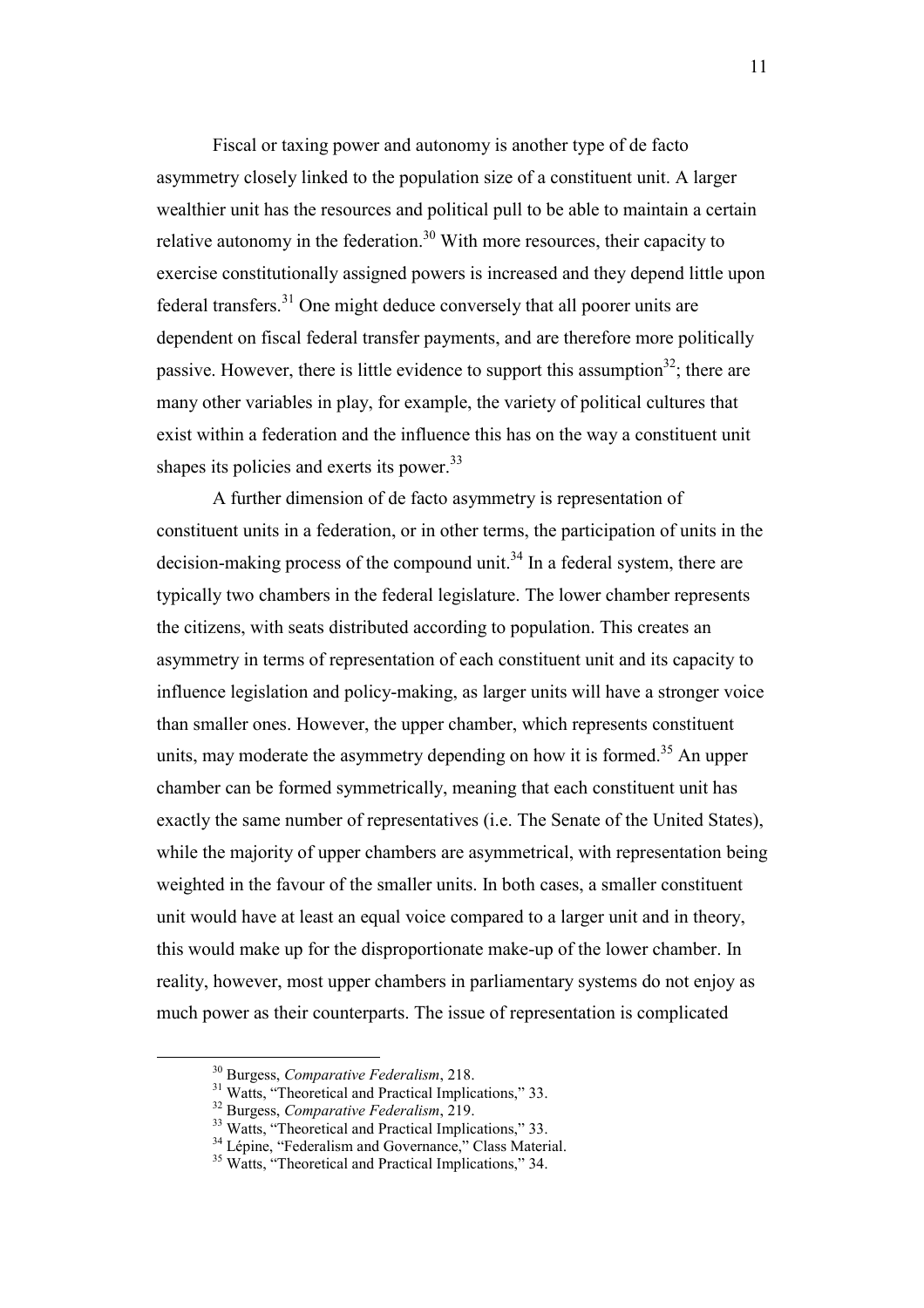Fiscal or taxing power and autonomy is another type of de facto asymmetry closely linked to the population size of a constituent unit. A larger wealthier unit has the resources and political pull to be able to maintain a certain relative autonomy in the federation.[30] With more resources, their capacity to exercise constitutionally assigned powers is increased and they depend little upon federal transfers.[31] One might deduce conversely that all poorer units are dependent on fiscal federal transfer payments, and are therefore more politically passive. However, there is little evidence to support this assumption[32]; there are many other variables in play, for example, the variety of political cultures that exist within a federation and the influence this has on the way a constituent unit shapes its policies and exerts its power.[33]

A further dimension of de facto asymmetry is representation of constituent units in a federation, or in other terms, the participation of units in the decision-making process of the compound unit.[34] In a federal system, there are typically two chambers in the federal legislature. The lower chamber represents the citizens, with seats distributed according to population. This creates an asymmetry in terms of representation of each constituent unit and its capacity to influence legislation and policy-making, as larger units will have a stronger voice than smaller ones. However, the upper chamber, which represents constituent units, may moderate the asymmetry depending on how it is formed.[35] An upper chamber can be formed symmetrically, meaning that each constituent unit has exactly the same number of representatives (i.e. The Senate of the United States), while the majority of upper chambers are asymmetrical, with representation being weighted in the favour of the smaller units. In both cases, a smaller constituent unit would have at least an equal voice compared to a larger unit and in theory, this would make up for the disproportionate make-up of the lower chamber. In reality, however, most upper chambers in parliamentary systems do not enjoy as much power as their counterparts. The issue of representation is complicated

---

[30] Burgess, *Comparative Federalism*, 218.

[31] Watts, "Theoretical and Practical Implications," 33.

[32] Burgess, *Comparative Federalism*, 219.

[33] Watts, "Theoretical and Practical Implications," 33.

[34] Lépine, "Federalism and Governance," Class Material.

[35] Watts, "Theoretical and Practical Implications," 34.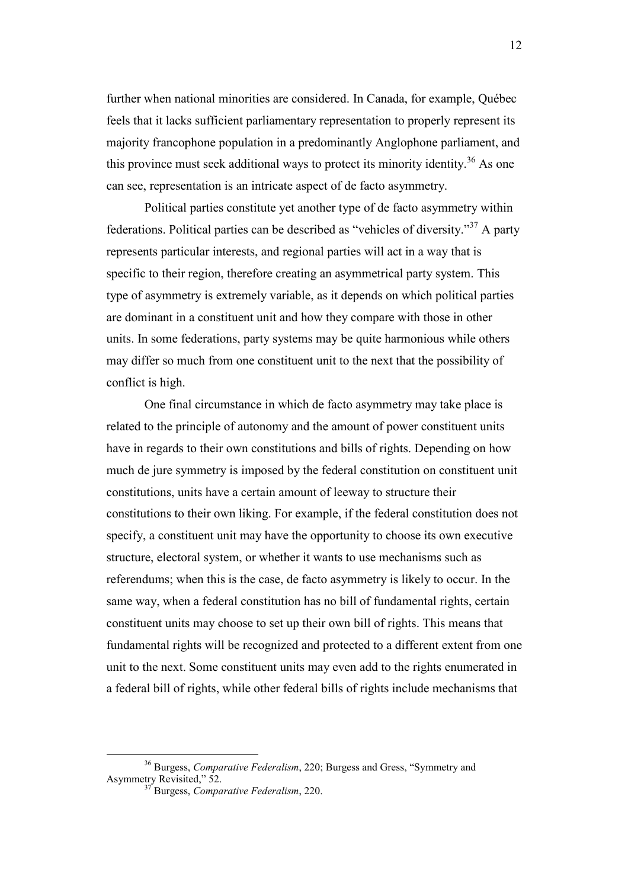further when national minorities are considered. In Canada, for example, Québec feels that it lacks sufficient parliamentary representation to properly represent its majority francophone population in a predominantly Anglophone parliament, and this province must seek additional ways to protect its minority identity.[36] As one can see, representation is an intricate aspect of de facto asymmetry.

Political parties constitute yet another type of de facto asymmetry within federations. Political parties can be described as "vehicles of diversity."[37] A party represents particular interests, and regional parties will act in a way that is specific to their region, therefore creating an asymmetrical party system. This type of asymmetry is extremely variable, as it depends on which political parties are dominant in a constituent unit and how they compare with those in other units. In some federations, party systems may be quite harmonious while others may differ so much from one constituent unit to the next that the possibility of conflict is high.

One final circumstance in which de facto asymmetry may take place is related to the principle of autonomy and the amount of power constituent units have in regards to their own constitutions and bills of rights. Depending on how much de jure symmetry is imposed by the federal constitution on constituent unit constitutions, units have a certain amount of leeway to structure their constitutions to their own liking. For example, if the federal constitution does not specify, a constituent unit may have the opportunity to choose its own executive structure, electoral system, or whether it wants to use mechanisms such as referendums; when this is the case, de facto asymmetry is likely to occur. In the same way, when a federal constitution has no bill of fundamental rights, certain constituent units may choose to set up their own bill of rights. This means that fundamental rights will be recognized and protected to a different extent from one unit to the next. Some constituent units may even add to the rights enumerated in a federal bill of rights, while other federal bills of rights include mechanisms that

---

[36] Burgess, *Comparative Federalism*, 220; Burgess and Gress, "Symmetry and Asymmetry Revisited," 52.

[37] Burgess, *Comparative Federalism*, 220.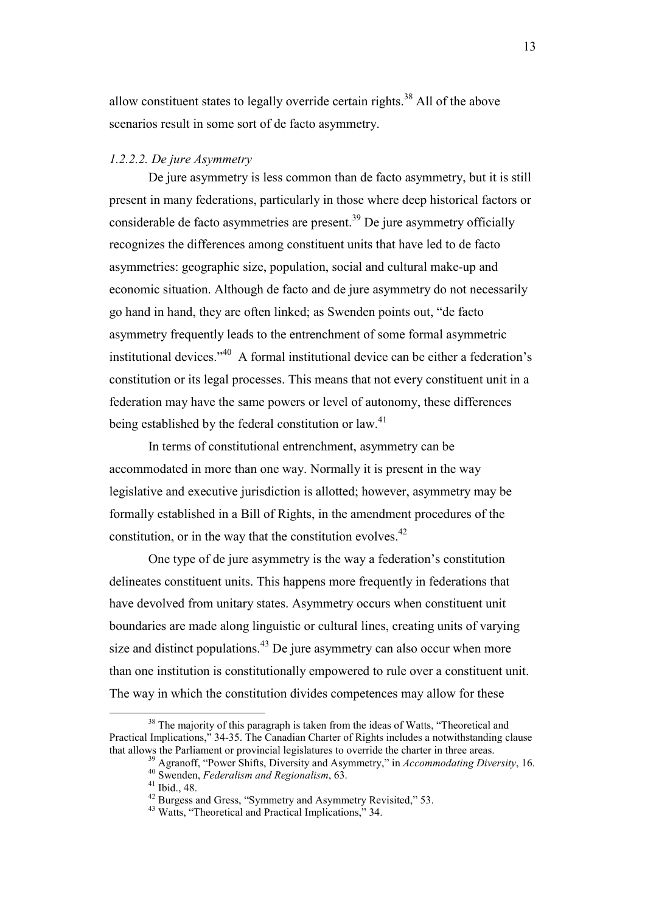allow constituent states to legally override certain rights.[38] All of the above scenarios result in some sort of de facto asymmetry.

#### *1.2.2.2. De jure Asymmetry*

De jure asymmetry is less common than de facto asymmetry, but it is still present in many federations, particularly in those where deep historical factors or considerable de facto asymmetries are present.[39] De jure asymmetry officially recognizes the differences among constituent units that have led to de facto asymmetries: geographic size, population, social and cultural make-up and economic situation. Although de facto and de jure asymmetry do not necessarily go hand in hand, they are often linked; as Swenden points out, "de facto asymmetry frequently leads to the entrenchment of some formal asymmetric institutional devices."[40] A formal institutional device can be either a federation's constitution or its legal processes. This means that not every constituent unit in a federation may have the same powers or level of autonomy, these differences being established by the federal constitution or law.[41]

In terms of constitutional entrenchment, asymmetry can be accommodated in more than one way. Normally it is present in the way legislative and executive jurisdiction is allotted; however, asymmetry may be formally established in a Bill of Rights, in the amendment procedures of the constitution, or in the way that the constitution evolves.[42]

One type of de jure asymmetry is the way a federation's constitution delineates constituent units. This happens more frequently in federations that have devolved from unitary states. Asymmetry occurs when constituent unit boundaries are made along linguistic or cultural lines, creating units of varying size and distinct populations.[43] De jure asymmetry can also occur when more than one institution is constitutionally empowered to rule over a constituent unit. The way in which the constitution divides competences may allow for these

---

[38] The majority of this paragraph is taken from the ideas of Watts, "Theoretical and Practical Implications," 34-35. The Canadian Charter of Rights includes a notwithstanding clause that allows the Parliament or provincial legislatures to override the charter in three areas.

[39] Agranoff, "Power Shifts, Diversity and Asymmetry," in *Accommodating Diversity*, 16.

[40] Swenden, *Federalism and Regionalism*, 63.

[41] Ibid., 48.

[42] Burgess and Gress, "Symmetry and Asymmetry Revisited," 53.

[43] Watts, "Theoretical and Practical Implications," 34.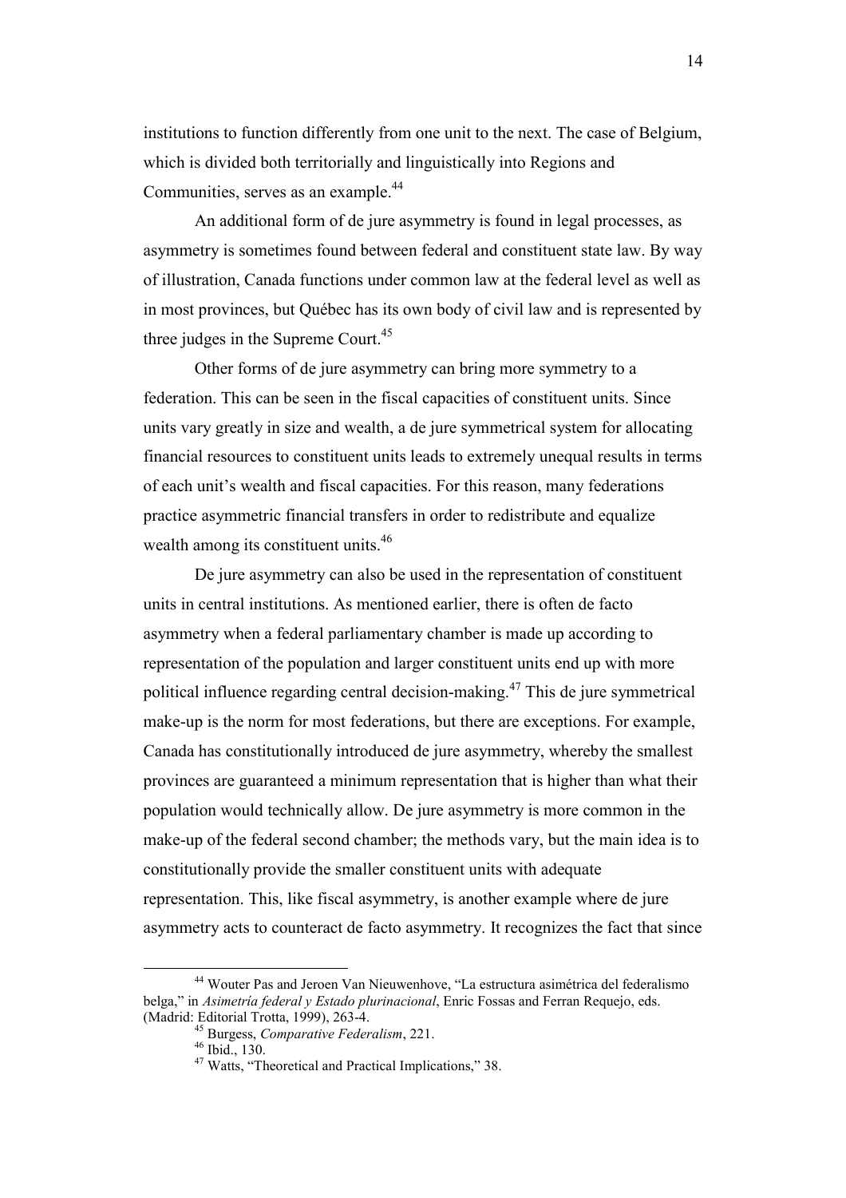institutions to function differently from one unit to the next. The case of Belgium, which is divided both territorially and linguistically into Regions and Communities, serves as an example.[44]

An additional form of de jure asymmetry is found in legal processes, as asymmetry is sometimes found between federal and constituent state law. By way of illustration, Canada functions under common law at the federal level as well as in most provinces, but Québec has its own body of civil law and is represented by three judges in the Supreme Court.[45]

Other forms of de jure asymmetry can bring more symmetry to a federation. This can be seen in the fiscal capacities of constituent units. Since units vary greatly in size and wealth, a de jure symmetrical system for allocating financial resources to constituent units leads to extremely unequal results in terms of each unit's wealth and fiscal capacities. For this reason, many federations practice asymmetric financial transfers in order to redistribute and equalize wealth among its constituent units.[46]

De jure asymmetry can also be used in the representation of constituent units in central institutions. As mentioned earlier, there is often de facto asymmetry when a federal parliamentary chamber is made up according to representation of the population and larger constituent units end up with more political influence regarding central decision-making.[47] This de jure symmetrical make-up is the norm for most federations, but there are exceptions. For example, Canada has constitutionally introduced de jure asymmetry, whereby the smallest provinces are guaranteed a minimum representation that is higher than what their population would technically allow. De jure asymmetry is more common in the make-up of the federal second chamber; the methods vary, but the main idea is to constitutionally provide the smaller constituent units with adequate representation. This, like fiscal asymmetry, is another example where de jure asymmetry acts to counteract de facto asymmetry. It recognizes the fact that since

---

[44] Wouter Pas and Jeroen Van Nieuwenhove, "La estructura asimétrica del federalismo belga," in *Asimetría federal y Estado plurinacional*, Enric Fossas and Ferran Requejo, eds. (Madrid: Editorial Trotta, 1999), 263-4.

[45] Burgess, *Comparative Federalism*, 221.

[46] Ibid., 130.

[47] Watts, "Theoretical and Practical Implications," 38.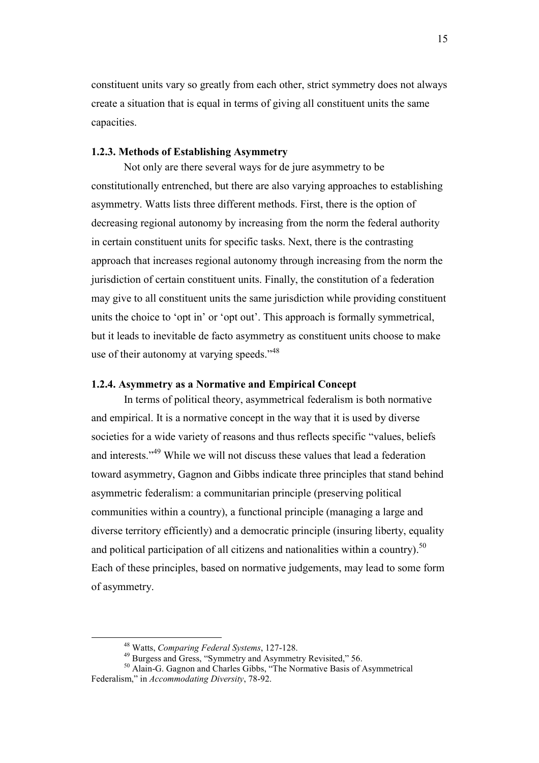constituent units vary so greatly from each other, strict symmetry does not always create a situation that is equal in terms of giving all constituent units the same capacities.

### 1.2.3. Methods of Establishing Asymmetry

Not only are there several ways for de jure asymmetry to be constitutionally entrenched, but there are also varying approaches to establishing asymmetry. Watts lists three different methods. First, there is the option of decreasing regional autonomy by increasing from the norm the federal authority in certain constituent units for specific tasks. Next, there is the contrasting approach that increases regional autonomy through increasing from the norm the jurisdiction of certain constituent units. Finally, the constitution of a federation may give to all constituent units the same jurisdiction while providing constituent units the choice to 'opt in' or 'opt out'. This approach is formally symmetrical, but it leads to inevitable de facto asymmetry as constituent units choose to make use of their autonomy at varying speeds."[48]

### 1.2.4. Asymmetry as a Normative and Empirical Concept

In terms of political theory, asymmetrical federalism is both normative and empirical. It is a normative concept in the way that it is used by diverse societies for a wide variety of reasons and thus reflects specific "values, beliefs and interests."[49] While we will not discuss these values that lead a federation toward asymmetry, Gagnon and Gibbs indicate three principles that stand behind asymmetric federalism: a communitarian principle (preserving political communities within a country), a functional principle (managing a large and diverse territory efficiently) and a democratic principle (insuring liberty, equality and political participation of all citizens and nationalities within a country).[50] Each of these principles, based on normative judgements, may lead to some form of asymmetry.

---

[48] Watts, *Comparing Federal Systems*, 127-128.

[49] Burgess and Gress, "Symmetry and Asymmetry Revisited," 56.

[50] Alain-G. Gagnon and Charles Gibbs, "The Normative Basis of Asymmetrical Federalism," in *Accommodating Diversity*, 78-92.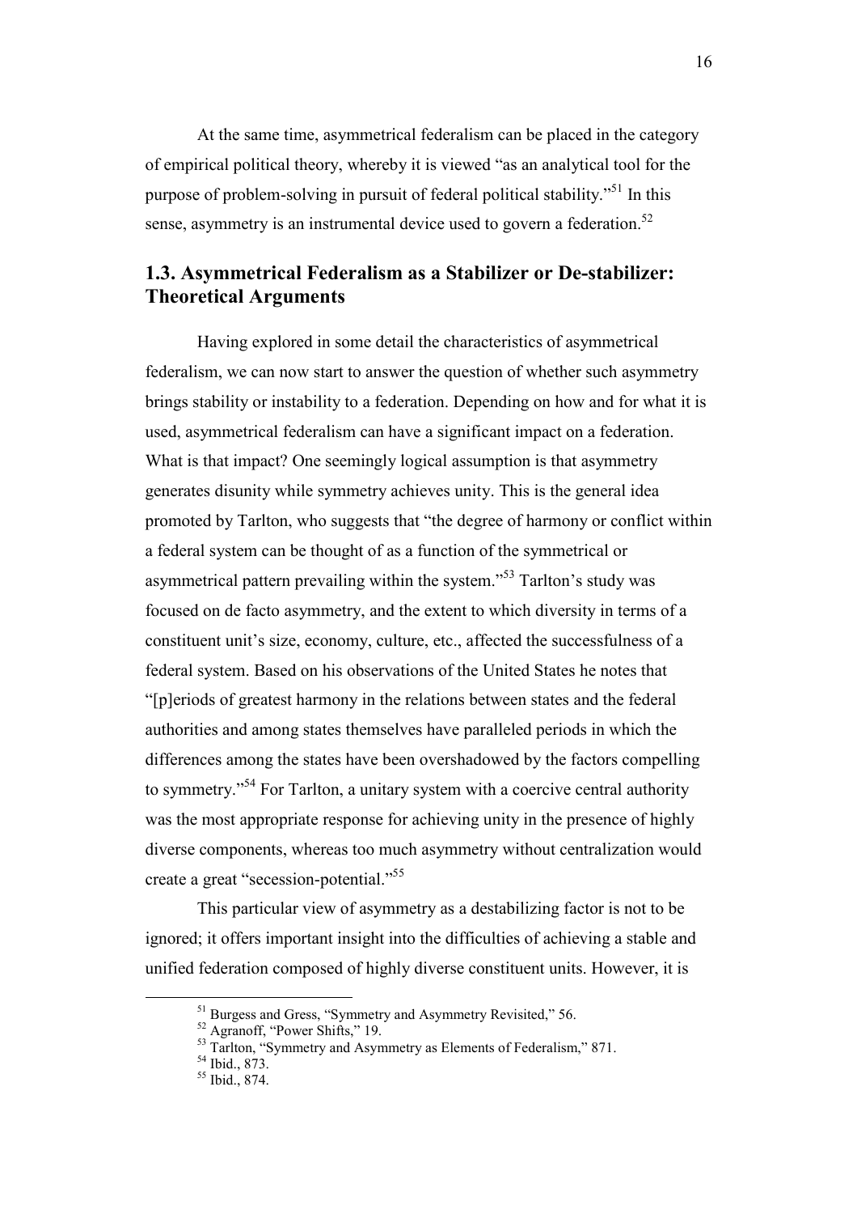At the same time, asymmetrical federalism can be placed in the category of empirical political theory, whereby it is viewed "as an analytical tool for the purpose of problem-solving in pursuit of federal political stability."[51] In this sense, asymmetry is an instrumental device used to govern a federation.[52]

## 1.3. Asymmetrical Federalism as a Stabilizer or De-stabilizer: Theoretical Arguments

Having explored in some detail the characteristics of asymmetrical federalism, we can now start to answer the question of whether such asymmetry brings stability or instability to a federation. Depending on how and for what it is used, asymmetrical federalism can have a significant impact on a federation. What is that impact? One seemingly logical assumption is that asymmetry generates disunity while symmetry achieves unity. This is the general idea promoted by Tarlton, who suggests that "the degree of harmony or conflict within a federal system can be thought of as a function of the symmetrical or asymmetrical pattern prevailing within the system."[53] Tarlton's study was focused on de facto asymmetry, and the extent to which diversity in terms of a constituent unit's size, economy, culture, etc., affected the successfulness of a federal system. Based on his observations of the United States he notes that "[p]eriods of greatest harmony in the relations between states and the federal authorities and among states themselves have paralleled periods in which the differences among the states have been overshadowed by the factors compelling to symmetry."[54] For Tarlton, a unitary system with a coercive central authority was the most appropriate response for achieving unity in the presence of highly diverse components, whereas too much asymmetry without centralization would create a great "secession-potential."[55]

This particular view of asymmetry as a destabilizing factor is not to be ignored; it offers important insight into the difficulties of achieving a stable and unified federation composed of highly diverse constituent units. However, it is

[51] Burgess and Gress, "Symmetry and Asymmetry Revisited," 56.
[52] Agranoff, "Power Shifts," 19.
[53] Tarlton, "Symmetry and Asymmetry as Elements of Federalism," 871.
[54] Ibid., 873.
[55] Ibid., 874.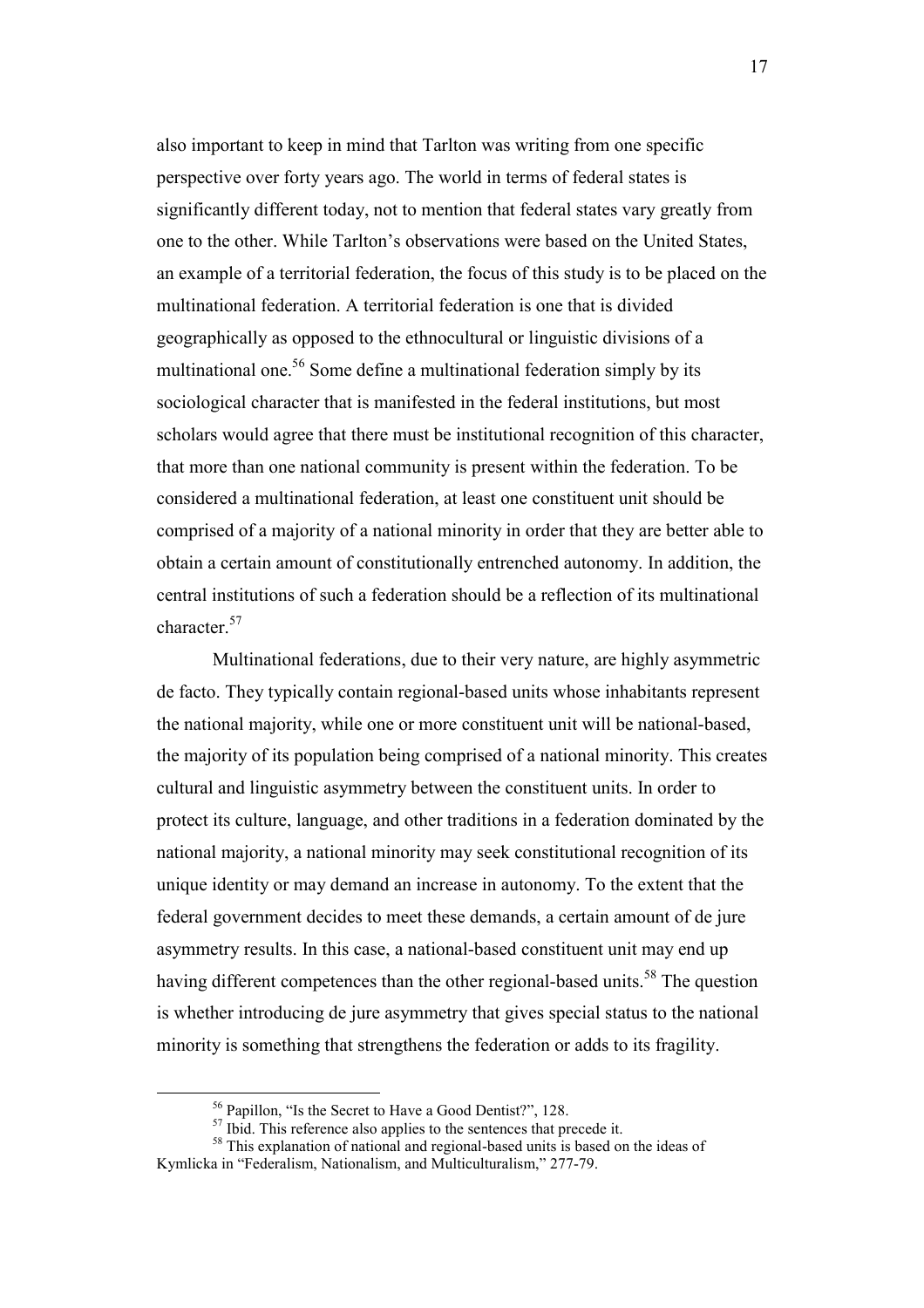also important to keep in mind that Tarlton was writing from one specific perspective over forty years ago. The world in terms of federal states is significantly different today, not to mention that federal states vary greatly from one to the other. While Tarlton's observations were based on the United States, an example of a territorial federation, the focus of this study is to be placed on the multinational federation. A territorial federation is one that is divided geographically as opposed to the ethnocultural or linguistic divisions of a multinational one.[56] Some define a multinational federation simply by its sociological character that is manifested in the federal institutions, but most scholars would agree that there must be institutional recognition of this character, that more than one national community is present within the federation. To be considered a multinational federation, at least one constituent unit should be comprised of a majority of a national minority in order that they are better able to obtain a certain amount of constitutionally entrenched autonomy. In addition, the central institutions of such a federation should be a reflection of its multinational character.[57]

Multinational federations, due to their very nature, are highly asymmetric de facto. They typically contain regional-based units whose inhabitants represent the national majority, while one or more constituent unit will be national-based, the majority of its population being comprised of a national minority. This creates cultural and linguistic asymmetry between the constituent units. In order to protect its culture, language, and other traditions in a federation dominated by the national majority, a national minority may seek constitutional recognition of its unique identity or may demand an increase in autonomy. To the extent that the federal government decides to meet these demands, a certain amount of de jure asymmetry results. In this case, a national-based constituent unit may end up having different competences than the other regional-based units.[58] The question is whether introducing de jure asymmetry that gives special status to the national minority is something that strengthens the federation or adds to its fragility.

---

[56] Papillon, "Is the Secret to Have a Good Dentist?", 128.

[57] Ibid. This reference also applies to the sentences that precede it.

[58] This explanation of national and regional-based units is based on the ideas of Kymlicka in "Federalism, Nationalism, and Multiculturalism," 277-79.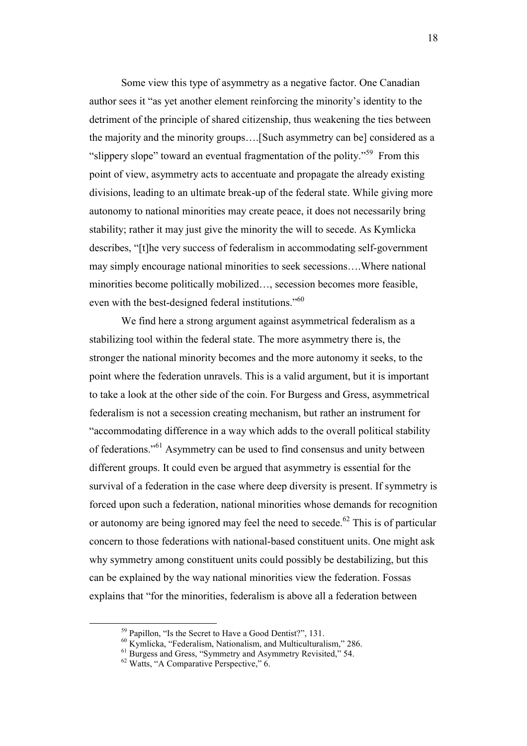Some view this type of asymmetry as a negative factor. One Canadian author sees it "as yet another element reinforcing the minority's identity to the detriment of the principle of shared citizenship, thus weakening the ties between the majority and the minority groups….[Such asymmetry can be] considered as a "slippery slope" toward an eventual fragmentation of the polity."[59] From this point of view, asymmetry acts to accentuate and propagate the already existing divisions, leading to an ultimate break-up of the federal state. While giving more autonomy to national minorities may create peace, it does not necessarily bring stability; rather it may just give the minority the will to secede. As Kymlicka describes, "[t]he very success of federalism in accommodating self-government may simply encourage national minorities to seek secessions….Where national minorities become politically mobilized…, secession becomes more feasible, even with the best-designed federal institutions."[60]

We find here a strong argument against asymmetrical federalism as a stabilizing tool within the federal state. The more asymmetry there is, the stronger the national minority becomes and the more autonomy it seeks, to the point where the federation unravels. This is a valid argument, but it is important to take a look at the other side of the coin. For Burgess and Gress, asymmetrical federalism is not a secession creating mechanism, but rather an instrument for "accommodating difference in a way which adds to the overall political stability of federations."[61] Asymmetry can be used to find consensus and unity between different groups. It could even be argued that asymmetry is essential for the survival of a federation in the case where deep diversity is present. If symmetry is forced upon such a federation, national minorities whose demands for recognition or autonomy are being ignored may feel the need to secede.[62] This is of particular concern to those federations with national-based constituent units. One might ask why symmetry among constituent units could possibly be destabilizing, but this can be explained by the way national minorities view the federation. Fossas explains that "for the minorities, federalism is above all a federation between

[59] Papillon, "Is the Secret to Have a Good Dentist?", 131.

[60] Kymlicka, "Federalism, Nationalism, and Multiculturalism," 286.

[61] Burgess and Gress, "Symmetry and Asymmetry Revisited," 54.

[62] Watts, "A Comparative Perspective," 6.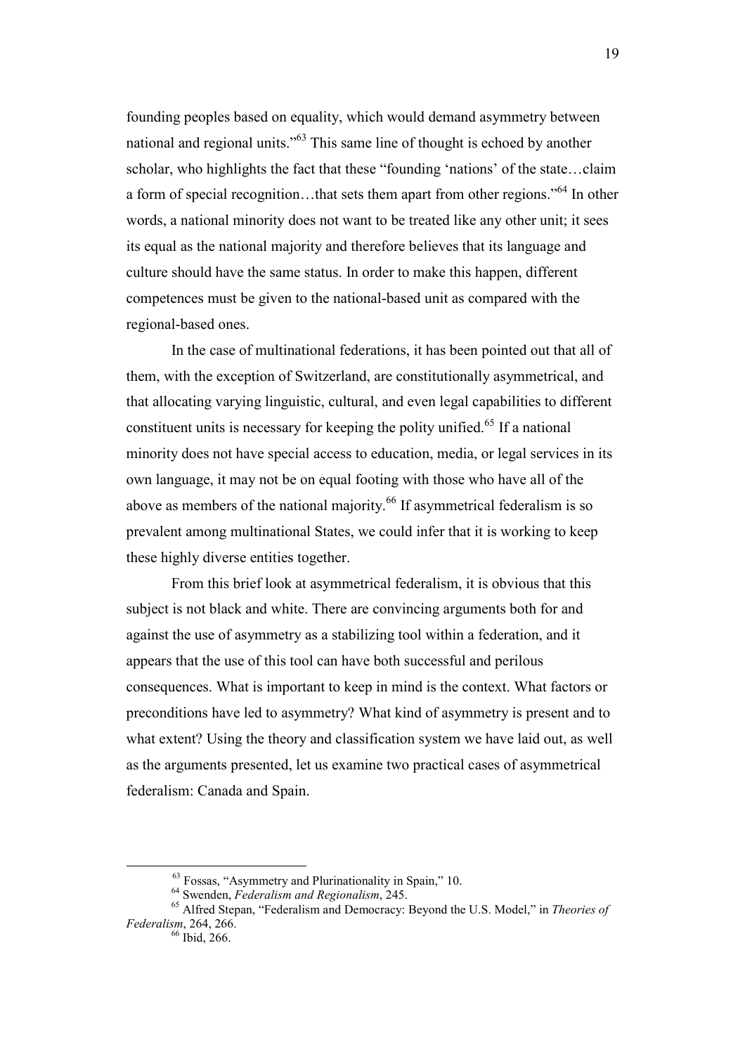founding peoples based on equality, which would demand asymmetry between national and regional units."[63] This same line of thought is echoed by another scholar, who highlights the fact that these "founding 'nations' of the state…claim a form of special recognition…that sets them apart from other regions."[64] In other words, a national minority does not want to be treated like any other unit; it sees its equal as the national majority and therefore believes that its language and culture should have the same status. In order to make this happen, different competences must be given to the national-based unit as compared with the regional-based ones.

In the case of multinational federations, it has been pointed out that all of them, with the exception of Switzerland, are constitutionally asymmetrical, and that allocating varying linguistic, cultural, and even legal capabilities to different constituent units is necessary for keeping the polity unified.[65] If a national minority does not have special access to education, media, or legal services in its own language, it may not be on equal footing with those who have all of the above as members of the national majority.[66] If asymmetrical federalism is so prevalent among multinational States, we could infer that it is working to keep these highly diverse entities together.

From this brief look at asymmetrical federalism, it is obvious that this subject is not black and white. There are convincing arguments both for and against the use of asymmetry as a stabilizing tool within a federation, and it appears that the use of this tool can have both successful and perilous consequences. What is important to keep in mind is the context. What factors or preconditions have led to asymmetry? What kind of asymmetry is present and to what extent? Using the theory and classification system we have laid out, as well as the arguments presented, let us examine two practical cases of asymmetrical federalism: Canada and Spain.

---

[63] Fossas, "Asymmetry and Plurinationality in Spain," 10.

[64] Swenden, *Federalism and Regionalism*, 245.

[65] Alfred Stepan, "Federalism and Democracy: Beyond the U.S. Model," in *Theories of Federalism*, 264, 266.

[66] Ibid, 266.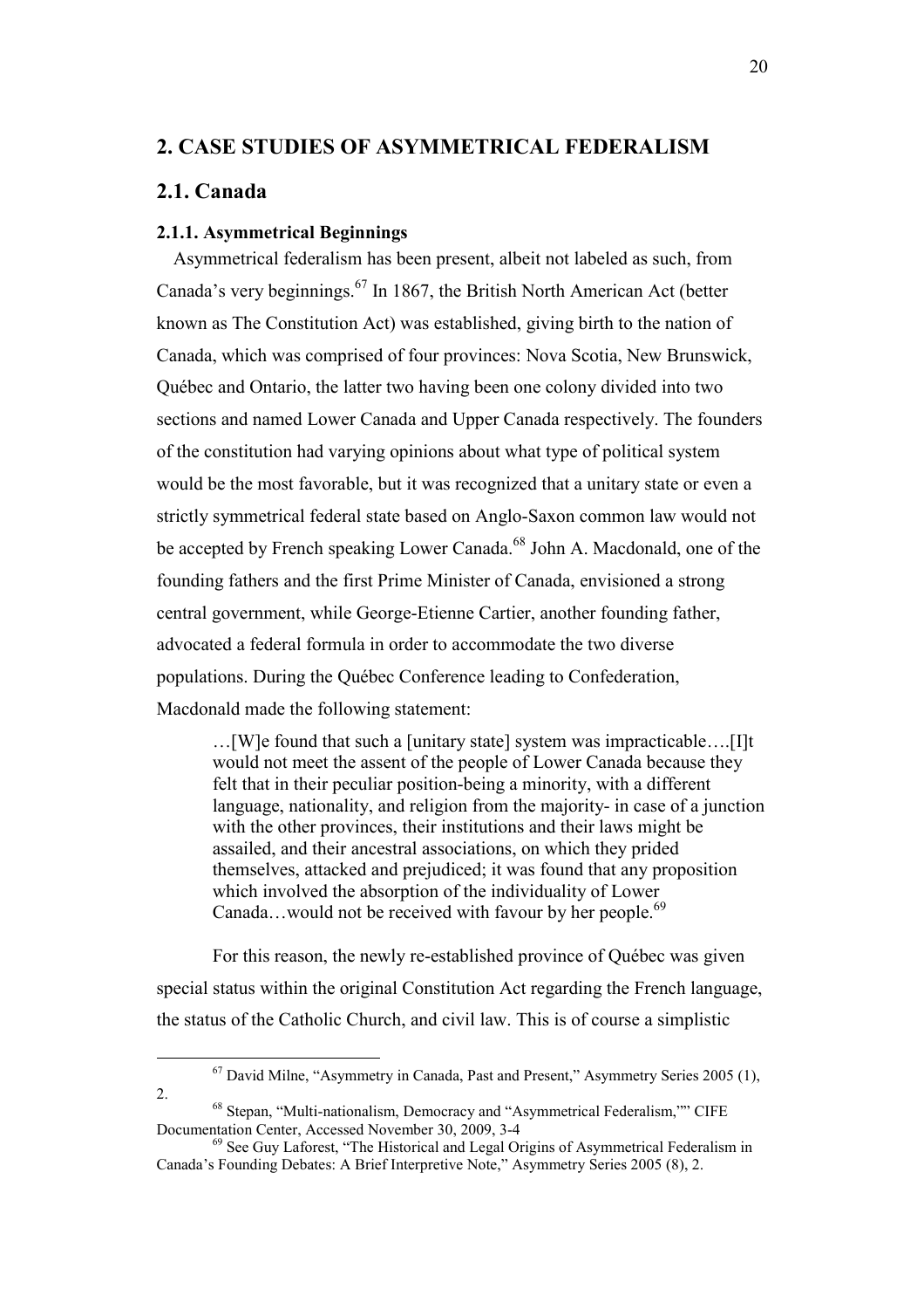## 2. CASE STUDIES OF ASYMMETRICAL FEDERALISM

## 2.1. Canada

### 2.1.1. Asymmetrical Beginnings

Asymmetrical federalism has been present, albeit not labeled as such, from Canada's very beginnings.[67] In 1867, the British North American Act (better known as The Constitution Act) was established, giving birth to the nation of Canada, which was comprised of four provinces: Nova Scotia, New Brunswick, Québec and Ontario, the latter two having been one colony divided into two sections and named Lower Canada and Upper Canada respectively. The founders of the constitution had varying opinions about what type of political system would be the most favorable, but it was recognized that a unitary state or even a strictly symmetrical federal state based on Anglo-Saxon common law would not be accepted by French speaking Lower Canada.[68] John A. Macdonald, one of the founding fathers and the first Prime Minister of Canada, envisioned a strong central government, while George-Etienne Cartier, another founding father, advocated a federal formula in order to accommodate the two diverse populations. During the Québec Conference leading to Confederation, Macdonald made the following statement:

> …[W]e found that such a [unitary state] system was impracticable….[I]t would not meet the assent of the people of Lower Canada because they felt that in their peculiar position-being a minority, with a different language, nationality, and religion from the majority- in case of a junction with the other provinces, their institutions and their laws might be assailed, and their ancestral associations, on which they prided themselves, attacked and prejudiced; it was found that any proposition which involved the absorption of the individuality of Lower Canada…would not be received with favour by her people.[69]

For this reason, the newly re-established province of Québec was given special status within the original Constitution Act regarding the French language, the status of the Catholic Church, and civil law. This is of course a simplistic

---

[67] David Milne, "Asymmetry in Canada, Past and Present," Asymmetry Series 2005 (1), 2.

[68] Stepan, "Multi-nationalism, Democracy and "Asymmetrical Federalism,"" CIFE Documentation Center, Accessed November 30, 2009, 3-4

[69] See Guy Laforest, "The Historical and Legal Origins of Asymmetrical Federalism in Canada's Founding Debates: A Brief Interpretive Note," Asymmetry Series 2005 (8), 2.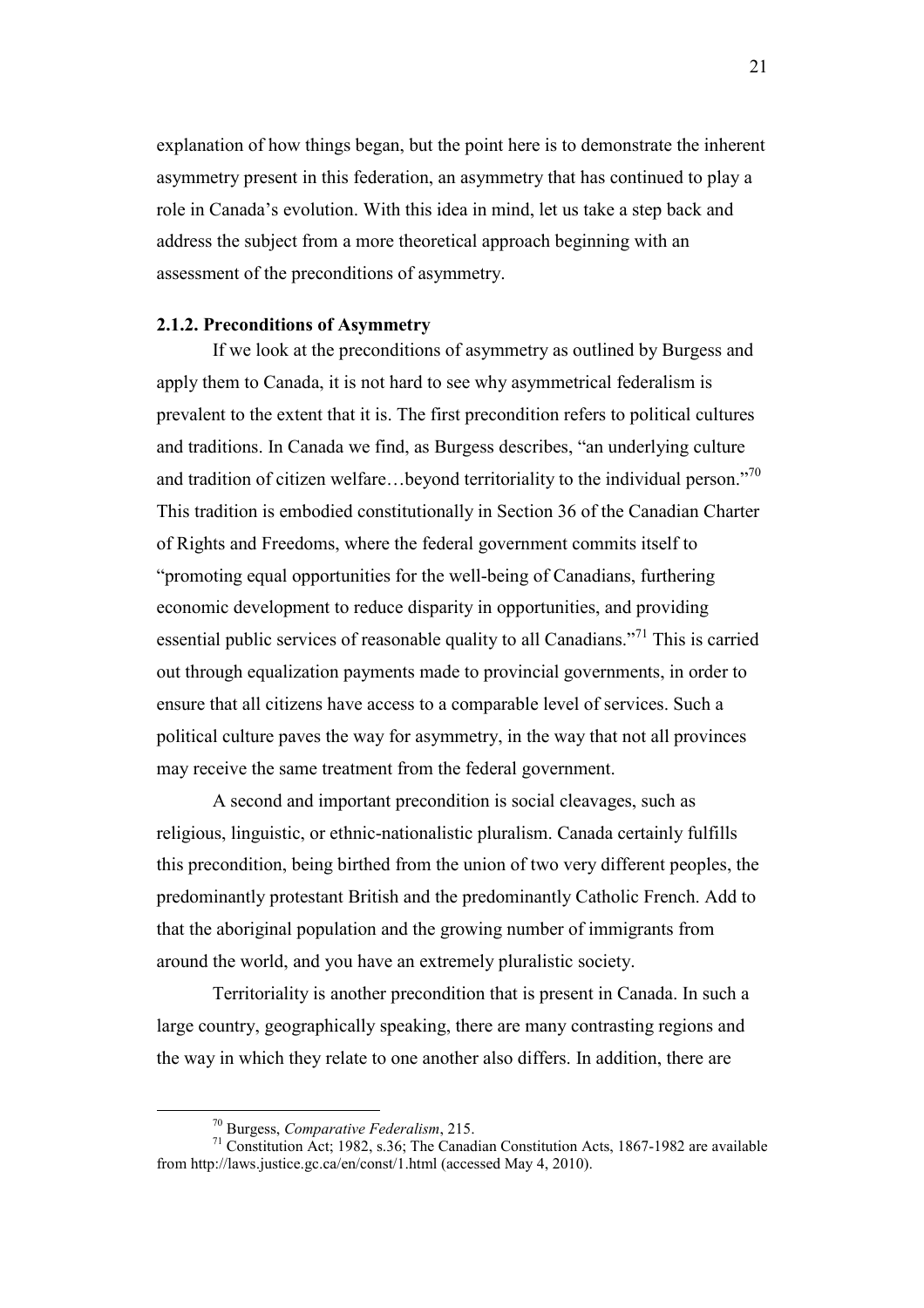explanation of how things began, but the point here is to demonstrate the inherent asymmetry present in this federation, an asymmetry that has continued to play a role in Canada's evolution. With this idea in mind, let us take a step back and address the subject from a more theoretical approach beginning with an assessment of the preconditions of asymmetry.

### 2.1.2. Preconditions of Asymmetry

If we look at the preconditions of asymmetry as outlined by Burgess and apply them to Canada, it is not hard to see why asymmetrical federalism is prevalent to the extent that it is. The first precondition refers to political cultures and traditions. In Canada we find, as Burgess describes, "an underlying culture and tradition of citizen welfare…beyond territoriality to the individual person."[70] This tradition is embodied constitutionally in Section 36 of the Canadian Charter of Rights and Freedoms, where the federal government commits itself to "promoting equal opportunities for the well-being of Canadians, furthering economic development to reduce disparity in opportunities, and providing essential public services of reasonable quality to all Canadians."[71] This is carried out through equalization payments made to provincial governments, in order to ensure that all citizens have access to a comparable level of services. Such a political culture paves the way for asymmetry, in the way that not all provinces may receive the same treatment from the federal government.

A second and important precondition is social cleavages, such as religious, linguistic, or ethnic-nationalistic pluralism. Canada certainly fulfills this precondition, being birthed from the union of two very different peoples, the predominantly protestant British and the predominantly Catholic French. Add to that the aboriginal population and the growing number of immigrants from around the world, and you have an extremely pluralistic society.

Territoriality is another precondition that is present in Canada. In such a large country, geographically speaking, there are many contrasting regions and the way in which they relate to one another also differs. In addition, there are

---

[70] Burgess, *Comparative Federalism*, 215.

[71] Constitution Act; 1982, s.36; The Canadian Constitution Acts, 1867-1982 are available from http://laws.justice.gc.ca/en/const/1.html (accessed May 4, 2010).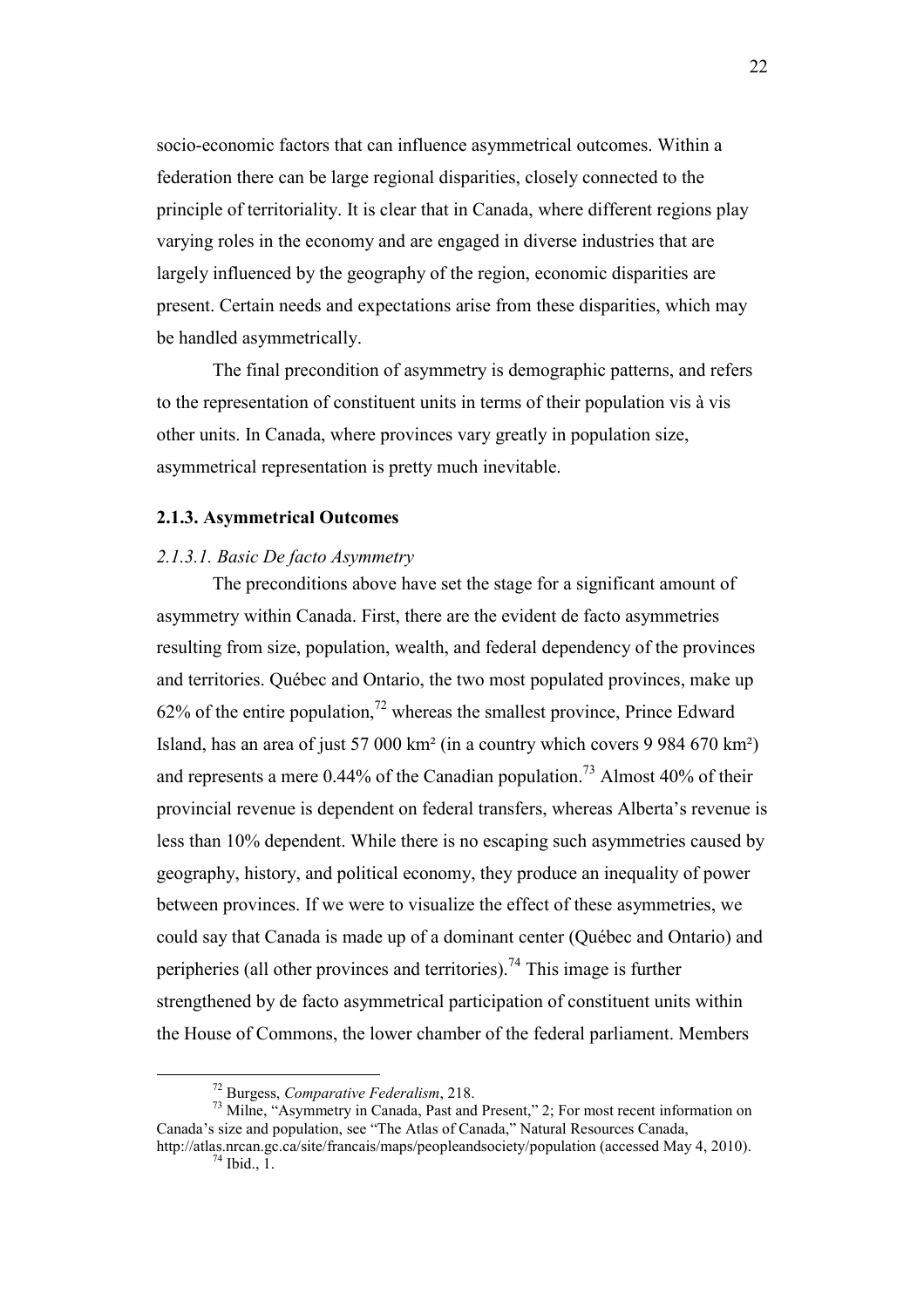socio-economic factors that can influence asymmetrical outcomes. Within a federation there can be large regional disparities, closely connected to the principle of territoriality. It is clear that in Canada, where different regions play varying roles in the economy and are engaged in diverse industries that are largely influenced by the geography of the region, economic disparities are present. Certain needs and expectations arise from these disparities, which may be handled asymmetrically.

The final precondition of asymmetry is demographic patterns, and refers to the representation of constituent units in terms of their population vis à vis other units. In Canada, where provinces vary greatly in population size, asymmetrical representation is pretty much inevitable.

### 2.1.3. Asymmetrical Outcomes

#### *2.1.3.1. Basic De facto Asymmetry*

The preconditions above have set the stage for a significant amount of asymmetry within Canada. First, there are the evident de facto asymmetries resulting from size, population, wealth, and federal dependency of the provinces and territories. Québec and Ontario, the two most populated provinces, make up 62% of the entire population,[72] whereas the smallest province, Prince Edward Island, has an area of just 57 000 km² (in a country which covers 9 984 670 km²) and represents a mere 0.44% of the Canadian population.[73] Almost 40% of their provincial revenue is dependent on federal transfers, whereas Alberta's revenue is less than 10% dependent. While there is no escaping such asymmetries caused by geography, history, and political economy, they produce an inequality of power between provinces. If we were to visualize the effect of these asymmetries, we could say that Canada is made up of a dominant center (Québec and Ontario) and peripheries (all other provinces and territories).[74] This image is further strengthened by de facto asymmetrical participation of constituent units within the House of Commons, the lower chamber of the federal parliament. Members

---

[72] Burgess, *Comparative Federalism*, 218.

[73] Milne, "Asymmetry in Canada, Past and Present," 2; For most recent information on Canada's size and population, see "The Atlas of Canada," Natural Resources Canada, http://atlas.nrcan.gc.ca/site/francais/maps/peopleandsociety/population (accessed May 4, 2010).

[74] Ibid., 1.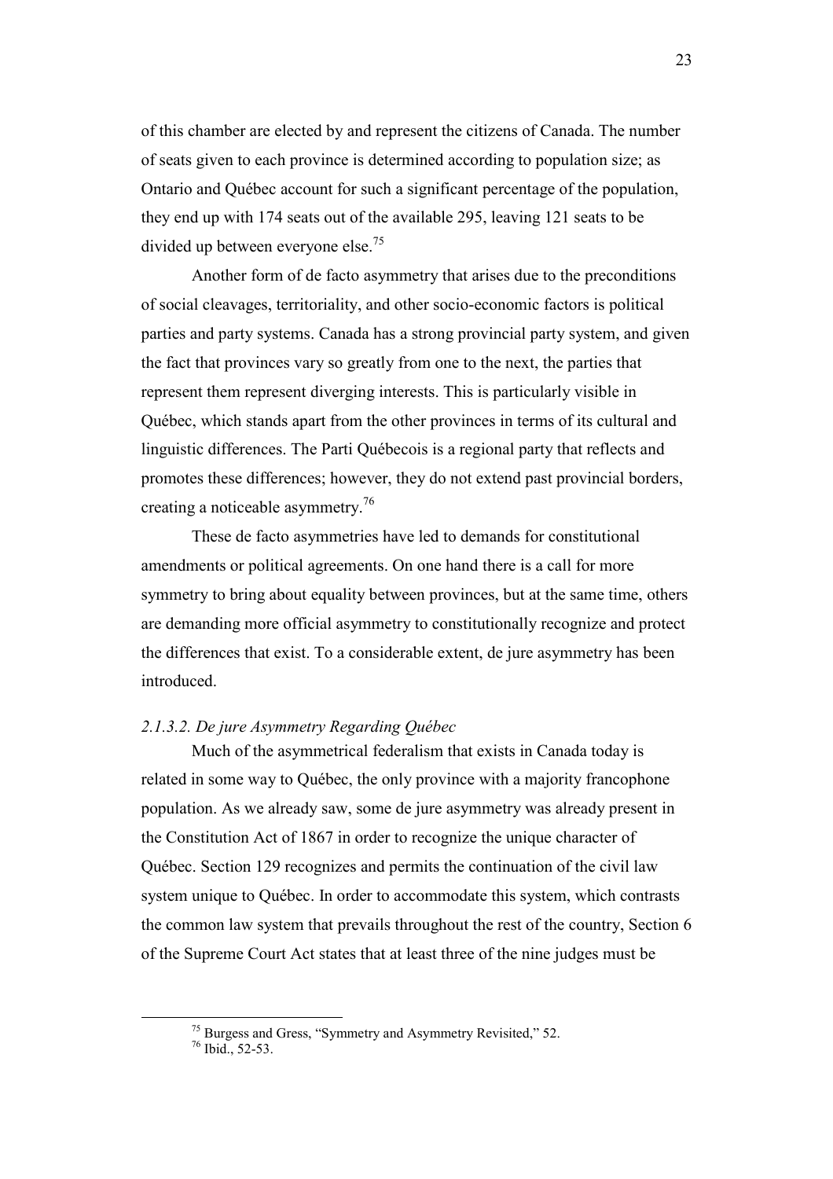of this chamber are elected by and represent the citizens of Canada. The number of seats given to each province is determined according to population size; as Ontario and Québec account for such a significant percentage of the population, they end up with 174 seats out of the available 295, leaving 121 seats to be divided up between everyone else.[75]

Another form of de facto asymmetry that arises due to the preconditions of social cleavages, territoriality, and other socio-economic factors is political parties and party systems. Canada has a strong provincial party system, and given the fact that provinces vary so greatly from one to the next, the parties that represent them represent diverging interests. This is particularly visible in Québec, which stands apart from the other provinces in terms of its cultural and linguistic differences. The Parti Québecois is a regional party that reflects and promotes these differences; however, they do not extend past provincial borders, creating a noticeable asymmetry.[76]

These de facto asymmetries have led to demands for constitutional amendments or political agreements. On one hand there is a call for more symmetry to bring about equality between provinces, but at the same time, others are demanding more official asymmetry to constitutionally recognize and protect the differences that exist. To a considerable extent, de jure asymmetry has been introduced.

*2.1.3.2. De jure Asymmetry Regarding Québec*

Much of the asymmetrical federalism that exists in Canada today is related in some way to Québec, the only province with a majority francophone population. As we already saw, some de jure asymmetry was already present in the Constitution Act of 1867 in order to recognize the unique character of Québec. Section 129 recognizes and permits the continuation of the civil law system unique to Québec. In order to accommodate this system, which contrasts the common law system that prevails throughout the rest of the country, Section 6 of the Supreme Court Act states that at least three of the nine judges must be

[75] Burgess and Gress, "Symmetry and Asymmetry Revisited," 52.

[76] Ibid., 52-53.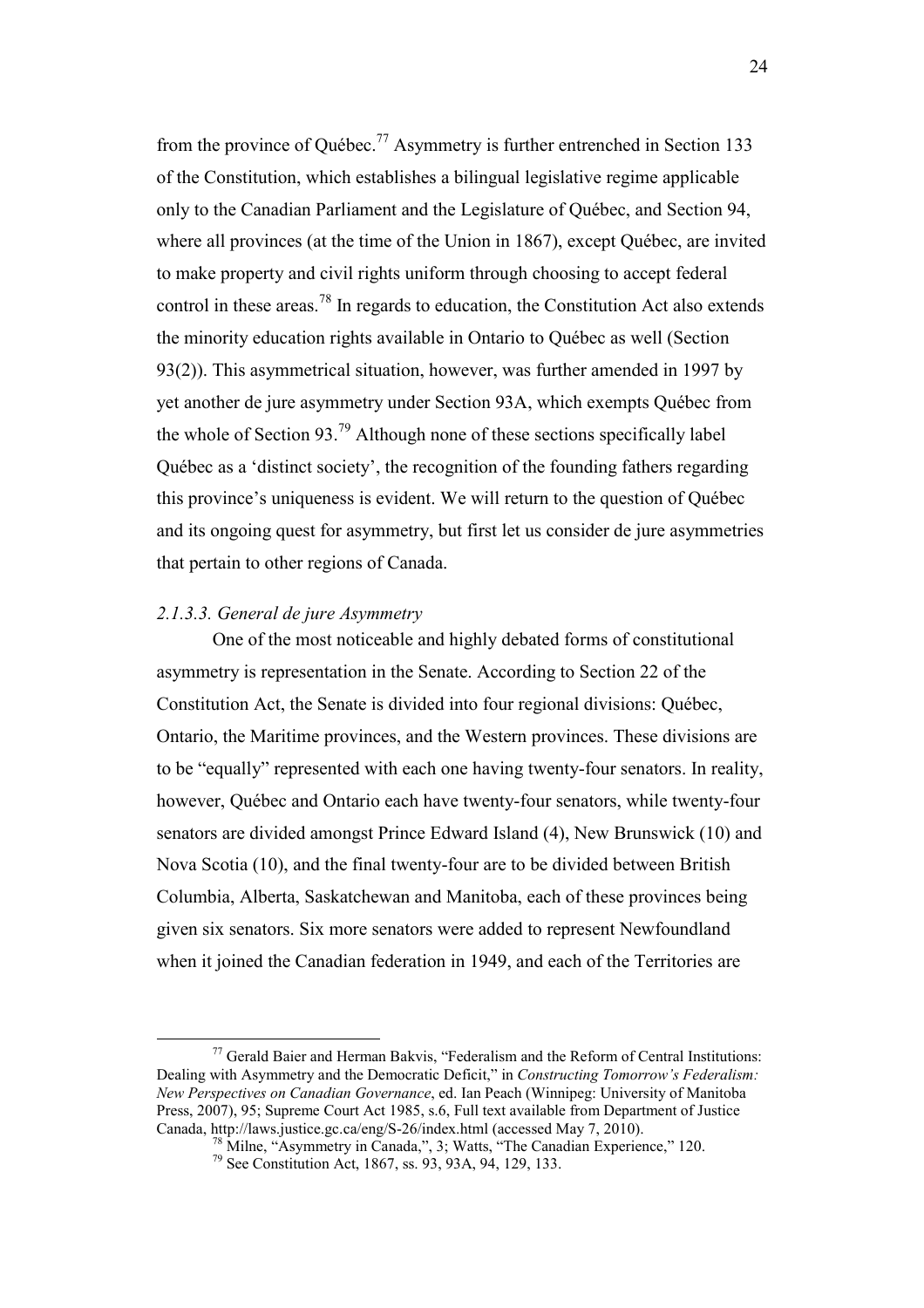from the province of Québec.[77] Asymmetry is further entrenched in Section 133 of the Constitution, which establishes a bilingual legislative regime applicable only to the Canadian Parliament and the Legislature of Québec, and Section 94, where all provinces (at the time of the Union in 1867), except Québec, are invited to make property and civil rights uniform through choosing to accept federal control in these areas.[78] In regards to education, the Constitution Act also extends the minority education rights available in Ontario to Québec as well (Section 93(2)). This asymmetrical situation, however, was further amended in 1997 by yet another de jure asymmetry under Section 93A, which exempts Québec from the whole of Section 93.[79] Although none of these sections specifically label Québec as a 'distinct society', the recognition of the founding fathers regarding this province's uniqueness is evident. We will return to the question of Québec and its ongoing quest for asymmetry, but first let us consider de jure asymmetries that pertain to other regions of Canada.

#### *2.1.3.3. General de jure Asymmetry*

One of the most noticeable and highly debated forms of constitutional asymmetry is representation in the Senate. According to Section 22 of the Constitution Act, the Senate is divided into four regional divisions: Québec, Ontario, the Maritime provinces, and the Western provinces. These divisions are to be "equally" represented with each one having twenty-four senators. In reality, however, Québec and Ontario each have twenty-four senators, while twenty-four senators are divided amongst Prince Edward Island (4), New Brunswick (10) and Nova Scotia (10), and the final twenty-four are to be divided between British Columbia, Alberta, Saskatchewan and Manitoba, each of these provinces being given six senators. Six more senators were added to represent Newfoundland when it joined the Canadian federation in 1949, and each of the Territories are

---

[77] Gerald Baier and Herman Bakvis, "Federalism and the Reform of Central Institutions: Dealing with Asymmetry and the Democratic Deficit," in *Constructing Tomorrow's Federalism: New Perspectives on Canadian Governance*, ed. Ian Peach (Winnipeg: University of Manitoba Press, 2007), 95; Supreme Court Act 1985, s.6, Full text available from Department of Justice Canada, http://laws.justice.gc.ca/eng/S-26/index.html (accessed May 7, 2010).

[78] Milne, "Asymmetry in Canada,", 3; Watts, "The Canadian Experience," 120.

[79] See Constitution Act, 1867, ss. 93, 93A, 94, 129, 133.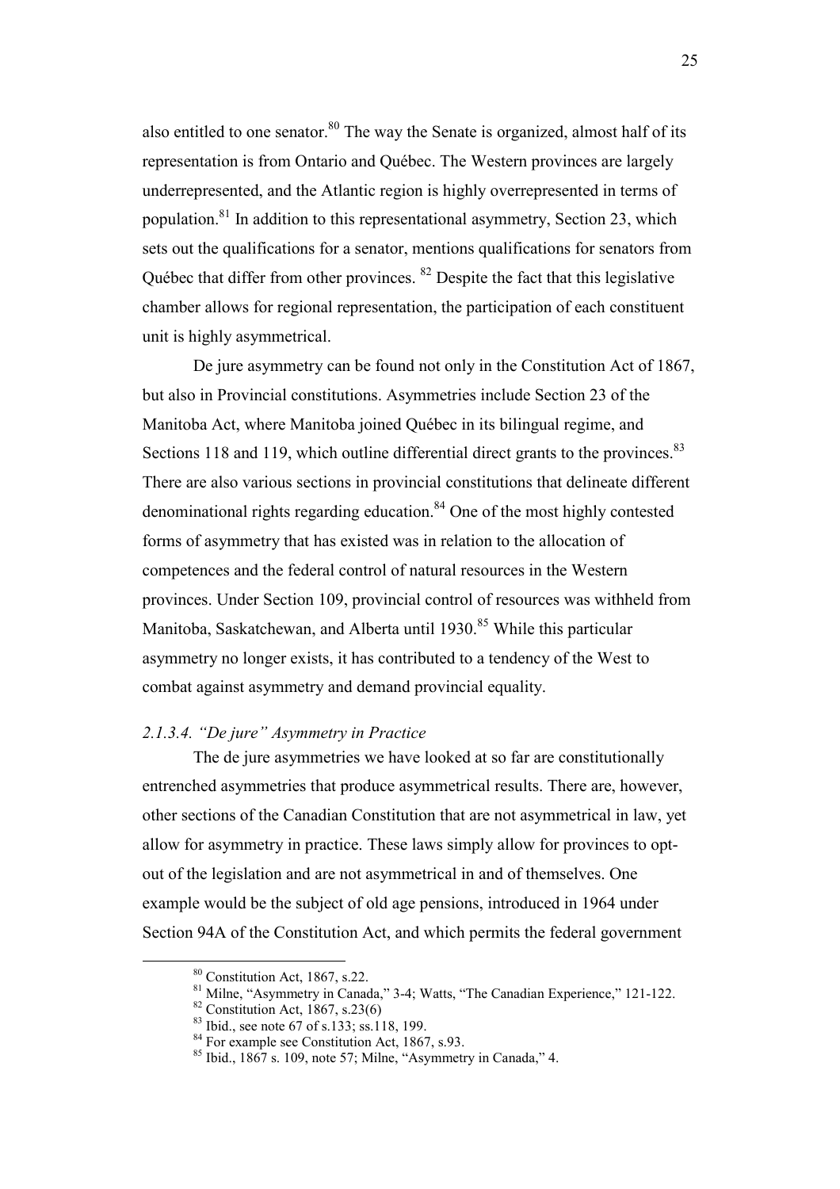also entitled to one senator.[80] The way the Senate is organized, almost half of its representation is from Ontario and Québec. The Western provinces are largely underrepresented, and the Atlantic region is highly overrepresented in terms of population.[81] In addition to this representational asymmetry, Section 23, which sets out the qualifications for a senator, mentions qualifications for senators from Québec that differ from other provinces. [82] Despite the fact that this legislative chamber allows for regional representation, the participation of each constituent unit is highly asymmetrical.

De jure asymmetry can be found not only in the Constitution Act of 1867, but also in Provincial constitutions. Asymmetries include Section 23 of the Manitoba Act, where Manitoba joined Québec in its bilingual regime, and Sections 118 and 119, which outline differential direct grants to the provinces.[83] There are also various sections in provincial constitutions that delineate different denominational rights regarding education.[84] One of the most highly contested forms of asymmetry that has existed was in relation to the allocation of competences and the federal control of natural resources in the Western provinces. Under Section 109, provincial control of resources was withheld from Manitoba, Saskatchewan, and Alberta until 1930.[85] While this particular asymmetry no longer exists, it has contributed to a tendency of the West to combat against asymmetry and demand provincial equality.

#### *2.1.3.4. "De jure" Asymmetry in Practice*

The de jure asymmetries we have looked at so far are constitutionally entrenched asymmetries that produce asymmetrical results. There are, however, other sections of the Canadian Constitution that are not asymmetrical in law, yet allow for asymmetry in practice. These laws simply allow for provinces to opt-out of the legislation and are not asymmetrical in and of themselves. One example would be the subject of old age pensions, introduced in 1964 under Section 94A of the Constitution Act, and which permits the federal government

---

[80] Constitution Act, 1867, s.22.

[81] Milne, "Asymmetry in Canada," 3-4; Watts, "The Canadian Experience," 121-122.

[82] Constitution Act, 1867, s.23(6)

[83] Ibid., see note 67 of s.133; ss.118, 199.

[84] For example see Constitution Act, 1867, s.93.

[85] Ibid., 1867 s. 109, note 57; Milne, "Asymmetry in Canada," 4.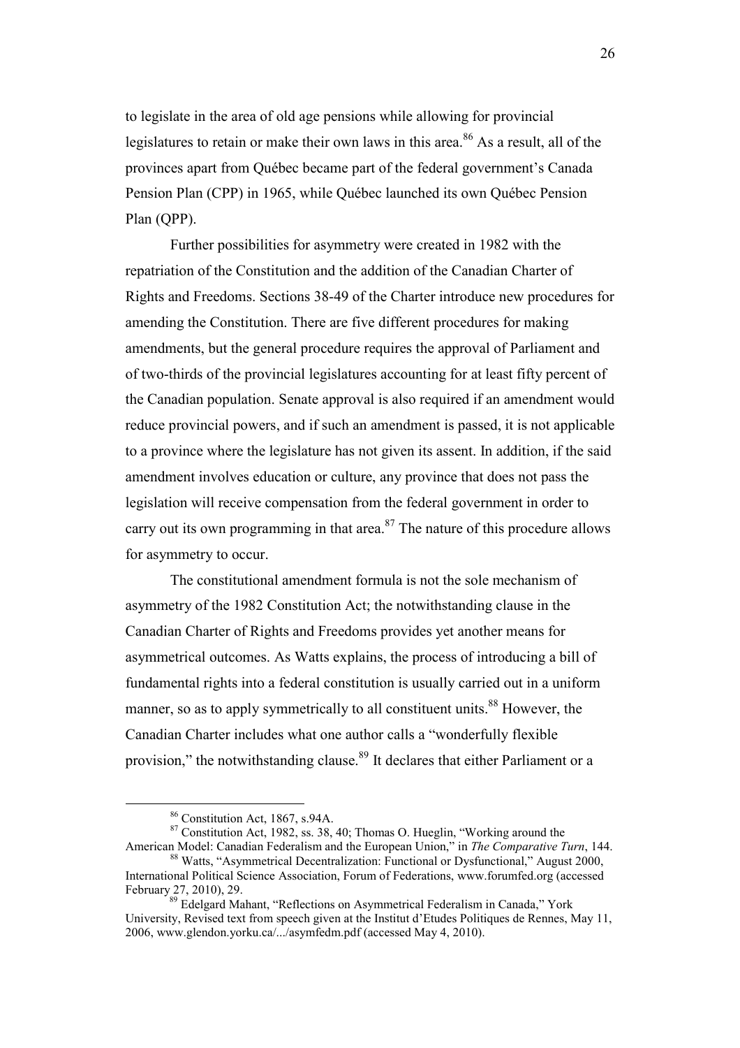to legislate in the area of old age pensions while allowing for provincial legislatures to retain or make their own laws in this area.[86] As a result, all of the provinces apart from Québec became part of the federal government's Canada Pension Plan (CPP) in 1965, while Québec launched its own Québec Pension Plan (QPP).

Further possibilities for asymmetry were created in 1982 with the repatriation of the Constitution and the addition of the Canadian Charter of Rights and Freedoms. Sections 38-49 of the Charter introduce new procedures for amending the Constitution. There are five different procedures for making amendments, but the general procedure requires the approval of Parliament and of two-thirds of the provincial legislatures accounting for at least fifty percent of the Canadian population. Senate approval is also required if an amendment would reduce provincial powers, and if such an amendment is passed, it is not applicable to a province where the legislature has not given its assent. In addition, if the said amendment involves education or culture, any province that does not pass the legislation will receive compensation from the federal government in order to carry out its own programming in that area.[87] The nature of this procedure allows for asymmetry to occur.

The constitutional amendment formula is not the sole mechanism of asymmetry of the 1982 Constitution Act; the notwithstanding clause in the Canadian Charter of Rights and Freedoms provides yet another means for asymmetrical outcomes. As Watts explains, the process of introducing a bill of fundamental rights into a federal constitution is usually carried out in a uniform manner, so as to apply symmetrically to all constituent units.[88] However, the Canadian Charter includes what one author calls a "wonderfully flexible provision," the notwithstanding clause.[89] It declares that either Parliament or a

---

[86] Constitution Act, 1867, s.94A.

[87] Constitution Act, 1982, ss. 38, 40; Thomas O. Hueglin, "Working around the American Model: Canadian Federalism and the European Union," in *The Comparative Turn*, 144.

[88] Watts, "Asymmetrical Decentralization: Functional or Dysfunctional," August 2000, International Political Science Association, Forum of Federations, www.forumfed.org (accessed February 27, 2010), 29.

[89] Edelgard Mahant, "Reflections on Asymmetrical Federalism in Canada," York University, Revised text from speech given at the Institut d'Etudes Politiques de Rennes, May 11, 2006, www.glendon.yorku.ca/.../asymfedm.pdf (accessed May 4, 2010).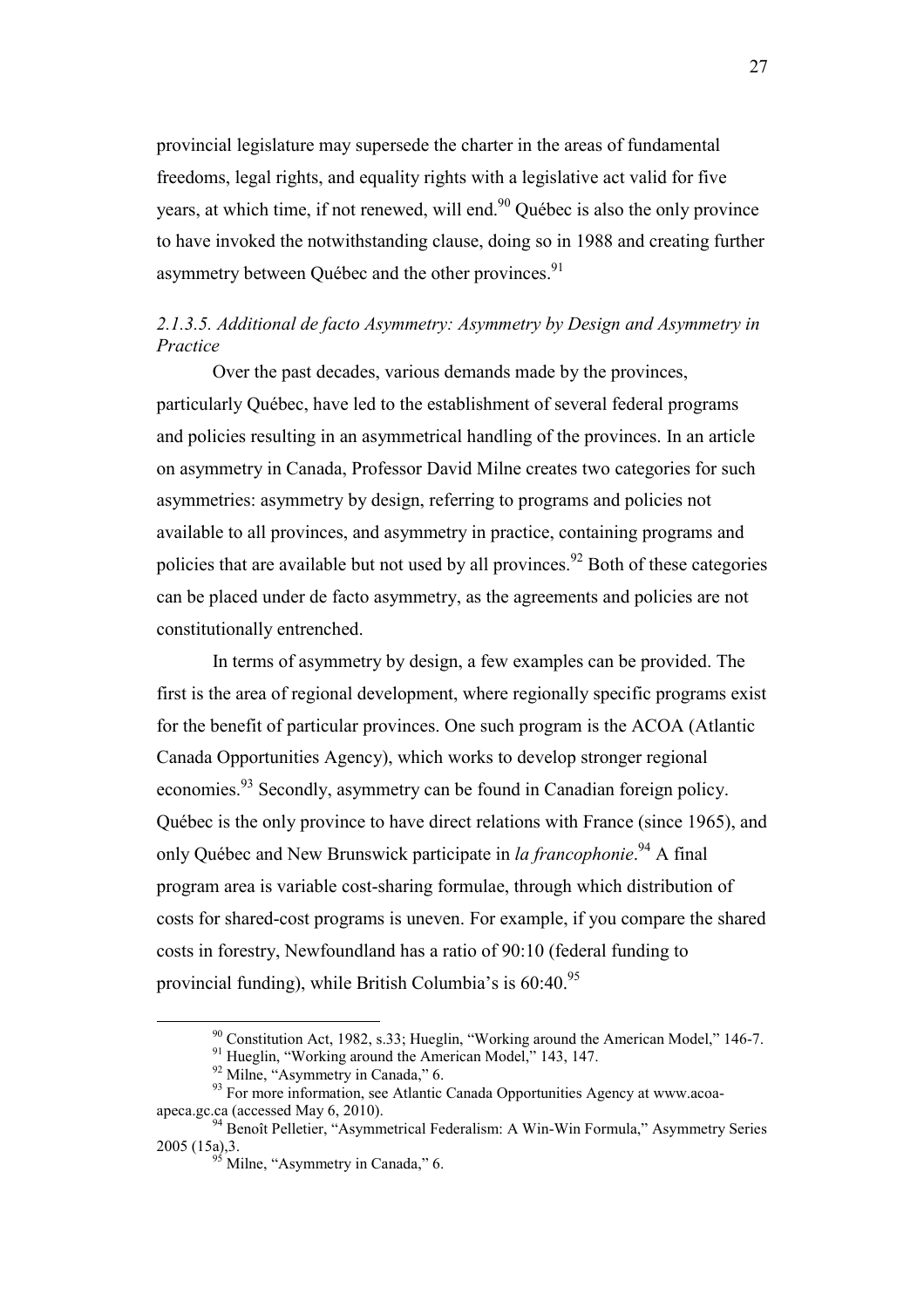provincial legislature may supersede the charter in the areas of fundamental freedoms, legal rights, and equality rights with a legislative act valid for five years, at which time, if not renewed, will end.[90] Québec is also the only province to have invoked the notwithstanding clause, doing so in 1988 and creating further asymmetry between Québec and the other provinces.[91]

#### *2.1.3.5. Additional de facto Asymmetry: Asymmetry by Design and Asymmetry in Practice*

Over the past decades, various demands made by the provinces, particularly Québec, have led to the establishment of several federal programs and policies resulting in an asymmetrical handling of the provinces. In an article on asymmetry in Canada, Professor David Milne creates two categories for such asymmetries: asymmetry by design, referring to programs and policies not available to all provinces, and asymmetry in practice, containing programs and policies that are available but not used by all provinces.[92] Both of these categories can be placed under de facto asymmetry, as the agreements and policies are not constitutionally entrenched.

In terms of asymmetry by design, a few examples can be provided. The first is the area of regional development, where regionally specific programs exist for the benefit of particular provinces. One such program is the ACOA (Atlantic Canada Opportunities Agency), which works to develop stronger regional economies.[93] Secondly, asymmetry can be found in Canadian foreign policy. Québec is the only province to have direct relations with France (since 1965), and only Québec and New Brunswick participate in *la francophonie*.[94] A final program area is variable cost-sharing formulae, through which distribution of costs for shared-cost programs is uneven. For example, if you compare the shared costs in forestry, Newfoundland has a ratio of 90:10 (federal funding to provincial funding), while British Columbia's is 60:40.[95]

---

[90] Constitution Act, 1982, s.33; Hueglin, "Working around the American Model," 146-7.

[91] Hueglin, "Working around the American Model," 143, 147.

[92] Milne, "Asymmetry in Canada," 6.

[93] For more information, see Atlantic Canada Opportunities Agency at www.acoa-apeca.gc.ca (accessed May 6, 2010).

[94] Benoît Pelletier, "Asymmetrical Federalism: A Win-Win Formula," Asymmetry Series 2005 (15a),3.

[95] Milne, "Asymmetry in Canada," 6.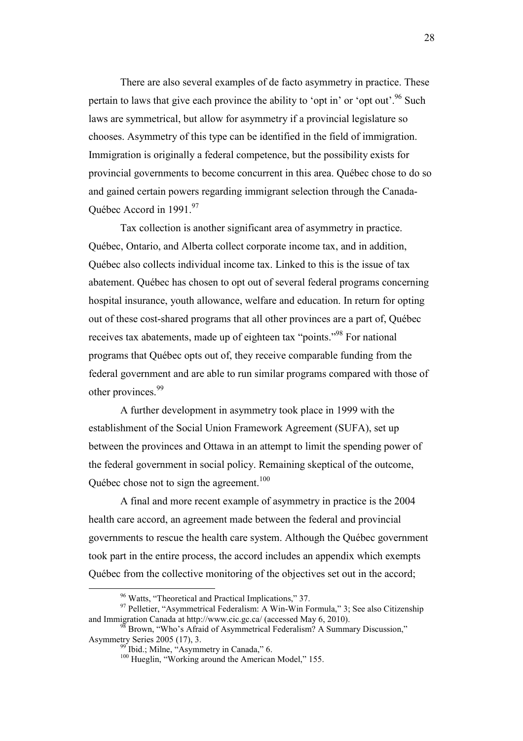There are also several examples of de facto asymmetry in practice. These pertain to laws that give each province the ability to 'opt in' or 'opt out'.[96] Such laws are symmetrical, but allow for asymmetry if a provincial legislature so chooses. Asymmetry of this type can be identified in the field of immigration. Immigration is originally a federal competence, but the possibility exists for provincial governments to become concurrent in this area. Québec chose to do so and gained certain powers regarding immigrant selection through the Canada-Québec Accord in 1991.[97]

Tax collection is another significant area of asymmetry in practice. Québec, Ontario, and Alberta collect corporate income tax, and in addition, Québec also collects individual income tax. Linked to this is the issue of tax abatement. Québec has chosen to opt out of several federal programs concerning hospital insurance, youth allowance, welfare and education. In return for opting out of these cost-shared programs that all other provinces are a part of, Québec receives tax abatements, made up of eighteen tax "points."[98] For national programs that Québec opts out of, they receive comparable funding from the federal government and are able to run similar programs compared with those of other provinces.[99]

A further development in asymmetry took place in 1999 with the establishment of the Social Union Framework Agreement (SUFA), set up between the provinces and Ottawa in an attempt to limit the spending power of the federal government in social policy. Remaining skeptical of the outcome, Québec chose not to sign the agreement.[100]

A final and more recent example of asymmetry in practice is the 2004 health care accord, an agreement made between the federal and provincial governments to rescue the health care system. Although the Québec government took part in the entire process, the accord includes an appendix which exempts Québec from the collective monitoring of the objectives set out in the accord;

---

[96] Watts, "Theoretical and Practical Implications," 37.

[97] Pelletier, "Asymmetrical Federalism: A Win-Win Formula," 3; See also Citizenship and Immigration Canada at http://www.cic.gc.ca/ (accessed May 6, 2010).

[98] Brown, "Who's Afraid of Asymmetrical Federalism? A Summary Discussion," Asymmetry Series 2005 (17), 3.

[99] Ibid.; Milne, "Asymmetry in Canada," 6.

[100] Hueglin, "Working around the American Model," 155.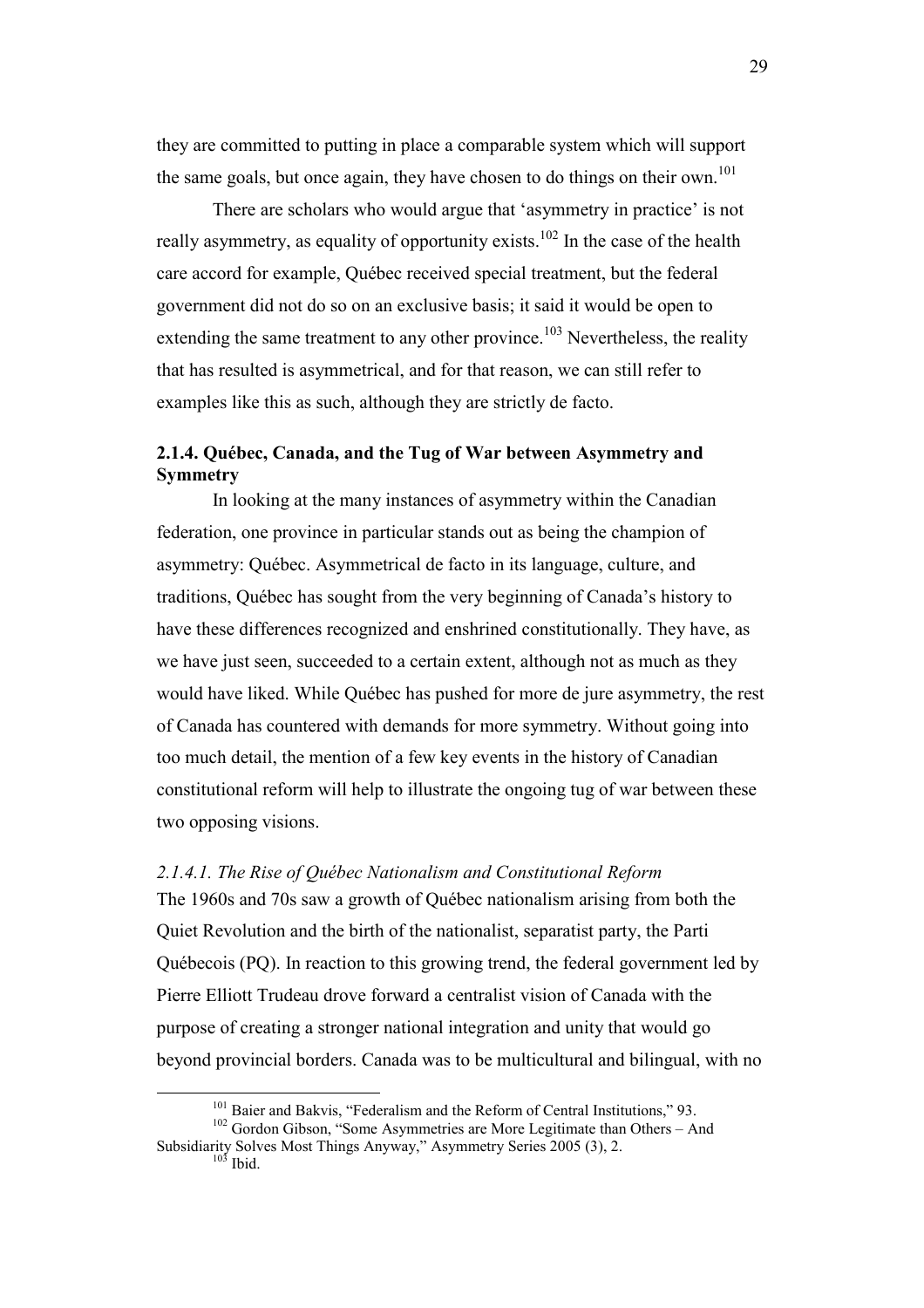they are committed to putting in place a comparable system which will support the same goals, but once again, they have chosen to do things on their own.[101]

There are scholars who would argue that 'asymmetry in practice' is not really asymmetry, as equality of opportunity exists.[102] In the case of the health care accord for example, Québec received special treatment, but the federal government did not do so on an exclusive basis; it said it would be open to extending the same treatment to any other province.[103] Nevertheless, the reality that has resulted is asymmetrical, and for that reason, we can still refer to examples like this as such, although they are strictly de facto.

### 2.1.4. Québec, Canada, and the Tug of War between Asymmetry and Symmetry

In looking at the many instances of asymmetry within the Canadian federation, one province in particular stands out as being the champion of asymmetry: Québec. Asymmetrical de facto in its language, culture, and traditions, Québec has sought from the very beginning of Canada's history to have these differences recognized and enshrined constitutionally. They have, as we have just seen, succeeded to a certain extent, although not as much as they would have liked. While Québec has pushed for more de jure asymmetry, the rest of Canada has countered with demands for more symmetry. Without going into too much detail, the mention of a few key events in the history of Canadian constitutional reform will help to illustrate the ongoing tug of war between these two opposing visions.

#### *2.1.4.1. The Rise of Québec Nationalism and Constitutional Reform*

The 1960s and 70s saw a growth of Québec nationalism arising from both the Quiet Revolution and the birth of the nationalist, separatist party, the Parti Québecois (PQ). In reaction to this growing trend, the federal government led by Pierre Elliott Trudeau drove forward a centralist vision of Canada with the purpose of creating a stronger national integration and unity that would go beyond provincial borders. Canada was to be multicultural and bilingual, with no

---

[101] Baier and Bakvis, "Federalism and the Reform of Central Institutions," 93.

[102] Gordon Gibson, "Some Asymmetries are More Legitimate than Others – And Subsidiarity Solves Most Things Anyway," Asymmetry Series 2005 (3), 2.

[103] Ibid.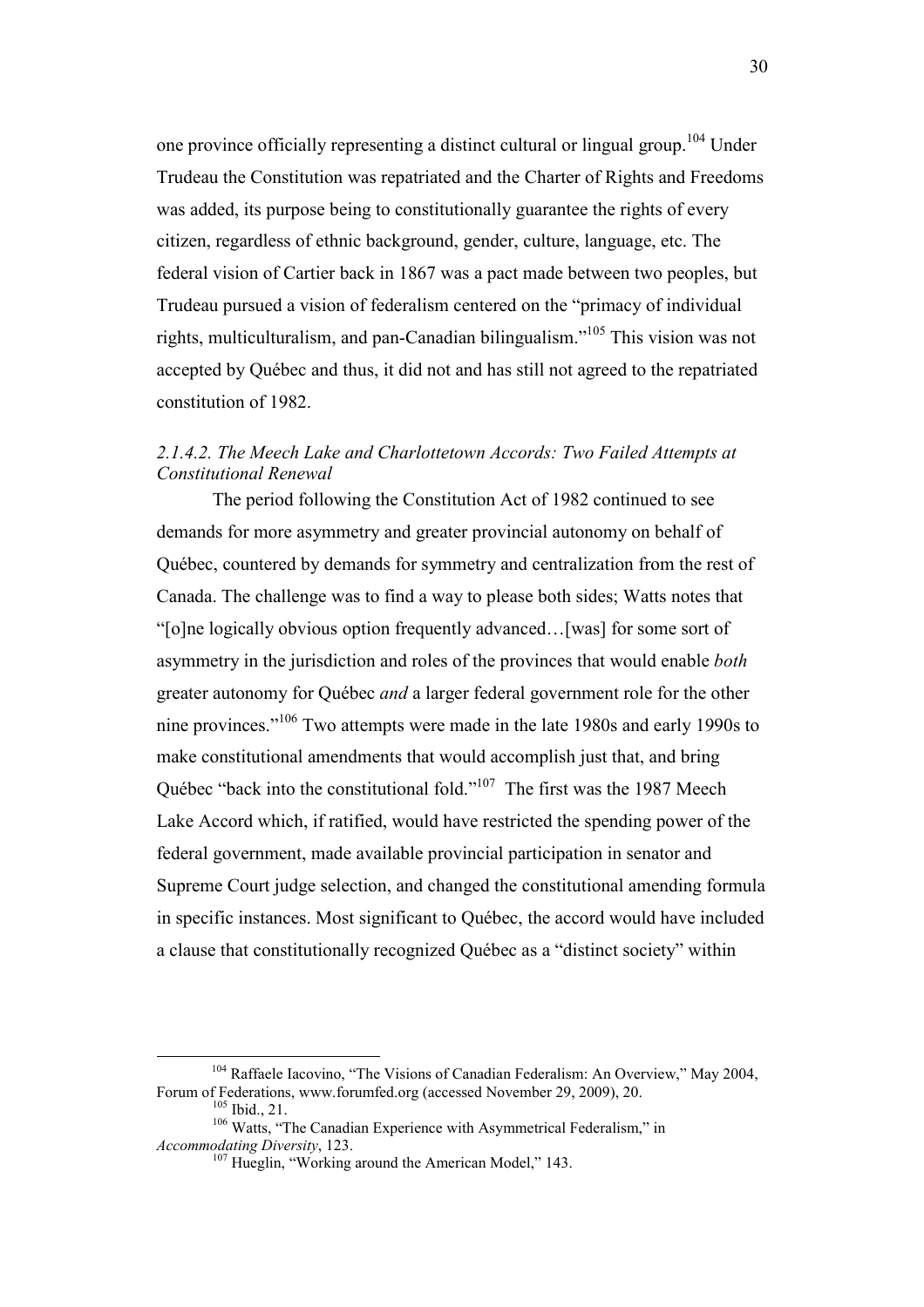one province officially representing a distinct cultural or lingual group.[104] Under Trudeau the Constitution was repatriated and the Charter of Rights and Freedoms was added, its purpose being to constitutionally guarantee the rights of every citizen, regardless of ethnic background, gender, culture, language, etc. The federal vision of Cartier back in 1867 was a pact made between two peoples, but Trudeau pursued a vision of federalism centered on the "primacy of individual rights, multiculturalism, and pan-Canadian bilingualism."[105] This vision was not accepted by Québec and thus, it did not and has still not agreed to the repatriated constitution of 1982.

#### *2.1.4.2. The Meech Lake and Charlottetown Accords: Two Failed Attempts at Constitutional Renewal*

The period following the Constitution Act of 1982 continued to see demands for more asymmetry and greater provincial autonomy on behalf of Québec, countered by demands for symmetry and centralization from the rest of Canada. The challenge was to find a way to please both sides; Watts notes that "[o]ne logically obvious option frequently advanced…[was] for some sort of asymmetry in the jurisdiction and roles of the provinces that would enable *both* greater autonomy for Québec *and* a larger federal government role for the other nine provinces."[106] Two attempts were made in the late 1980s and early 1990s to make constitutional amendments that would accomplish just that, and bring Québec "back into the constitutional fold."[107] The first was the 1987 Meech Lake Accord which, if ratified, would have restricted the spending power of the federal government, made available provincial participation in senator and Supreme Court judge selection, and changed the constitutional amending formula in specific instances. Most significant to Québec, the accord would have included a clause that constitutionally recognized Québec as a "distinct society" within

---

[104] Raffaele Iacovino, "The Visions of Canadian Federalism: An Overview," May 2004, Forum of Federations, www.forumfed.org (accessed November 29, 2009), 20.

[105] Ibid., 21.

[106] Watts, "The Canadian Experience with Asymmetrical Federalism," in *Accommodating Diversity*, 123.

[107] Hueglin, "Working around the American Model," 143.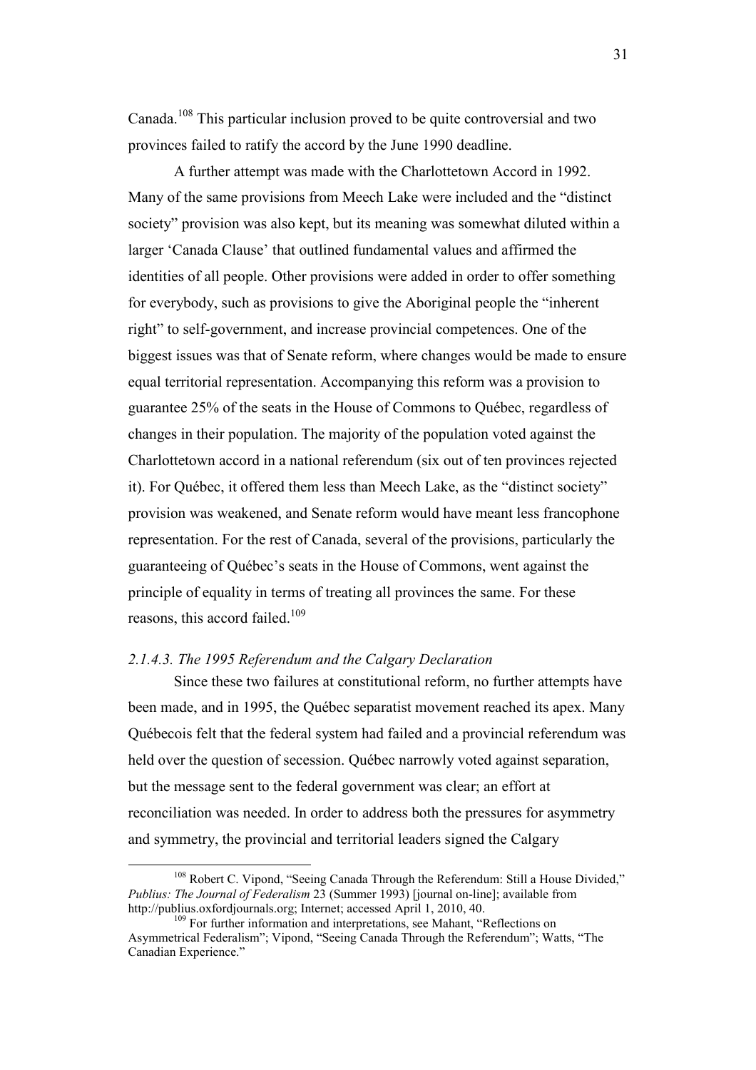Canada.[108] This particular inclusion proved to be quite controversial and two provinces failed to ratify the accord by the June 1990 deadline.

A further attempt was made with the Charlottetown Accord in 1992. Many of the same provisions from Meech Lake were included and the "distinct society" provision was also kept, but its meaning was somewhat diluted within a larger 'Canada Clause' that outlined fundamental values and affirmed the identities of all people. Other provisions were added in order to offer something for everybody, such as provisions to give the Aboriginal people the "inherent right" to self-government, and increase provincial competences. One of the biggest issues was that of Senate reform, where changes would be made to ensure equal territorial representation. Accompanying this reform was a provision to guarantee 25% of the seats in the House of Commons to Québec, regardless of changes in their population. The majority of the population voted against the Charlottetown accord in a national referendum (six out of ten provinces rejected it). For Québec, it offered them less than Meech Lake, as the "distinct society" provision was weakened, and Senate reform would have meant less francophone representation. For the rest of Canada, several of the provisions, particularly the guaranteeing of Québec's seats in the House of Commons, went against the principle of equality in terms of treating all provinces the same. For these reasons, this accord failed.[109]

#### *2.1.4.3. The 1995 Referendum and the Calgary Declaration*

Since these two failures at constitutional reform, no further attempts have been made, and in 1995, the Québec separatist movement reached its apex. Many Québecois felt that the federal system had failed and a provincial referendum was held over the question of secession. Québec narrowly voted against separation, but the message sent to the federal government was clear; an effort at reconciliation was needed. In order to address both the pressures for asymmetry and symmetry, the provincial and territorial leaders signed the Calgary

---

[108] Robert C. Vipond, "Seeing Canada Through the Referendum: Still a House Divided," *Publius: The Journal of Federalism* 23 (Summer 1993) [journal on-line]; available from http://publius.oxfordjournals.org; Internet; accessed April 1, 2010, 40.

[109] For further information and interpretations, see Mahant, "Reflections on Asymmetrical Federalism"; Vipond, "Seeing Canada Through the Referendum"; Watts, "The Canadian Experience."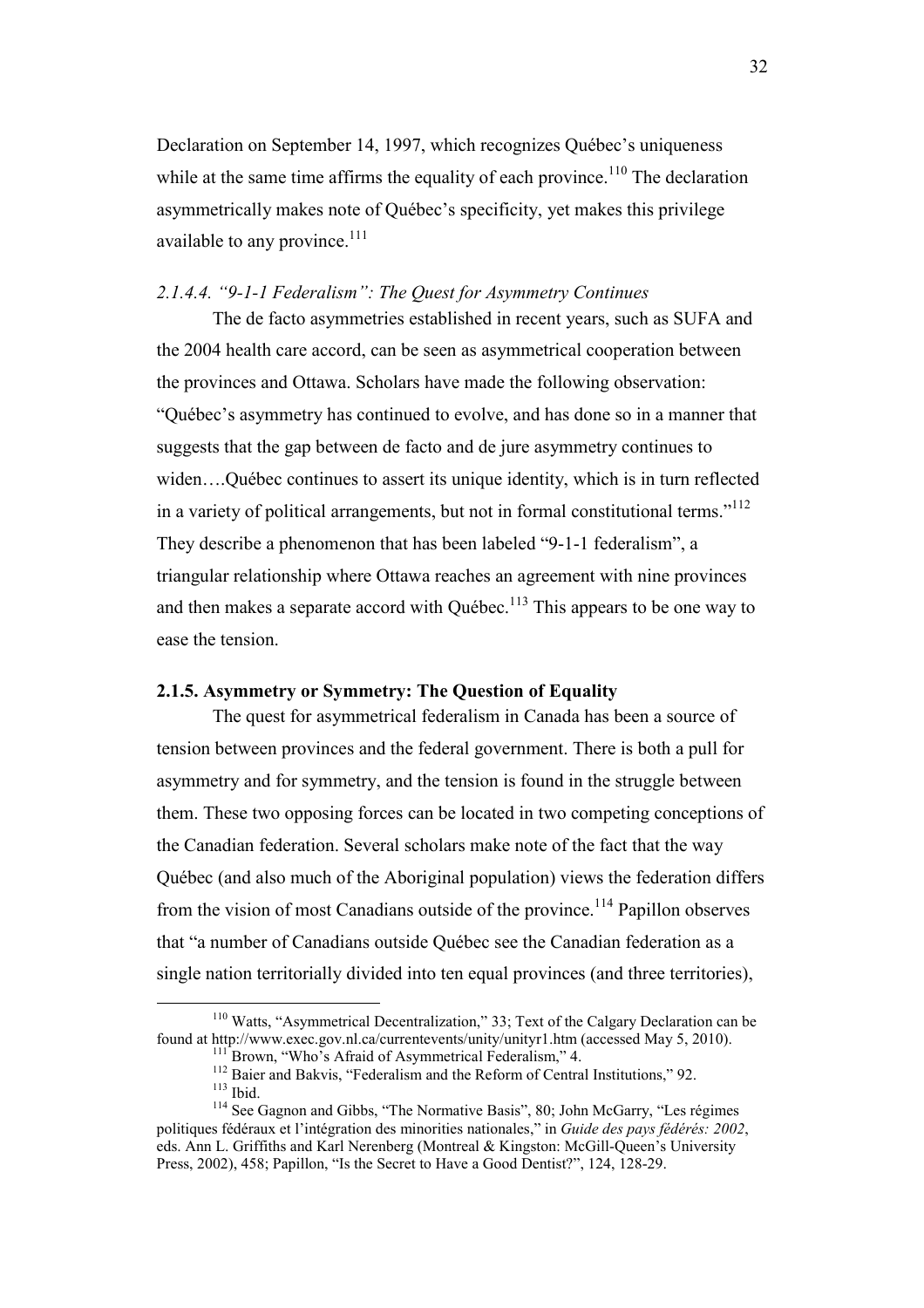Declaration on September 14, 1997, which recognizes Québec's uniqueness while at the same time affirms the equality of each province.[110] The declaration asymmetrically makes note of Québec's specificity, yet makes this privilege available to any province.[111]

#### *2.1.4.4. "9-1-1 Federalism": The Quest for Asymmetry Continues*

The de facto asymmetries established in recent years, such as SUFA and the 2004 health care accord, can be seen as asymmetrical cooperation between the provinces and Ottawa. Scholars have made the following observation: "Québec's asymmetry has continued to evolve, and has done so in a manner that suggests that the gap between de facto and de jure asymmetry continues to widen….Québec continues to assert its unique identity, which is in turn reflected in a variety of political arrangements, but not in formal constitutional terms."[112] They describe a phenomenon that has been labeled "9-1-1 federalism", a triangular relationship where Ottawa reaches an agreement with nine provinces and then makes a separate accord with Québec.[113] This appears to be one way to ease the tension.

### **2.1.5. Asymmetry or Symmetry: The Question of Equality**

The quest for asymmetrical federalism in Canada has been a source of tension between provinces and the federal government. There is both a pull for asymmetry and for symmetry, and the tension is found in the struggle between them. These two opposing forces can be located in two competing conceptions of the Canadian federation. Several scholars make note of the fact that the way Québec (and also much of the Aboriginal population) views the federation differs from the vision of most Canadians outside of the province.[114] Papillon observes that "a number of Canadians outside Québec see the Canadian federation as a single nation territorially divided into ten equal provinces (and three territories),

---

[110] Watts, "Asymmetrical Decentralization," 33; Text of the Calgary Declaration can be found at http://www.exec.gov.nl.ca/currentevents/unity/unityr1.htm (accessed May 5, 2010).

[111] Brown, "Who's Afraid of Asymmetrical Federalism," 4.

[112] Baier and Bakvis, "Federalism and the Reform of Central Institutions," 92.

[113] Ibid.

[114] See Gagnon and Gibbs, "The Normative Basis", 80; John McGarry, "Les régimes politiques fédéraux et l'intégration des minorities nationales," in *Guide des pays fédérés: 2002*, eds. Ann L. Griffiths and Karl Nerenberg (Montreal & Kingston: McGill-Queen's University Press, 2002), 458; Papillon, "Is the Secret to Have a Good Dentist?", 124, 128-29.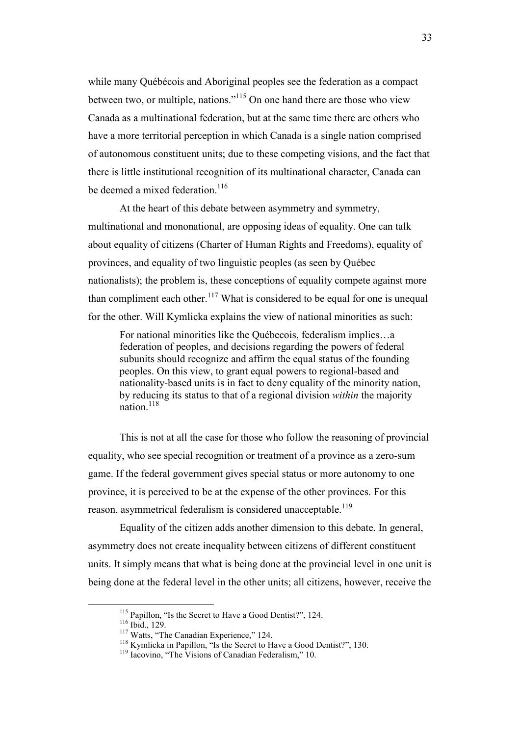while many Québécois and Aboriginal peoples see the federation as a compact between two, or multiple, nations."[115] On one hand there are those who view Canada as a multinational federation, but at the same time there are others who have a more territorial perception in which Canada is a single nation comprised of autonomous constituent units; due to these competing visions, and the fact that there is little institutional recognition of its multinational character, Canada can be deemed a mixed federation.[116]

At the heart of this debate between asymmetry and symmetry, multinational and mononational, are opposing ideas of equality. One can talk about equality of citizens (Charter of Human Rights and Freedoms), equality of provinces, and equality of two linguistic peoples (as seen by Québec nationalists); the problem is, these conceptions of equality compete against more than compliment each other.[117] What is considered to be equal for one is unequal for the other. Will Kymlicka explains the view of national minorities as such:

> For national minorities like the Québecois, federalism implies…a federation of peoples, and decisions regarding the powers of federal subunits should recognize and affirm the equal status of the founding peoples. On this view, to grant equal powers to regional-based and nationality-based units is in fact to deny equality of the minority nation, by reducing its status to that of a regional division *within* the majority nation.[118]

This is not at all the case for those who follow the reasoning of provincial equality, who see special recognition or treatment of a province as a zero-sum game. If the federal government gives special status or more autonomy to one province, it is perceived to be at the expense of the other provinces. For this reason, asymmetrical federalism is considered unacceptable.[119]

Equality of the citizen adds another dimension to this debate. In general, asymmetry does not create inequality between citizens of different constituent units. It simply means that what is being done at the provincial level in one unit is being done at the federal level in the other units; all citizens, however, receive the

---

[115] Papillon, "Is the Secret to Have a Good Dentist?", 124.

[116] Ibid., 129.

[117] Watts, "The Canadian Experience," 124.

[118] Kymlicka in Papillon, "Is the Secret to Have a Good Dentist?", 130.

[119] Iacovino, "The Visions of Canadian Federalism," 10.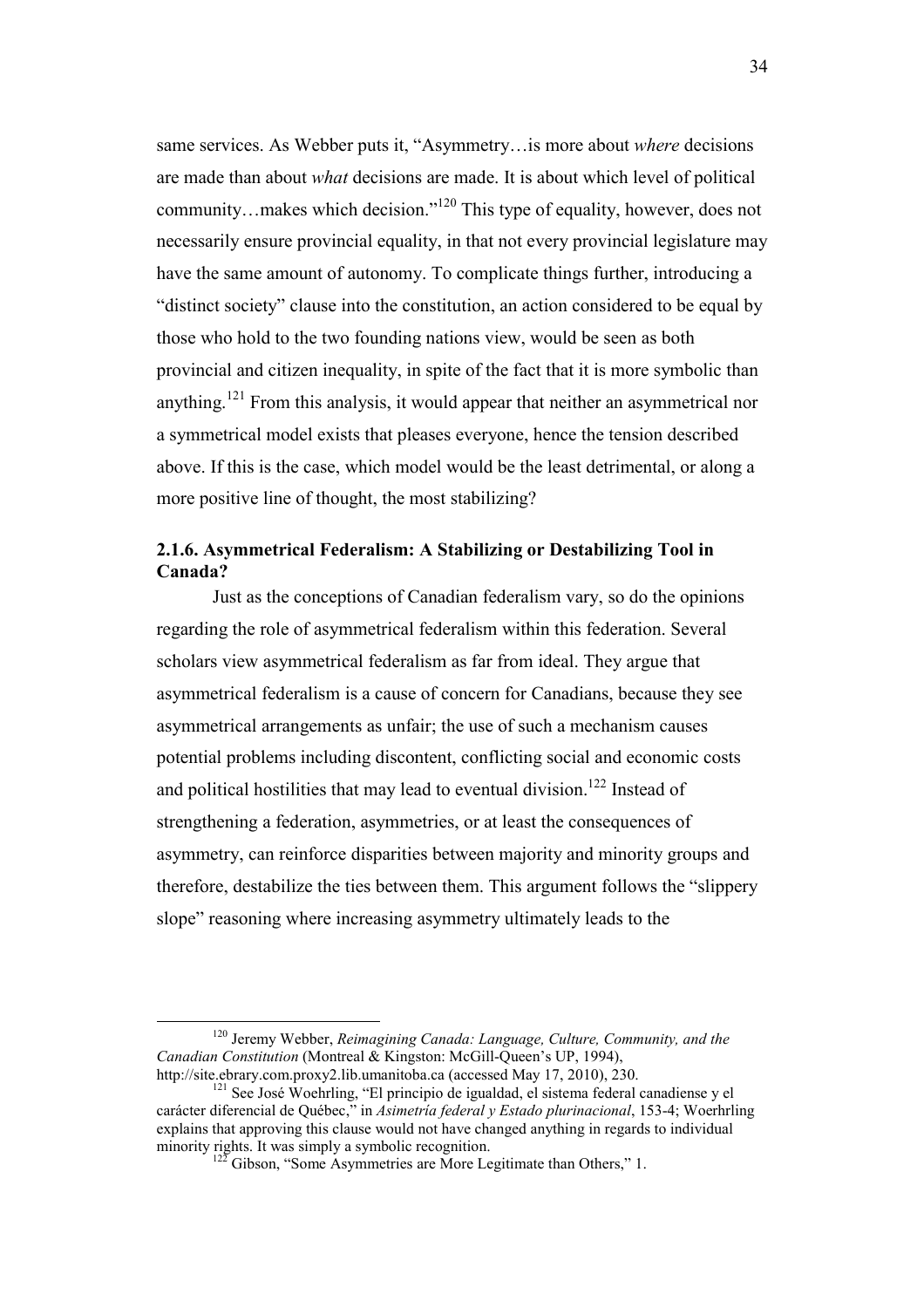same services. As Webber puts it, "Asymmetry…is more about *where* decisions are made than about *what* decisions are made. It is about which level of political community…makes which decision."[120] This type of equality, however, does not necessarily ensure provincial equality, in that not every provincial legislature may have the same amount of autonomy. To complicate things further, introducing a "distinct society" clause into the constitution, an action considered to be equal by those who hold to the two founding nations view, would be seen as both provincial and citizen inequality, in spite of the fact that it is more symbolic than anything.[121] From this analysis, it would appear that neither an asymmetrical nor a symmetrical model exists that pleases everyone, hence the tension described above. If this is the case, which model would be the least detrimental, or along a more positive line of thought, the most stabilizing?

### 2.1.6. Asymmetrical Federalism: A Stabilizing or Destabilizing Tool in Canada?

Just as the conceptions of Canadian federalism vary, so do the opinions regarding the role of asymmetrical federalism within this federation. Several scholars view asymmetrical federalism as far from ideal. They argue that asymmetrical federalism is a cause of concern for Canadians, because they see asymmetrical arrangements as unfair; the use of such a mechanism causes potential problems including discontent, conflicting social and economic costs and political hostilities that may lead to eventual division.[122] Instead of strengthening a federation, asymmetries, or at least the consequences of asymmetry, can reinforce disparities between majority and minority groups and therefore, destabilize the ties between them. This argument follows the "slippery slope" reasoning where increasing asymmetry ultimately leads to the

---

[120] Jeremy Webber, *Reimagining Canada: Language, Culture, Community, and the Canadian Constitution* (Montreal & Kingston: McGill-Queen's UP, 1994), http://site.ebrary.com.proxy2.lib.umanitoba.ca (accessed May 17, 2010), 230.

[121] See José Woehrling, "El principio de igualdad, el sistema federal canadiense y el carácter diferencial de Québec," in *Asimetría federal y Estado plurinacional*, 153-4; Woerhrling explains that approving this clause would not have changed anything in regards to individual minority rights. It was simply a symbolic recognition.

[122] Gibson, "Some Asymmetries are More Legitimate than Others," 1.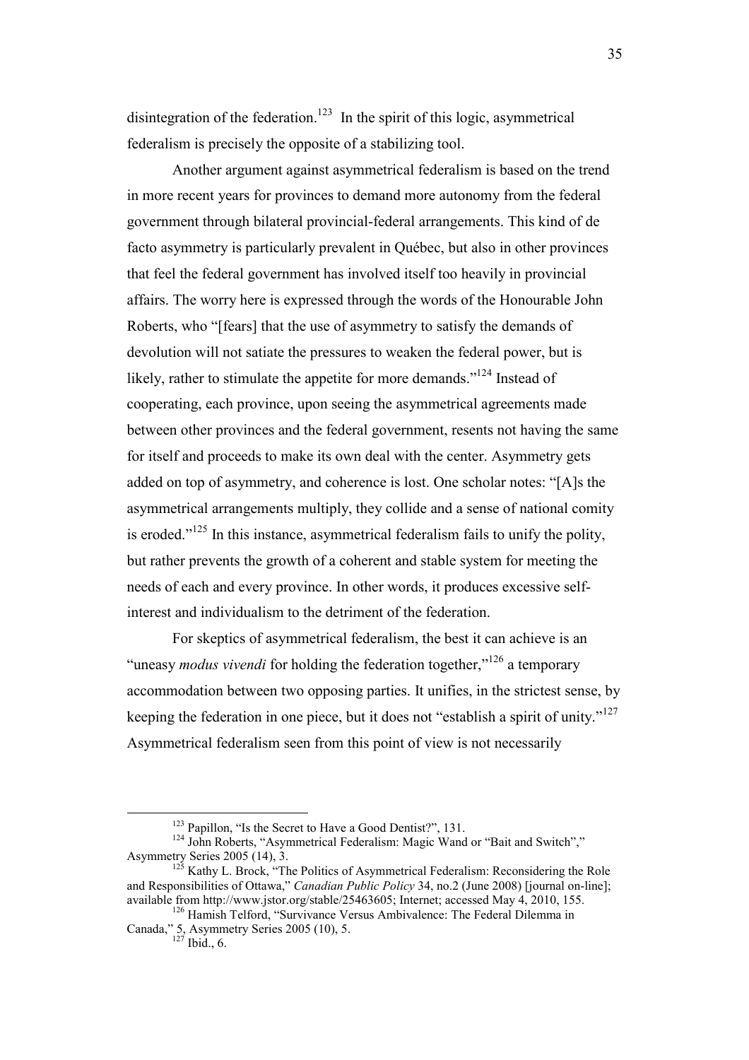disintegration of the federation.[123] In the spirit of this logic, asymmetrical federalism is precisely the opposite of a stabilizing tool.

Another argument against asymmetrical federalism is based on the trend in more recent years for provinces to demand more autonomy from the federal government through bilateral provincial-federal arrangements. This kind of de facto asymmetry is particularly prevalent in Québec, but also in other provinces that feel the federal government has involved itself too heavily in provincial affairs. The worry here is expressed through the words of the Honourable John Roberts, who "[fears] that the use of asymmetry to satisfy the demands of devolution will not satiate the pressures to weaken the federal power, but is likely, rather to stimulate the appetite for more demands."[124] Instead of cooperating, each province, upon seeing the asymmetrical agreements made between other provinces and the federal government, resents not having the same for itself and proceeds to make its own deal with the center. Asymmetry gets added on top of asymmetry, and coherence is lost. One scholar notes: "[A]s the asymmetrical arrangements multiply, they collide and a sense of national comity is eroded."[125] In this instance, asymmetrical federalism fails to unify the polity, but rather prevents the growth of a coherent and stable system for meeting the needs of each and every province. In other words, it produces excessive self-interest and individualism to the detriment of the federation.

For skeptics of asymmetrical federalism, the best it can achieve is an "uneasy *modus vivendi* for holding the federation together,"[126] a temporary accommodation between two opposing parties. It unifies, in the strictest sense, by keeping the federation in one piece, but it does not "establish a spirit of unity."[127] Asymmetrical federalism seen from this point of view is not necessarily

---

[123] Papillon, "Is the Secret to Have a Good Dentist?", 131.

[124] John Roberts, "Asymmetrical Federalism: Magic Wand or "Bait and Switch"," Asymmetry Series 2005 (14), 3.

[125] Kathy L. Brock, "The Politics of Asymmetrical Federalism: Reconsidering the Role and Responsibilities of Ottawa," *Canadian Public Policy* 34, no.2 (June 2008) [journal on-line]; available from http://www.jstor.org/stable/25463605; Internet; accessed May 4, 2010, 155.

[126] Hamish Telford, "Survivance Versus Ambivalence: The Federal Dilemma in Canada," 5, Asymmetry Series 2005 (10), 5.

[127] Ibid., 6.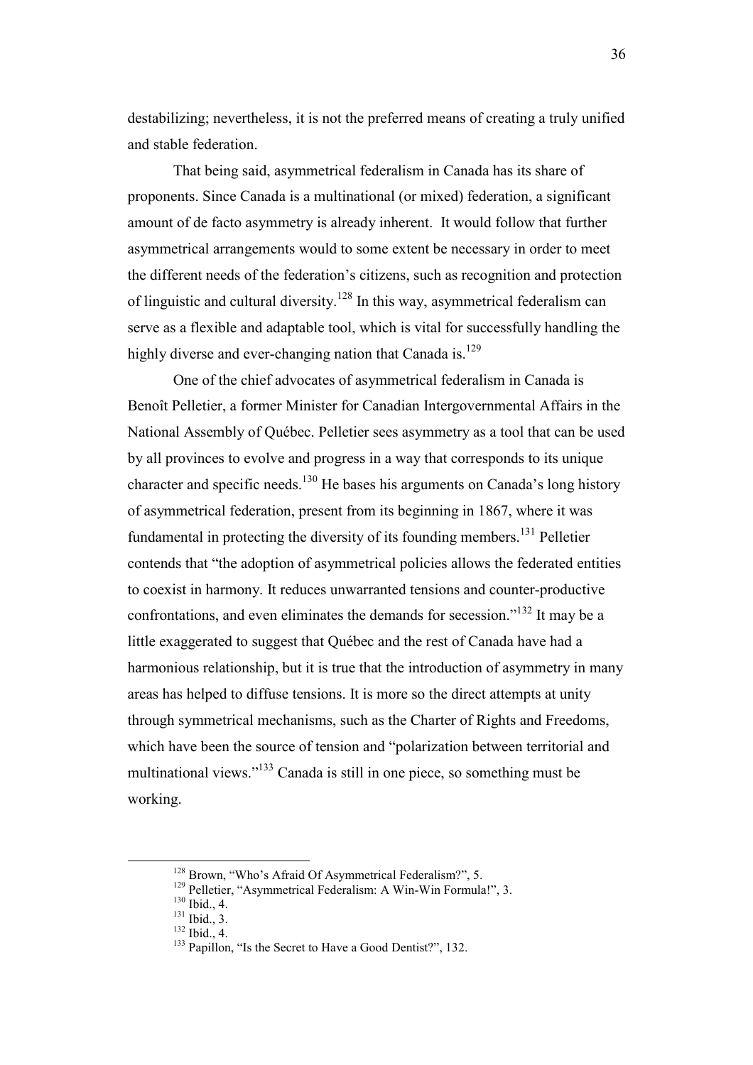destabilizing; nevertheless, it is not the preferred means of creating a truly unified and stable federation.

That being said, asymmetrical federalism in Canada has its share of proponents. Since Canada is a multinational (or mixed) federation, a significant amount of de facto asymmetry is already inherent. It would follow that further asymmetrical arrangements would to some extent be necessary in order to meet the different needs of the federation's citizens, such as recognition and protection of linguistic and cultural diversity.[128] In this way, asymmetrical federalism can serve as a flexible and adaptable tool, which is vital for successfully handling the highly diverse and ever-changing nation that Canada is.[129]

One of the chief advocates of asymmetrical federalism in Canada is Benoît Pelletier, a former Minister for Canadian Intergovernmental Affairs in the National Assembly of Québec. Pelletier sees asymmetry as a tool that can be used by all provinces to evolve and progress in a way that corresponds to its unique character and specific needs.[130] He bases his arguments on Canada's long history of asymmetrical federation, present from its beginning in 1867, where it was fundamental in protecting the diversity of its founding members.[131] Pelletier contends that "the adoption of asymmetrical policies allows the federated entities to coexist in harmony. It reduces unwarranted tensions and counter-productive confrontations, and even eliminates the demands for secession."[132] It may be a little exaggerated to suggest that Québec and the rest of Canada have had a harmonious relationship, but it is true that the introduction of asymmetry in many areas has helped to diffuse tensions. It is more so the direct attempts at unity through symmetrical mechanisms, such as the Charter of Rights and Freedoms, which have been the source of tension and "polarization between territorial and multinational views."[133] Canada is still in one piece, so something must be working.

[128] Brown, "Who's Afraid Of Asymmetrical Federalism?", 5.
[129] Pelletier, "Asymmetrical Federalism: A Win-Win Formula!", 3.
[130] Ibid., 4.
[131] Ibid., 3.
[132] Ibid., 4.
[133] Papillon, "Is the Secret to Have a Good Dentist?", 132.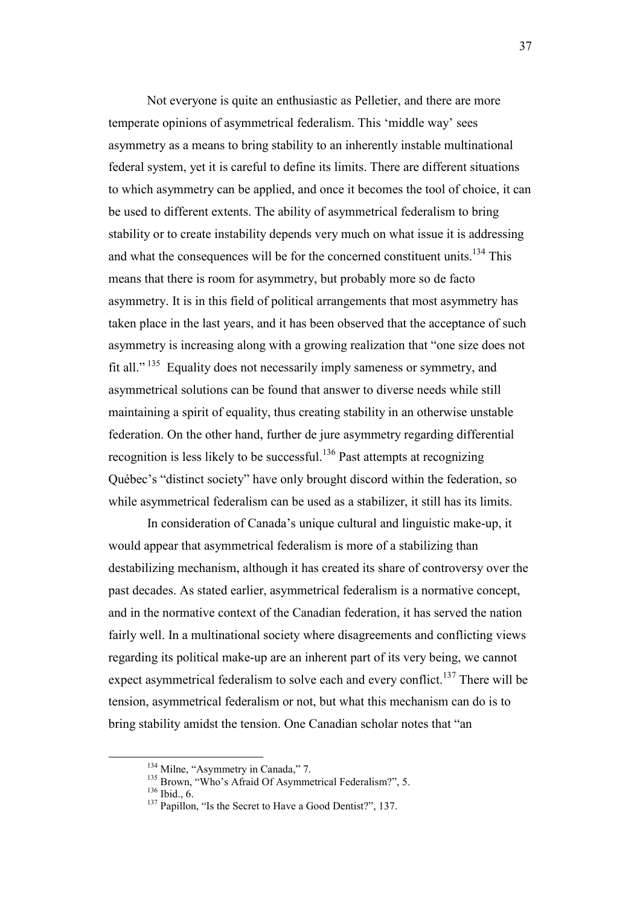Not everyone is quite an enthusiastic as Pelletier, and there are more temperate opinions of asymmetrical federalism. This 'middle way' sees asymmetry as a means to bring stability to an inherently instable multinational federal system, yet it is careful to define its limits. There are different situations to which asymmetry can be applied, and once it becomes the tool of choice, it can be used to different extents. The ability of asymmetrical federalism to bring stability or to create instability depends very much on what issue it is addressing and what the consequences will be for the concerned constituent units.[134] This means that there is room for asymmetry, but probably more so de facto asymmetry. It is in this field of political arrangements that most asymmetry has taken place in the last years, and it has been observed that the acceptance of such asymmetry is increasing along with a growing realization that "one size does not fit all."[135] Equality does not necessarily imply sameness or symmetry, and asymmetrical solutions can be found that answer to diverse needs while still maintaining a spirit of equality, thus creating stability in an otherwise unstable federation. On the other hand, further de jure asymmetry regarding differential recognition is less likely to be successful.[136] Past attempts at recognizing Québec's "distinct society" have only brought discord within the federation, so while asymmetrical federalism can be used as a stabilizer, it still has its limits.

In consideration of Canada's unique cultural and linguistic make-up, it would appear that asymmetrical federalism is more of a stabilizing than destabilizing mechanism, although it has created its share of controversy over the past decades. As stated earlier, asymmetrical federalism is a normative concept, and in the normative context of the Canadian federation, it has served the nation fairly well. In a multinational society where disagreements and conflicting views regarding its political make-up are an inherent part of its very being, we cannot expect asymmetrical federalism to solve each and every conflict.[137] There will be tension, asymmetrical federalism or not, but what this mechanism can do is to bring stability amidst the tension. One Canadian scholar notes that "an

---

[134] Milne, "Asymmetry in Canada," 7.

[135] Brown, "Who's Afraid Of Asymmetrical Federalism?", 5.

[136] Ibid., 6.

[137] Papillon, "Is the Secret to Have a Good Dentist?", 137.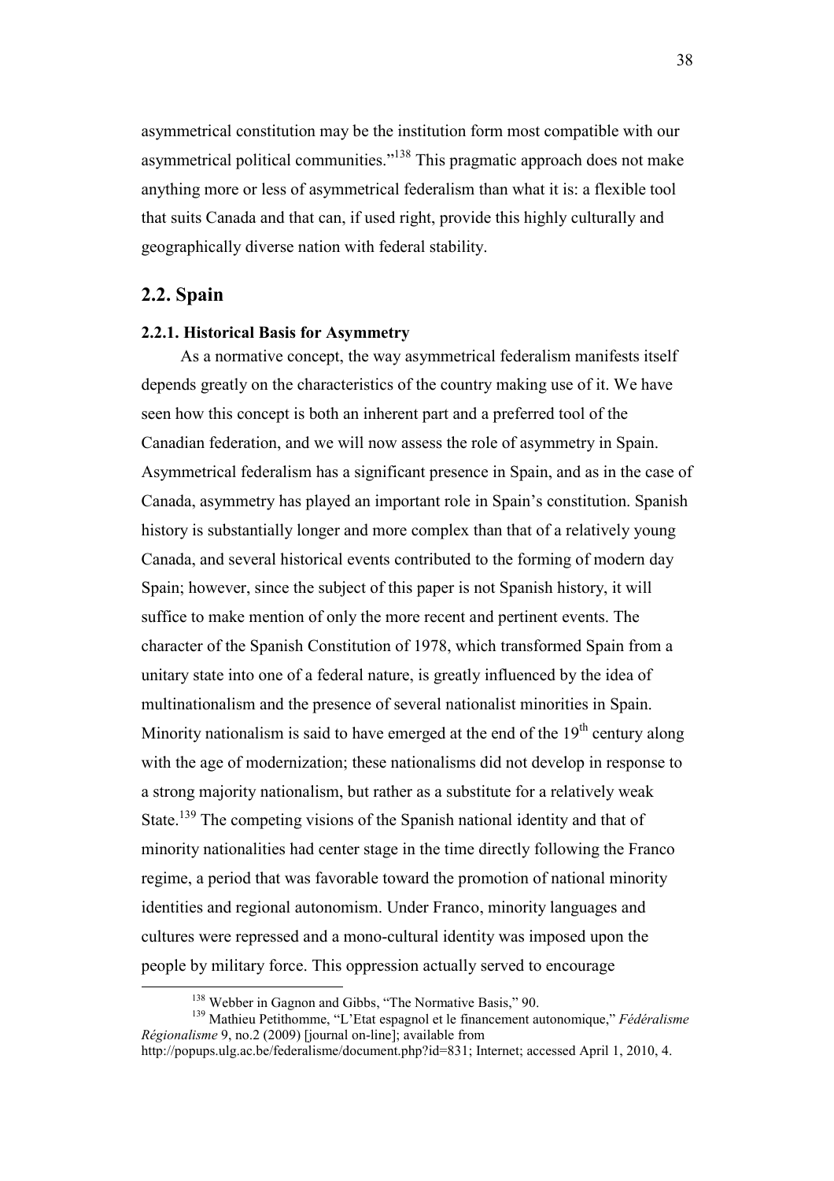asymmetrical constitution may be the institution form most compatible with our asymmetrical political communities."[138] This pragmatic approach does not make anything more or less of asymmetrical federalism than what it is: a flexible tool that suits Canada and that can, if used right, provide this highly culturally and geographically diverse nation with federal stability.

## 2.2. Spain

### 2.2.1. Historical Basis for Asymmetry

As a normative concept, the way asymmetrical federalism manifests itself depends greatly on the characteristics of the country making use of it. We have seen how this concept is both an inherent part and a preferred tool of the Canadian federation, and we will now assess the role of asymmetry in Spain. Asymmetrical federalism has a significant presence in Spain, and as in the case of Canada, asymmetry has played an important role in Spain's constitution. Spanish history is substantially longer and more complex than that of a relatively young Canada, and several historical events contributed to the forming of modern day Spain; however, since the subject of this paper is not Spanish history, it will suffice to make mention of only the more recent and pertinent events. The character of the Spanish Constitution of 1978, which transformed Spain from a unitary state into one of a federal nature, is greatly influenced by the idea of multinationalism and the presence of several nationalist minorities in Spain. Minority nationalism is said to have emerged at the end of the 19th century along with the age of modernization; these nationalisms did not develop in response to a strong majority nationalism, but rather as a substitute for a relatively weak State.[139] The competing visions of the Spanish national identity and that of minority nationalities had center stage in the time directly following the Franco regime, a period that was favorable toward the promotion of national minority identities and regional autonomism. Under Franco, minority languages and cultures were repressed and a mono-cultural identity was imposed upon the people by military force. This oppression actually served to encourage

---

[138] Webber in Gagnon and Gibbs, "The Normative Basis," 90.

[139] Mathieu Petithomme, "L'Etat espagnol et le financement autonomique," *Fédéralisme Régionalisme* 9, no.2 (2009) [journal on-line]; available from http://popups.ulg.ac.be/federalisme/document.php?id=831; Internet; accessed April 1, 2010, 4.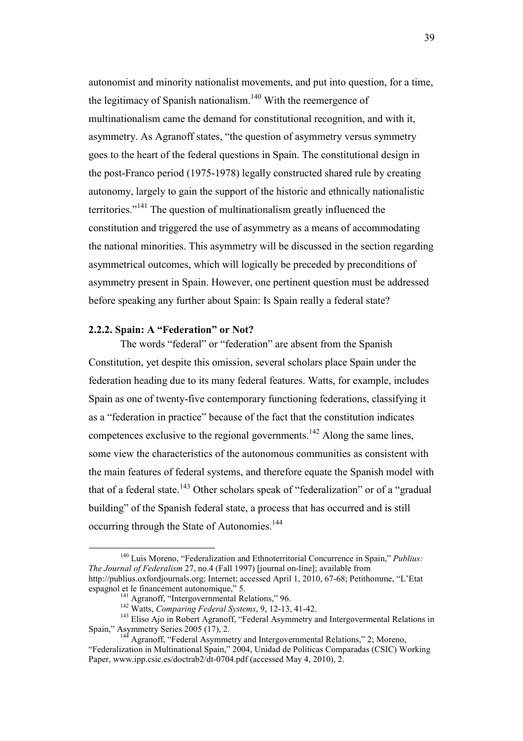autonomist and minority nationalist movements, and put into question, for a time, the legitimacy of Spanish nationalism.[140] With the reemergence of multinationalism came the demand for constitutional recognition, and with it, asymmetry. As Agranoff states, "the question of asymmetry versus symmetry goes to the heart of the federal questions in Spain. The constitutional design in the post-Franco period (1975-1978) legally constructed shared rule by creating autonomy, largely to gain the support of the historic and ethnically nationalistic territories."[141] The question of multinationalism greatly influenced the constitution and triggered the use of asymmetry as a means of accommodating the national minorities. This asymmetry will be discussed in the section regarding asymmetrical outcomes, which will logically be preceded by preconditions of asymmetry present in Spain. However, one pertinent question must be addressed before speaking any further about Spain: Is Spain really a federal state?

### 2.2.2. Spain: A "Federation" or Not?

The words "federal" or "federation" are absent from the Spanish Constitution, yet despite this omission, several scholars place Spain under the federation heading due to its many federal features. Watts, for example, includes Spain as one of twenty-five contemporary functioning federations, classifying it as a "federation in practice" because of the fact that the constitution indicates competences exclusive to the regional governments.[142] Along the same lines, some view the characteristics of the autonomous communities as consistent with the main features of federal systems, and therefore equate the Spanish model with that of a federal state.[143] Other scholars speak of "federalization" or of a "gradual building" of the Spanish federal state, a process that has occurred and is still occurring through the State of Autonomies.[144]

---

[140] Luis Moreno, "Federalization and Ethnoterritorial Concurrence in Spain," *Publius: The Journal of Federalism* 27, no.4 (Fall 1997) [journal on-line]; available from http://publius.oxfordjournals.org; Internet; accessed April 1, 2010, 67-68; Petithomme, "L'Etat espagnol et le financement autonomique," 5.

[141] Agranoff, "Intergovernmental Relations," 96.

[142] Watts, *Comparing Federal Systems*, 9, 12-13, 41-42.

[143] Eliso Ajo in Robert Agranoff, "Federal Asymmetry and Intergovermental Relations in Spain," Asymmetry Series 2005 (17), 2.

[144] Agranoff, "Federal Asymmetry and Intergovernmental Relations," 2; Moreno, "Federalization in Multinational Spain," 2004, Unidad de Políticas Comparadas (CSIC) Working Paper, www.ipp.csic.es/doctrab2/dt-0704.pdf (accessed May 4, 2010), 2.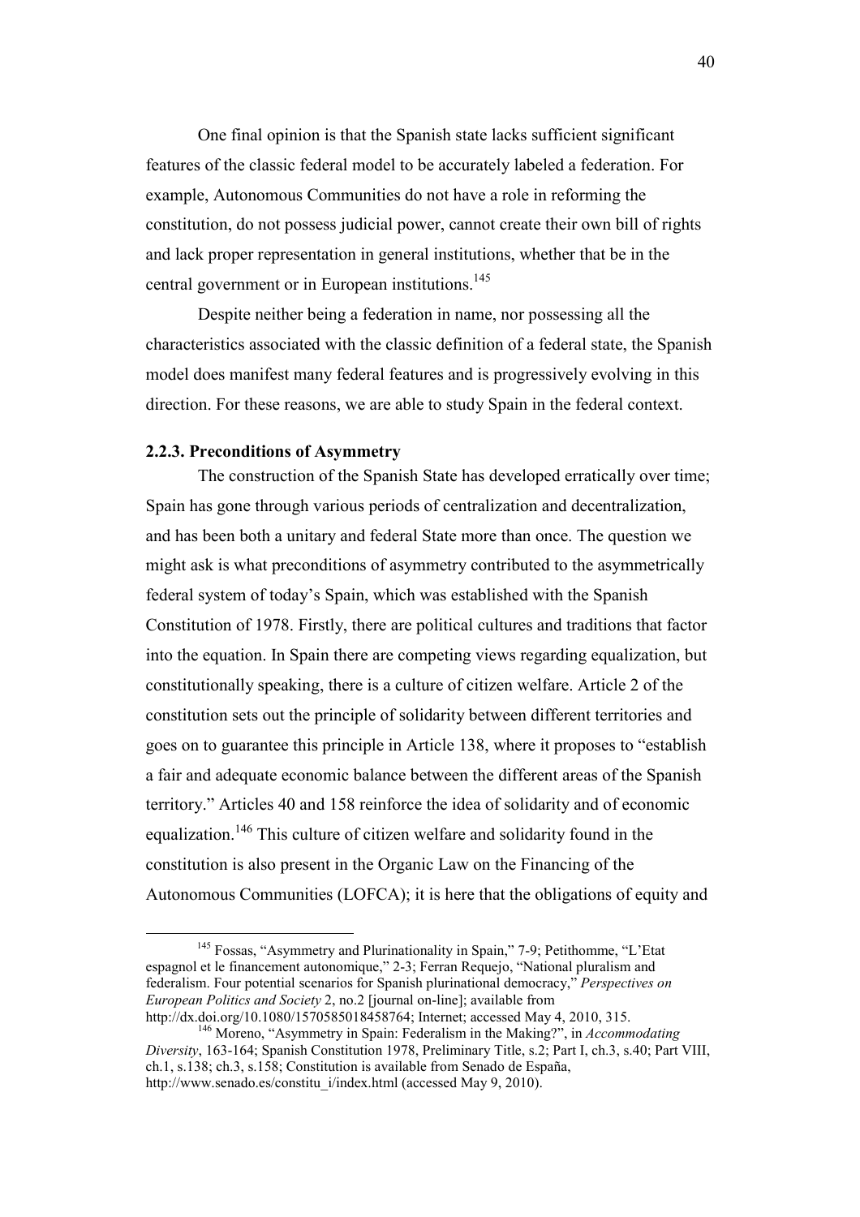One final opinion is that the Spanish state lacks sufficient significant features of the classic federal model to be accurately labeled a federation. For example, Autonomous Communities do not have a role in reforming the constitution, do not possess judicial power, cannot create their own bill of rights and lack proper representation in general institutions, whether that be in the central government or in European institutions.[145]

Despite neither being a federation in name, nor possessing all the characteristics associated with the classic definition of a federal state, the Spanish model does manifest many federal features and is progressively evolving in this direction. For these reasons, we are able to study Spain in the federal context.

### 2.2.3. Preconditions of Asymmetry

The construction of the Spanish State has developed erratically over time; Spain has gone through various periods of centralization and decentralization, and has been both a unitary and federal State more than once. The question we might ask is what preconditions of asymmetry contributed to the asymmetrically federal system of today's Spain, which was established with the Spanish Constitution of 1978. Firstly, there are political cultures and traditions that factor into the equation. In Spain there are competing views regarding equalization, but constitutionally speaking, there is a culture of citizen welfare. Article 2 of the constitution sets out the principle of solidarity between different territories and goes on to guarantee this principle in Article 138, where it proposes to "establish a fair and adequate economic balance between the different areas of the Spanish territory." Articles 40 and 158 reinforce the idea of solidarity and of economic equalization.[146] This culture of citizen welfare and solidarity found in the constitution is also present in the Organic Law on the Financing of the Autonomous Communities (LOFCA); it is here that the obligations of equity and

---

[145] Fossas, "Asymmetry and Plurinationality in Spain," 7-9; Petithomme, "L'Etat espagnol et le financement autonomique," 2-3; Ferran Requejo, "National pluralism and federalism. Four potential scenarios for Spanish plurinational democracy," *Perspectives on European Politics and Society* 2, no.2 [journal on-line]; available from http://dx.doi.org/10.1080/1570585018458764; Internet; accessed May 4, 2010, 315.

[146] Moreno, "Asymmetry in Spain: Federalism in the Making?", in *Accommodating Diversity*, 163-164; Spanish Constitution 1978, Preliminary Title, s.2; Part I, ch.3, s.40; Part VIII, ch.1, s.138; ch.3, s.158; Constitution is available from Senado de España, http://www.senado.es/constitu_i/index.html (accessed May 9, 2010).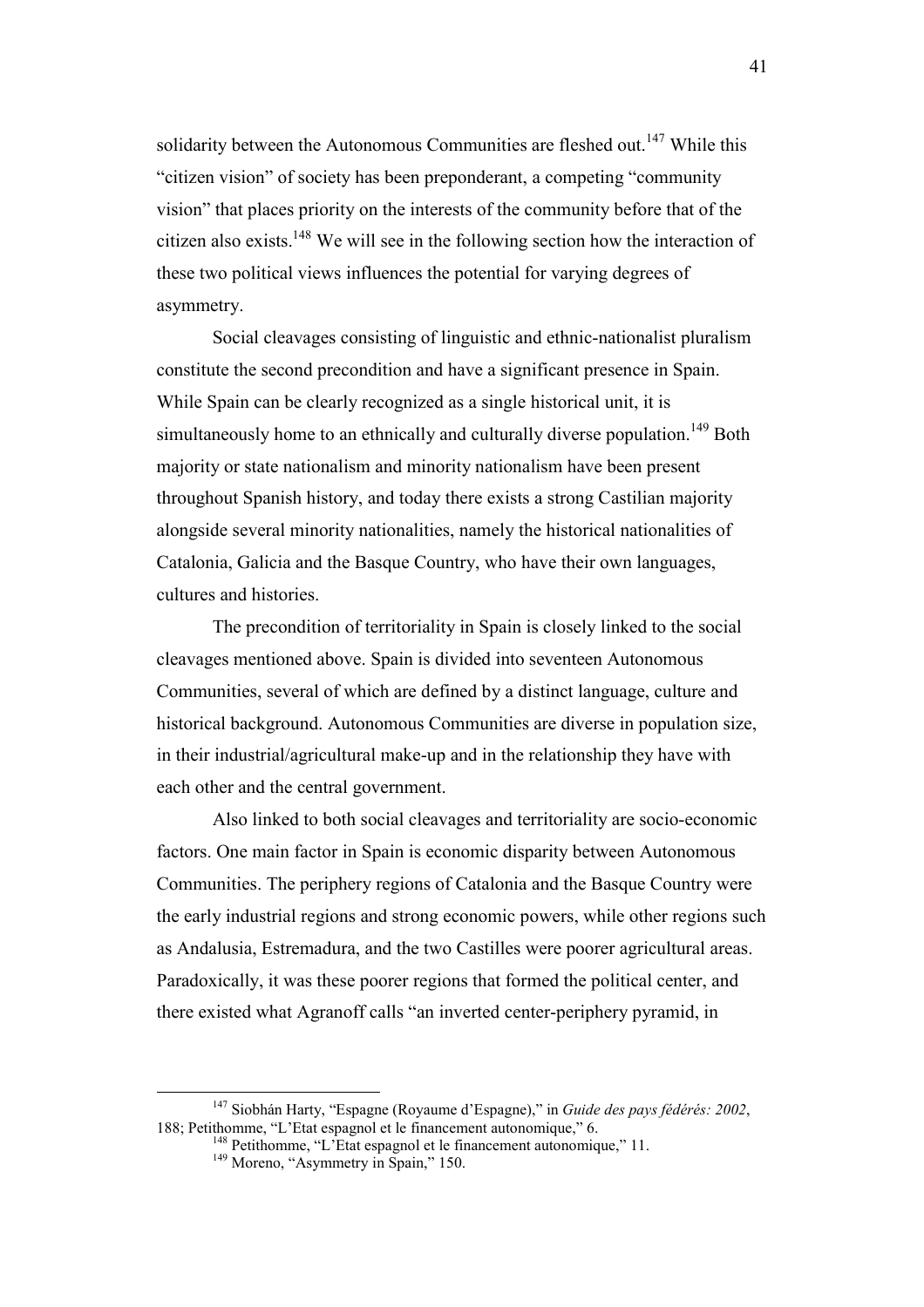solidarity between the Autonomous Communities are fleshed out.[147] While this "citizen vision" of society has been preponderant, a competing "community vision" that places priority on the interests of the community before that of the citizen also exists.[148] We will see in the following section how the interaction of these two political views influences the potential for varying degrees of asymmetry.

Social cleavages consisting of linguistic and ethnic-nationalist pluralism constitute the second precondition and have a significant presence in Spain. While Spain can be clearly recognized as a single historical unit, it is simultaneously home to an ethnically and culturally diverse population.[149] Both majority or state nationalism and minority nationalism have been present throughout Spanish history, and today there exists a strong Castilian majority alongside several minority nationalities, namely the historical nationalities of Catalonia, Galicia and the Basque Country, who have their own languages, cultures and histories.

The precondition of territoriality in Spain is closely linked to the social cleavages mentioned above. Spain is divided into seventeen Autonomous Communities, several of which are defined by a distinct language, culture and historical background. Autonomous Communities are diverse in population size, in their industrial/agricultural make-up and in the relationship they have with each other and the central government.

Also linked to both social cleavages and territoriality are socio-economic factors. One main factor in Spain is economic disparity between Autonomous Communities. The periphery regions of Catalonia and the Basque Country were the early industrial regions and strong economic powers, while other regions such as Andalusia, Estremadura, and the two Castilles were poorer agricultural areas. Paradoxically, it was these poorer regions that formed the political center, and there existed what Agranoff calls "an inverted center-periphery pyramid, in

---

[147] Siobhán Harty, "Espagne (Royaume d'Espagne)," in *Guide des pays fédérés: 2002*, 188; Petithomme, "L'Etat espagnol et le financement autonomique," 6.

[148] Petithomme, "L'Etat espagnol et le financement autonomique," 11.

[149] Moreno, "Asymmetry in Spain," 150.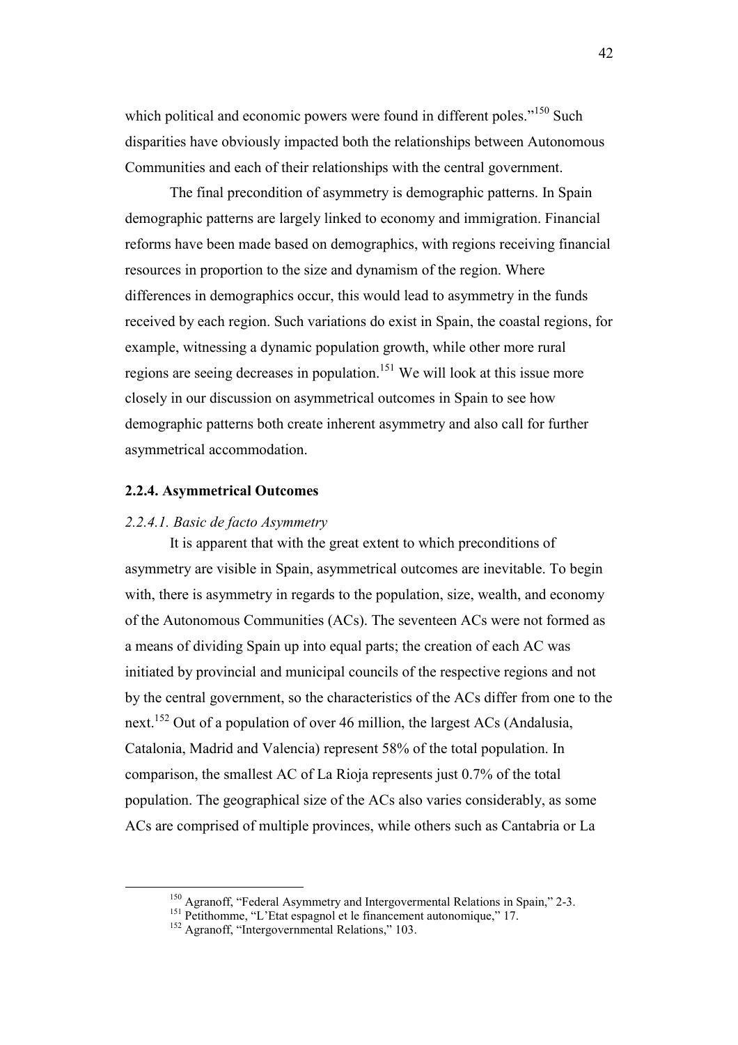which political and economic powers were found in different poles."[150] Such disparities have obviously impacted both the relationships between Autonomous Communities and each of their relationships with the central government.

The final precondition of asymmetry is demographic patterns. In Spain demographic patterns are largely linked to economy and immigration. Financial reforms have been made based on demographics, with regions receiving financial resources in proportion to the size and dynamism of the region. Where differences in demographics occur, this would lead to asymmetry in the funds received by each region. Such variations do exist in Spain, the coastal regions, for example, witnessing a dynamic population growth, while other more rural regions are seeing decreases in population.[151] We will look at this issue more closely in our discussion on asymmetrical outcomes in Spain to see how demographic patterns both create inherent asymmetry and also call for further asymmetrical accommodation.

### 2.2.4. Asymmetrical Outcomes

#### *2.2.4.1. Basic de facto Asymmetry*

It is apparent that with the great extent to which preconditions of asymmetry are visible in Spain, asymmetrical outcomes are inevitable. To begin with, there is asymmetry in regards to the population, size, wealth, and economy of the Autonomous Communities (ACs). The seventeen ACs were not formed as a means of dividing Spain up into equal parts; the creation of each AC was initiated by provincial and municipal councils of the respective regions and not by the central government, so the characteristics of the ACs differ from one to the next.[152] Out of a population of over 46 million, the largest ACs (Andalusia, Catalonia, Madrid and Valencia) represent 58% of the total population. In comparison, the smallest AC of La Rioja represents just 0.7% of the total population. The geographical size of the ACs also varies considerably, as some ACs are comprised of multiple provinces, while others such as Cantabria or La

---

[150] Agranoff, "Federal Asymmetry and Intergovermental Relations in Spain," 2-3.

[151] Petithomme, "L'Etat espagnol et le financement autonomique," 17.

[152] Agranoff, "Intergovernmental Relations," 103.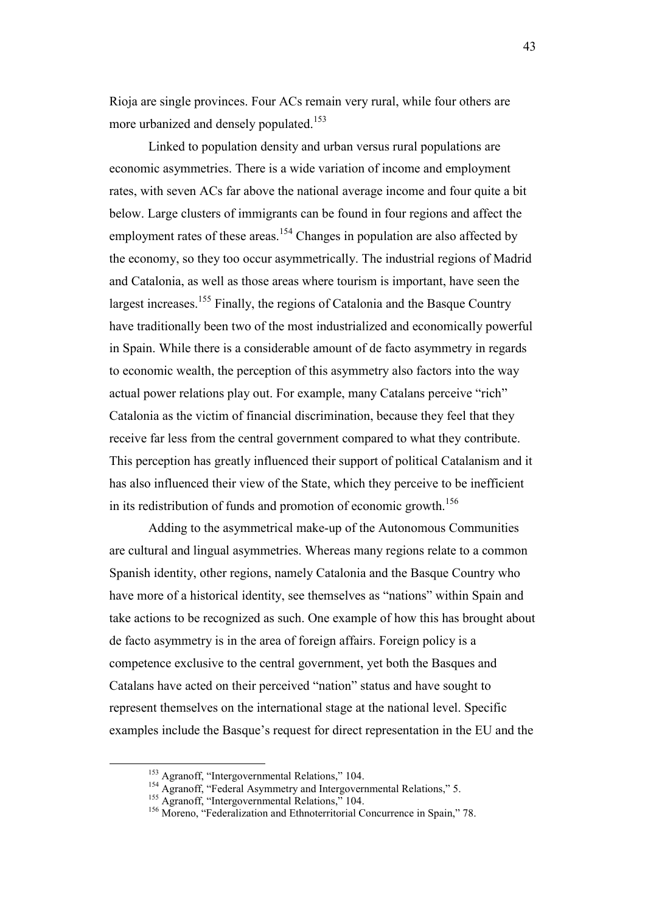Rioja are single provinces. Four ACs remain very rural, while four others are more urbanized and densely populated.[153]

Linked to population density and urban versus rural populations are economic asymmetries. There is a wide variation of income and employment rates, with seven ACs far above the national average income and four quite a bit below. Large clusters of immigrants can be found in four regions and affect the employment rates of these areas.[154] Changes in population are also affected by the economy, so they too occur asymmetrically. The industrial regions of Madrid and Catalonia, as well as those areas where tourism is important, have seen the largest increases.[155] Finally, the regions of Catalonia and the Basque Country have traditionally been two of the most industrialized and economically powerful in Spain. While there is a considerable amount of de facto asymmetry in regards to economic wealth, the perception of this asymmetry also factors into the way actual power relations play out. For example, many Catalans perceive "rich" Catalonia as the victim of financial discrimination, because they feel that they receive far less from the central government compared to what they contribute. This perception has greatly influenced their support of political Catalanism and it has also influenced their view of the State, which they perceive to be inefficient in its redistribution of funds and promotion of economic growth.[156]

Adding to the asymmetrical make-up of the Autonomous Communities are cultural and lingual asymmetries. Whereas many regions relate to a common Spanish identity, other regions, namely Catalonia and the Basque Country who have more of a historical identity, see themselves as "nations" within Spain and take actions to be recognized as such. One example of how this has brought about de facto asymmetry is in the area of foreign affairs. Foreign policy is a competence exclusive to the central government, yet both the Basques and Catalans have acted on their perceived "nation" status and have sought to represent themselves on the international stage at the national level. Specific examples include the Basque's request for direct representation in the EU and the

---

[153] Agranoff, "Intergovernmental Relations," 104.

[154] Agranoff, "Federal Asymmetry and Intergovernmental Relations," 5.

[155] Agranoff, "Intergovernmental Relations," 104.

[156] Moreno, "Federalization and Ethnoterritorial Concurrence in Spain," 78.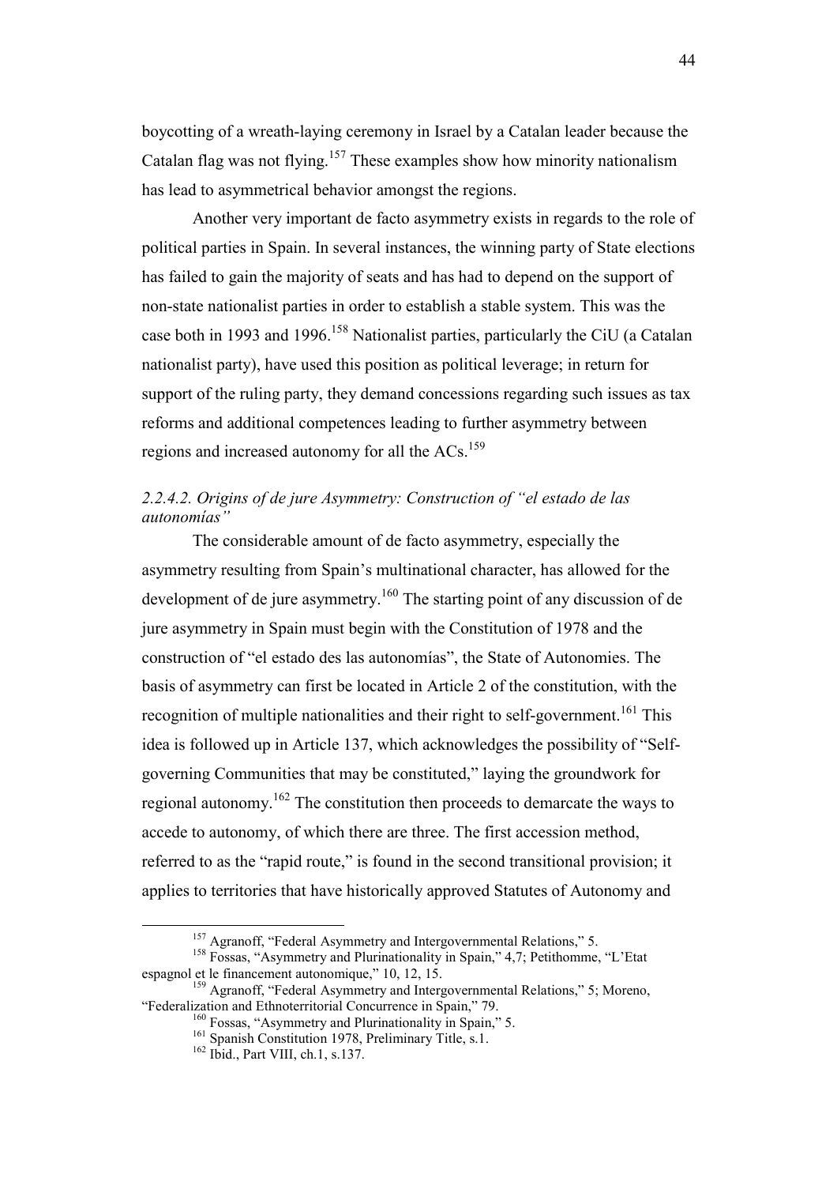boycotting of a wreath-laying ceremony in Israel by a Catalan leader because the Catalan flag was not flying.[157] These examples show how minority nationalism has lead to asymmetrical behavior amongst the regions.

Another very important de facto asymmetry exists in regards to the role of political parties in Spain. In several instances, the winning party of State elections has failed to gain the majority of seats and has had to depend on the support of non-state nationalist parties in order to establish a stable system. This was the case both in 1993 and 1996.[158] Nationalist parties, particularly the CiU (a Catalan nationalist party), have used this position as political leverage; in return for support of the ruling party, they demand concessions regarding such issues as tax reforms and additional competences leading to further asymmetry between regions and increased autonomy for all the ACs.[159]

#### *2.2.4.2. Origins of de jure Asymmetry: Construction of "el estado de las autonomías"*

The considerable amount of de facto asymmetry, especially the asymmetry resulting from Spain's multinational character, has allowed for the development of de jure asymmetry.[160] The starting point of any discussion of de jure asymmetry in Spain must begin with the Constitution of 1978 and the construction of "el estado des las autonomías", the State of Autonomies. The basis of asymmetry can first be located in Article 2 of the constitution, with the recognition of multiple nationalities and their right to self-government.[161] This idea is followed up in Article 137, which acknowledges the possibility of "Self-governing Communities that may be constituted," laying the groundwork for regional autonomy.[162] The constitution then proceeds to demarcate the ways to accede to autonomy, of which there are three. The first accession method, referred to as the "rapid route," is found in the second transitional provision; it applies to territories that have historically approved Statutes of Autonomy and

[157] Agranoff, "Federal Asymmetry and Intergovernmental Relations," 5.

[158] Fossas, "Asymmetry and Plurinationality in Spain," 4,7; Petithomme, "L'Etat espagnol et le financement autonomique," 10, 12, 15.

[159] Agranoff, "Federal Asymmetry and Intergovernmental Relations," 5; Moreno, "Federalization and Ethnoterritorial Concurrence in Spain," 79.

[160] Fossas, "Asymmetry and Plurinationality in Spain," 5.

[161] Spanish Constitution 1978, Preliminary Title, s.1.

[162] Ibid., Part VIII, ch.1, s.137.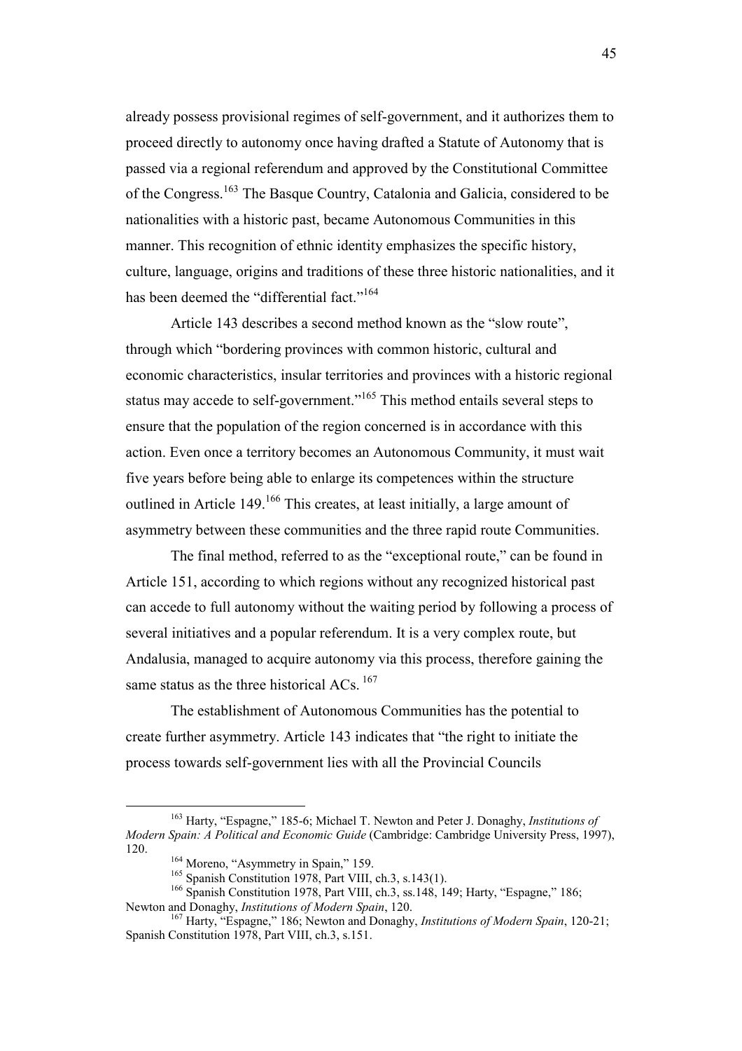already possess provisional regimes of self-government, and it authorizes them to proceed directly to autonomy once having drafted a Statute of Autonomy that is passed via a regional referendum and approved by the Constitutional Committee of the Congress.[163] The Basque Country, Catalonia and Galicia, considered to be nationalities with a historic past, became Autonomous Communities in this manner. This recognition of ethnic identity emphasizes the specific history, culture, language, origins and traditions of these three historic nationalities, and it has been deemed the "differential fact."[164]

Article 143 describes a second method known as the "slow route", through which "bordering provinces with common historic, cultural and economic characteristics, insular territories and provinces with a historic regional status may accede to self-government."[165] This method entails several steps to ensure that the population of the region concerned is in accordance with this action. Even once a territory becomes an Autonomous Community, it must wait five years before being able to enlarge its competences within the structure outlined in Article 149.[166] This creates, at least initially, a large amount of asymmetry between these communities and the three rapid route Communities.

The final method, referred to as the "exceptional route," can be found in Article 151, according to which regions without any recognized historical past can accede to full autonomy without the waiting period by following a process of several initiatives and a popular referendum. It is a very complex route, but Andalusia, managed to acquire autonomy via this process, therefore gaining the same status as the three historical ACs. [167]

The establishment of Autonomous Communities has the potential to create further asymmetry. Article 143 indicates that "the right to initiate the process towards self-government lies with all the Provincial Councils

---

[163] Harty, "Espagne," 185-6; Michael T. Newton and Peter J. Donaghy, *Institutions of Modern Spain: A Political and Economic Guide* (Cambridge: Cambridge University Press, 1997), 120.

[164] Moreno, "Asymmetry in Spain," 159.

[165] Spanish Constitution 1978, Part VIII, ch.3, s.143(1).

[166] Spanish Constitution 1978, Part VIII, ch.3, ss.148, 149; Harty, "Espagne," 186; Newton and Donaghy, *Institutions of Modern Spain*, 120.

[167] Harty, "Espagne," 186; Newton and Donaghy, *Institutions of Modern Spain*, 120-21; Spanish Constitution 1978, Part VIII, ch.3, s.151.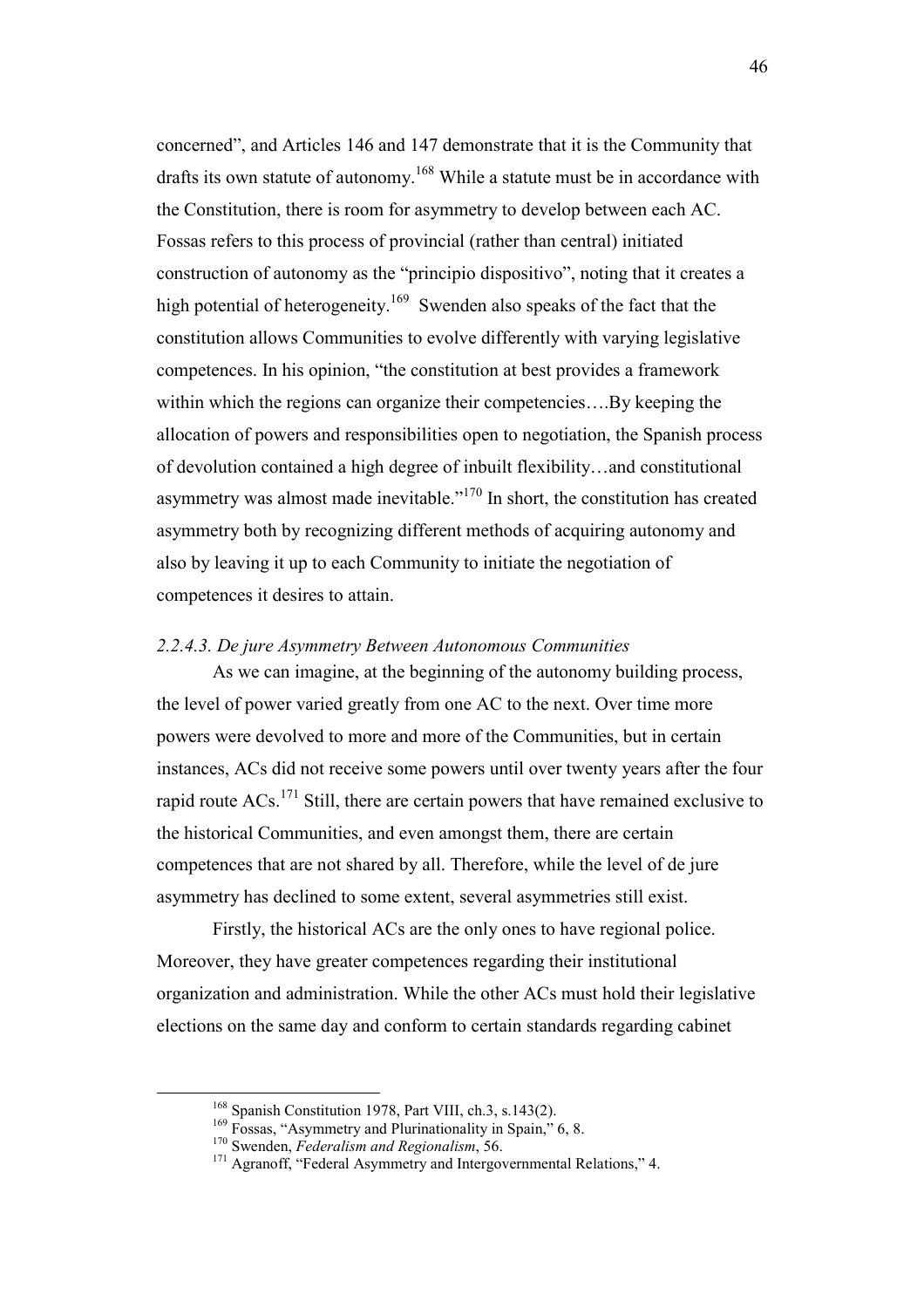concerned", and Articles 146 and 147 demonstrate that it is the Community that drafts its own statute of autonomy.[168] While a statute must be in accordance with the Constitution, there is room for asymmetry to develop between each AC. Fossas refers to this process of provincial (rather than central) initiated construction of autonomy as the "principio dispositivo", noting that it creates a high potential of heterogeneity.[169] Swenden also speaks of the fact that the constitution allows Communities to evolve differently with varying legislative competences. In his opinion, "the constitution at best provides a framework within which the regions can organize their competencies….By keeping the allocation of powers and responsibilities open to negotiation, the Spanish process of devolution contained a high degree of inbuilt flexibility…and constitutional asymmetry was almost made inevitable."[170] In short, the constitution has created asymmetry both by recognizing different methods of acquiring autonomy and also by leaving it up to each Community to initiate the negotiation of competences it desires to attain.

#### *2.2.4.3. De jure Asymmetry Between Autonomous Communities*

As we can imagine, at the beginning of the autonomy building process, the level of power varied greatly from one AC to the next. Over time more powers were devolved to more and more of the Communities, but in certain instances, ACs did not receive some powers until over twenty years after the four rapid route ACs.[171] Still, there are certain powers that have remained exclusive to the historical Communities, and even amongst them, there are certain competences that are not shared by all. Therefore, while the level of de jure asymmetry has declined to some extent, several asymmetries still exist.

Firstly, the historical ACs are the only ones to have regional police. Moreover, they have greater competences regarding their institutional organization and administration. While the other ACs must hold their legislative elections on the same day and conform to certain standards regarding cabinet

---

[168] Spanish Constitution 1978, Part VIII, ch.3, s.143(2).

[169] Fossas, "Asymmetry and Plurinationality in Spain," 6, 8.

[170] Swenden, *Federalism and Regionalism*, 56.

[171] Agranoff, "Federal Asymmetry and Intergovernmental Relations," 4.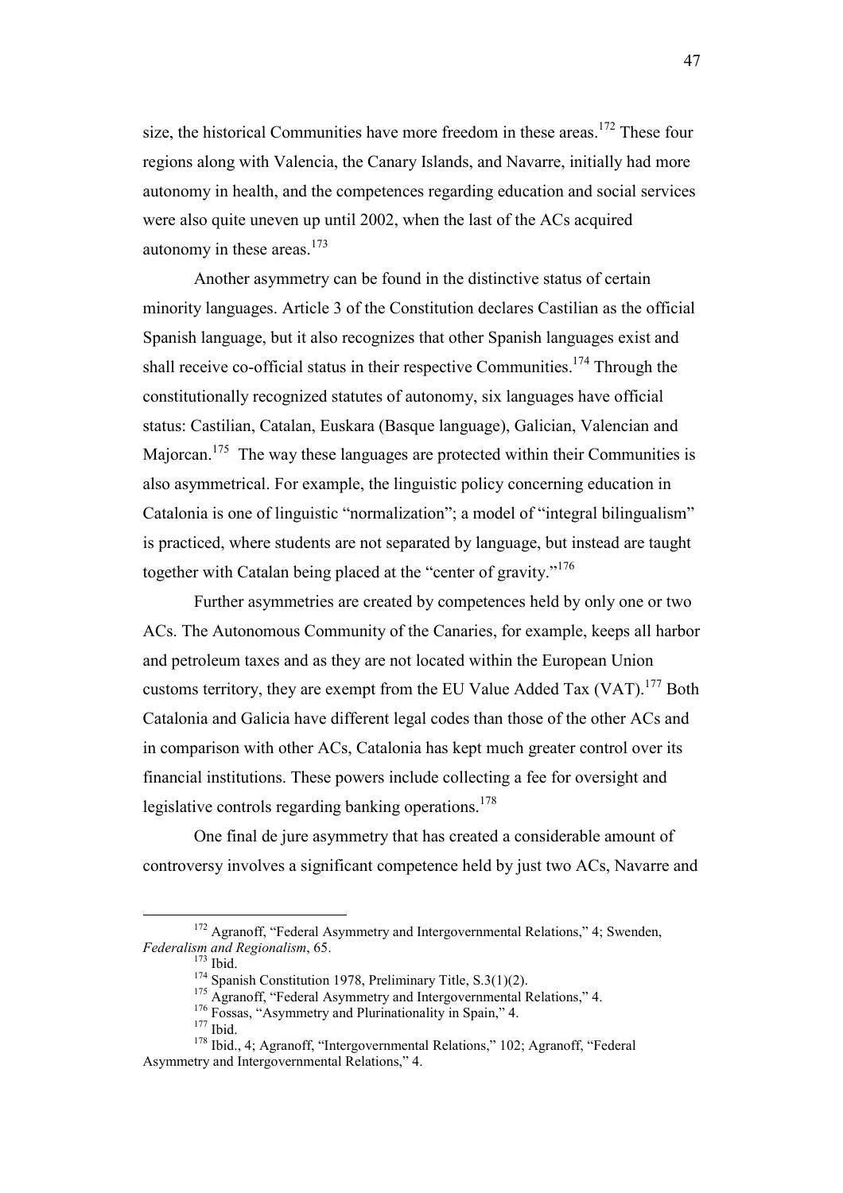size, the historical Communities have more freedom in these areas.[172] These four regions along with Valencia, the Canary Islands, and Navarre, initially had more autonomy in health, and the competences regarding education and social services were also quite uneven up until 2002, when the last of the ACs acquired autonomy in these areas.[173]

Another asymmetry can be found in the distinctive status of certain minority languages. Article 3 of the Constitution declares Castilian as the official Spanish language, but it also recognizes that other Spanish languages exist and shall receive co-official status in their respective Communities.[174] Through the constitutionally recognized statutes of autonomy, six languages have official status: Castilian, Catalan, Euskara (Basque language), Galician, Valencian and Majorcan.[175] The way these languages are protected within their Communities is also asymmetrical. For example, the linguistic policy concerning education in Catalonia is one of linguistic "normalization"; a model of "integral bilingualism" is practiced, where students are not separated by language, but instead are taught together with Catalan being placed at the "center of gravity."[176]

Further asymmetries are created by competences held by only one or two ACs. The Autonomous Community of the Canaries, for example, keeps all harbor and petroleum taxes and as they are not located within the European Union customs territory, they are exempt from the EU Value Added Tax (VAT).[177] Both Catalonia and Galicia have different legal codes than those of the other ACs and in comparison with other ACs, Catalonia has kept much greater control over its financial institutions. These powers include collecting a fee for oversight and legislative controls regarding banking operations.[178]

One final de jure asymmetry that has created a considerable amount of controversy involves a significant competence held by just two ACs, Navarre and

---

[172] Agranoff, "Federal Asymmetry and Intergovernmental Relations," 4; Swenden, *Federalism and Regionalism*, 65.

[173] Ibid.

[174] Spanish Constitution 1978, Preliminary Title, S.3(1)(2).

[175] Agranoff, "Federal Asymmetry and Intergovernmental Relations," 4.

[176] Fossas, "Asymmetry and Plurinationality in Spain," 4.

[177] Ibid.

[178] Ibid., 4; Agranoff, "Intergovernmental Relations," 102; Agranoff, "Federal Asymmetry and Intergovernmental Relations," 4.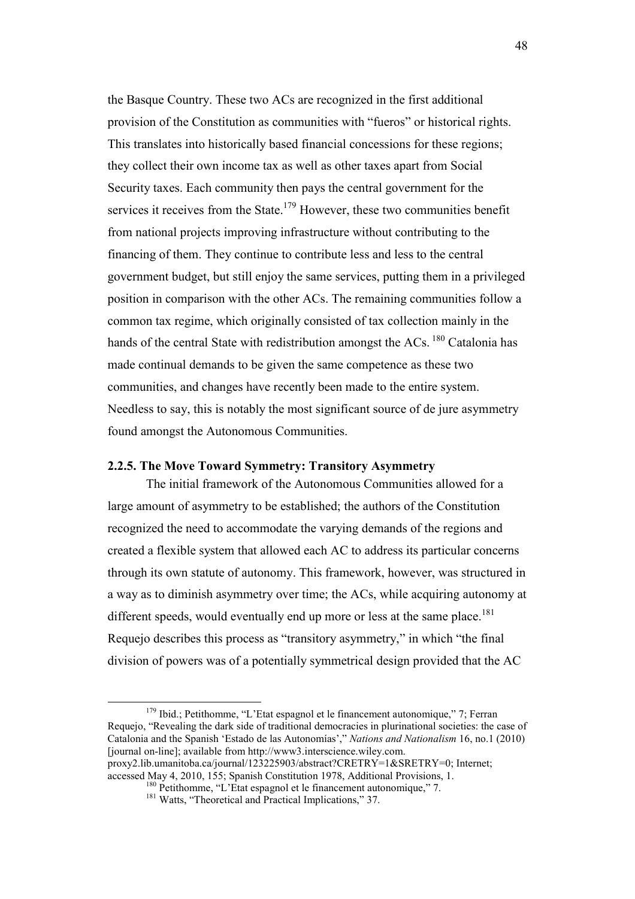the Basque Country. These two ACs are recognized in the first additional provision of the Constitution as communities with "fueros" or historical rights. This translates into historically based financial concessions for these regions; they collect their own income tax as well as other taxes apart from Social Security taxes. Each community then pays the central government for the services it receives from the State.[179] However, these two communities benefit from national projects improving infrastructure without contributing to the financing of them. They continue to contribute less and less to the central government budget, but still enjoy the same services, putting them in a privileged position in comparison with the other ACs. The remaining communities follow a common tax regime, which originally consisted of tax collection mainly in the hands of the central State with redistribution amongst the ACs.[180] Catalonia has made continual demands to be given the same competence as these two communities, and changes have recently been made to the entire system. Needless to say, this is notably the most significant source of de jure asymmetry found amongst the Autonomous Communities.

### 2.2.5. The Move Toward Symmetry: Transitory Asymmetry

The initial framework of the Autonomous Communities allowed for a large amount of asymmetry to be established; the authors of the Constitution recognized the need to accommodate the varying demands of the regions and created a flexible system that allowed each AC to address its particular concerns through its own statute of autonomy. This framework, however, was structured in a way as to diminish asymmetry over time; the ACs, while acquiring autonomy at different speeds, would eventually end up more or less at the same place.[181] Requejo describes this process as "transitory asymmetry," in which "the final division of powers was of a potentially symmetrical design provided that the AC

---

[179] Ibid.; Petithomme, "L'Etat espagnol et le financement autonomique," 7; Ferran Requejo, "Revealing the dark side of traditional democracies in plurinational societies: the case of Catalonia and the Spanish 'Estado de las Autonomías'," *Nations and Nationalism* 16, no.1 (2010) [journal on-line]; available from http://www3.interscience.wiley.com. proxy2.lib.umanitoba.ca/journal/123225903/abstract?CRETRY=1&SRETRY=0; Internet; accessed May 4, 2010, 155; Spanish Constitution 1978, Additional Provisions, 1.

[180] Petithomme, "L'Etat espagnol et le financement autonomique," 7.

[181] Watts, "Theoretical and Practical Implications," 37.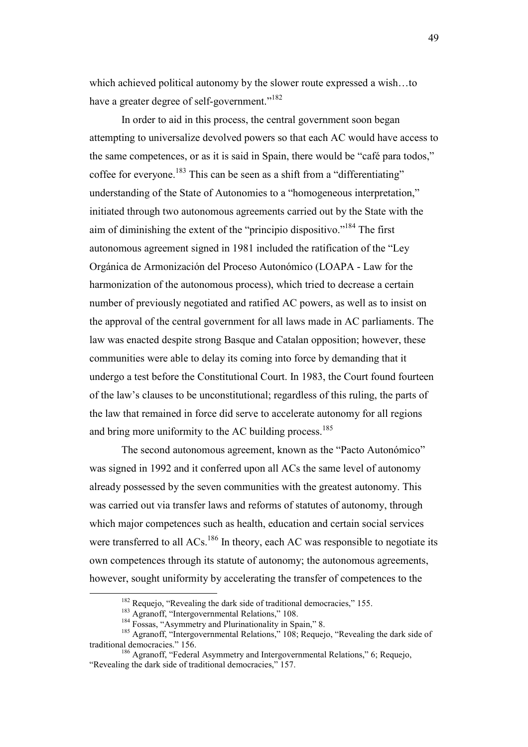which achieved political autonomy by the slower route expressed a wish…to have a greater degree of self-government."[182]

In order to aid in this process, the central government soon began attempting to universalize devolved powers so that each AC would have access to the same competences, or as it is said in Spain, there would be "café para todos," coffee for everyone.[183] This can be seen as a shift from a "differentiating" understanding of the State of Autonomies to a "homogeneous interpretation," initiated through two autonomous agreements carried out by the State with the aim of diminishing the extent of the "principio dispositivo."[184] The first autonomous agreement signed in 1981 included the ratification of the "Ley Orgánica de Armonización del Proceso Autonómico (LOAPA - Law for the harmonization of the autonomous process), which tried to decrease a certain number of previously negotiated and ratified AC powers, as well as to insist on the approval of the central government for all laws made in AC parliaments. The law was enacted despite strong Basque and Catalan opposition; however, these communities were able to delay its coming into force by demanding that it undergo a test before the Constitutional Court. In 1983, the Court found fourteen of the law's clauses to be unconstitutional; regardless of this ruling, the parts of the law that remained in force did serve to accelerate autonomy for all regions and bring more uniformity to the AC building process.[185]

The second autonomous agreement, known as the "Pacto Autonómico" was signed in 1992 and it conferred upon all ACs the same level of autonomy already possessed by the seven communities with the greatest autonomy. This was carried out via transfer laws and reforms of statutes of autonomy, through which major competences such as health, education and certain social services were transferred to all ACs.[186] In theory, each AC was responsible to negotiate its own competences through its statute of autonomy; the autonomous agreements, however, sought uniformity by accelerating the transfer of competences to the

---

[182] Requejo, "Revealing the dark side of traditional democracies," 155.

[183] Agranoff, "Intergovernmental Relations," 108.

[184] Fossas, "Asymmetry and Plurinationality in Spain," 8.

[185] Agranoff, "Intergovernmental Relations," 108; Requejo, "Revealing the dark side of traditional democracies." 156.

[186] Agranoff, "Federal Asymmetry and Intergovernmental Relations," 6; Requejo, "Revealing the dark side of traditional democracies," 157.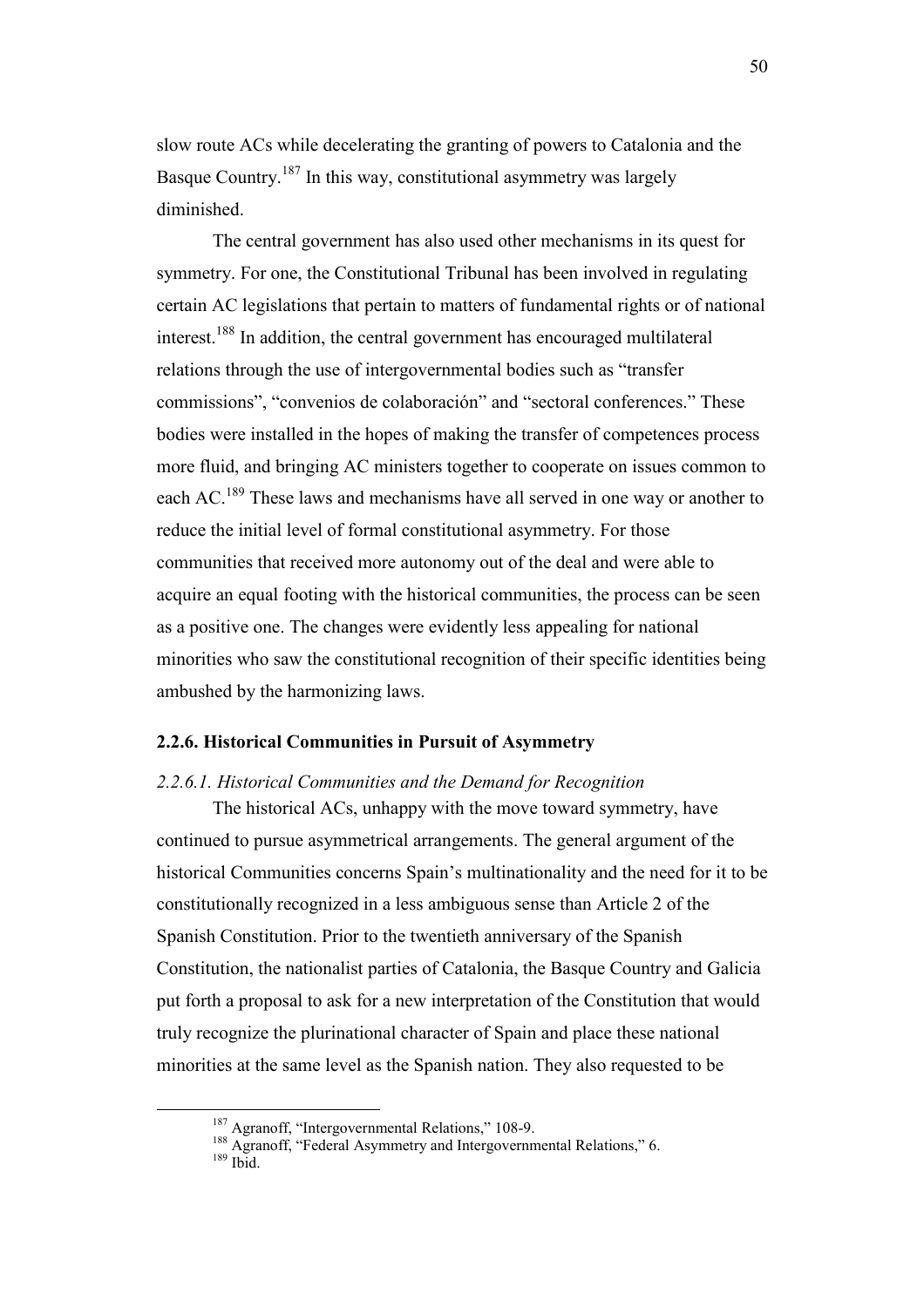slow route ACs while decelerating the granting of powers to Catalonia and the Basque Country.[187] In this way, constitutional asymmetry was largely diminished.

The central government has also used other mechanisms in its quest for symmetry. For one, the Constitutional Tribunal has been involved in regulating certain AC legislations that pertain to matters of fundamental rights or of national interest.[188] In addition, the central government has encouraged multilateral relations through the use of intergovernmental bodies such as "transfer commissions", "convenios de colaboración" and "sectoral conferences." These bodies were installed in the hopes of making the transfer of competences process more fluid, and bringing AC ministers together to cooperate on issues common to each AC.[189] These laws and mechanisms have all served in one way or another to reduce the initial level of formal constitutional asymmetry. For those communities that received more autonomy out of the deal and were able to acquire an equal footing with the historical communities, the process can be seen as a positive one. The changes were evidently less appealing for national minorities who saw the constitutional recognition of their specific identities being ambushed by the harmonizing laws.

### 2.2.6. Historical Communities in Pursuit of Asymmetry

#### *2.2.6.1. Historical Communities and the Demand for Recognition*

The historical ACs, unhappy with the move toward symmetry, have continued to pursue asymmetrical arrangements. The general argument of the historical Communities concerns Spain's multinationality and the need for it to be constitutionally recognized in a less ambiguous sense than Article 2 of the Spanish Constitution. Prior to the twentieth anniversary of the Spanish Constitution, the nationalist parties of Catalonia, the Basque Country and Galicia put forth a proposal to ask for a new interpretation of the Constitution that would truly recognize the plurinational character of Spain and place these national minorities at the same level as the Spanish nation. They also requested to be

---

[187] Agranoff, "Intergovernmental Relations," 108-9.

[188] Agranoff, "Federal Asymmetry and Intergovernmental Relations," 6.

[189] Ibid.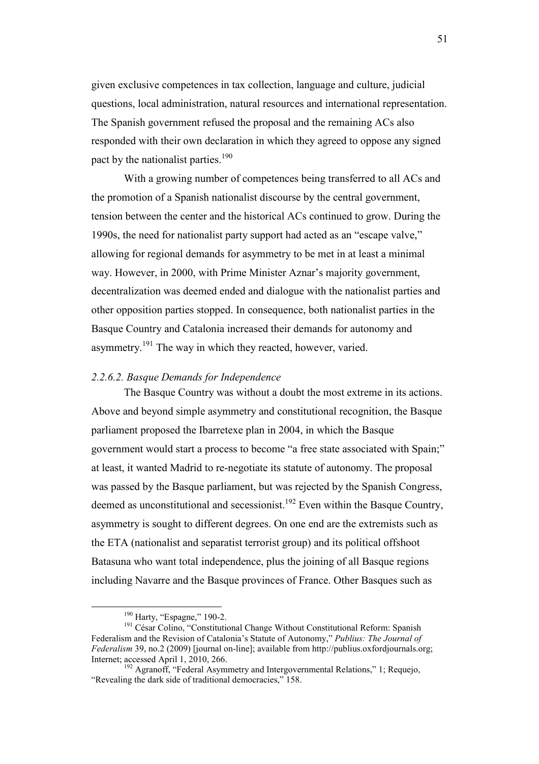given exclusive competences in tax collection, language and culture, judicial questions, local administration, natural resources and international representation. The Spanish government refused the proposal and the remaining ACs also responded with their own declaration in which they agreed to oppose any signed pact by the nationalist parties.[190]

With a growing number of competences being transferred to all ACs and the promotion of a Spanish nationalist discourse by the central government, tension between the center and the historical ACs continued to grow. During the 1990s, the need for nationalist party support had acted as an "escape valve," allowing for regional demands for asymmetry to be met in at least a minimal way. However, in 2000, with Prime Minister Aznar's majority government, decentralization was deemed ended and dialogue with the nationalist parties and other opposition parties stopped. In consequence, both nationalist parties in the Basque Country and Catalonia increased their demands for autonomy and asymmetry.[191] The way in which they reacted, however, varied.

#### *2.2.6.2. Basque Demands for Independence*

The Basque Country was without a doubt the most extreme in its actions. Above and beyond simple asymmetry and constitutional recognition, the Basque parliament proposed the Ibarretexe plan in 2004, in which the Basque government would start a process to become "a free state associated with Spain;" at least, it wanted Madrid to re-negotiate its statute of autonomy. The proposal was passed by the Basque parliament, but was rejected by the Spanish Congress, deemed as unconstitutional and secessionist.[192] Even within the Basque Country, asymmetry is sought to different degrees. On one end are the extremists such as the ETA (nationalist and separatist terrorist group) and its political offshoot Batasuna who want total independence, plus the joining of all Basque regions including Navarre and the Basque provinces of France. Other Basques such as

---

[190] Harty, "Espagne," 190-2.

[191] César Colino, "Constitutional Change Without Constitutional Reform: Spanish Federalism and the Revision of Catalonia's Statute of Autonomy," *Publius: The Journal of Federalism* 39, no.2 (2009) [journal on-line]; available from http://publius.oxfordjournals.org; Internet; accessed April 1, 2010, 266.

[192] Agranoff, "Federal Asymmetry and Intergovernmental Relations," 1; Requejo, "Revealing the dark side of traditional democracies," 158.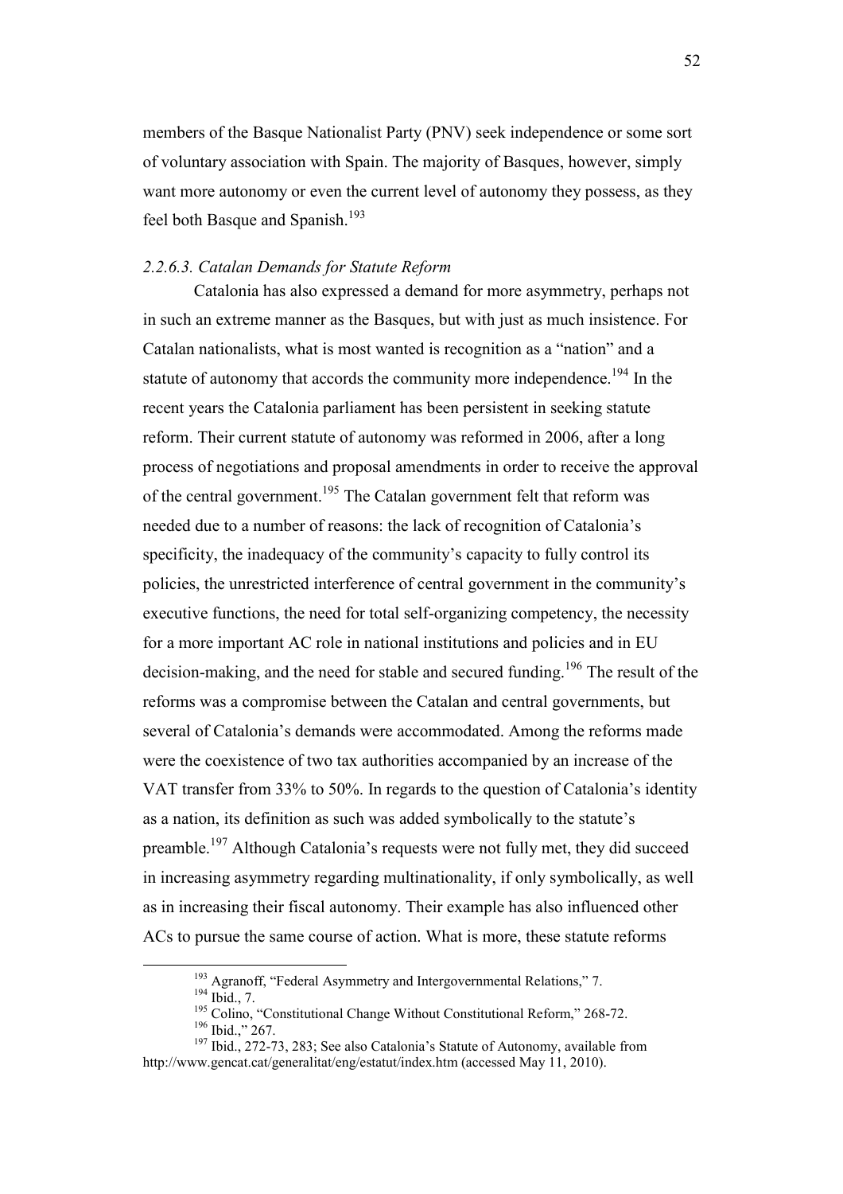members of the Basque Nationalist Party (PNV) seek independence or some sort of voluntary association with Spain. The majority of Basques, however, simply want more autonomy or even the current level of autonomy they possess, as they feel both Basque and Spanish.[193]

### *2.2.6.3. Catalan Demands for Statute Reform*

Catalonia has also expressed a demand for more asymmetry, perhaps not in such an extreme manner as the Basques, but with just as much insistence. For Catalan nationalists, what is most wanted is recognition as a "nation" and a statute of autonomy that accords the community more independence.[194] In the recent years the Catalonia parliament has been persistent in seeking statute reform. Their current statute of autonomy was reformed in 2006, after a long process of negotiations and proposal amendments in order to receive the approval of the central government.[195] The Catalan government felt that reform was needed due to a number of reasons: the lack of recognition of Catalonia's specificity, the inadequacy of the community's capacity to fully control its policies, the unrestricted interference of central government in the community's executive functions, the need for total self-organizing competency, the necessity for a more important AC role in national institutions and policies and in EU decision-making, and the need for stable and secured funding.[196] The result of the reforms was a compromise between the Catalan and central governments, but several of Catalonia's demands were accommodated. Among the reforms made were the coexistence of two tax authorities accompanied by an increase of the VAT transfer from 33% to 50%. In regards to the question of Catalonia's identity as a nation, its definition as such was added symbolically to the statute's preamble.[197] Although Catalonia's requests were not fully met, they did succeed in increasing asymmetry regarding multinationality, if only symbolically, as well as in increasing their fiscal autonomy. Their example has also influenced other ACs to pursue the same course of action. What is more, these statute reforms

---

[193] Agranoff, "Federal Asymmetry and Intergovernmental Relations," 7.

[194] Ibid., 7.

[195] Colino, "Constitutional Change Without Constitutional Reform," 268-72.

[196] Ibid.," 267.

[197] Ibid., 272-73, 283; See also Catalonia's Statute of Autonomy, available from http://www.gencat.cat/generalitat/eng/estatut/index.htm (accessed May 11, 2010).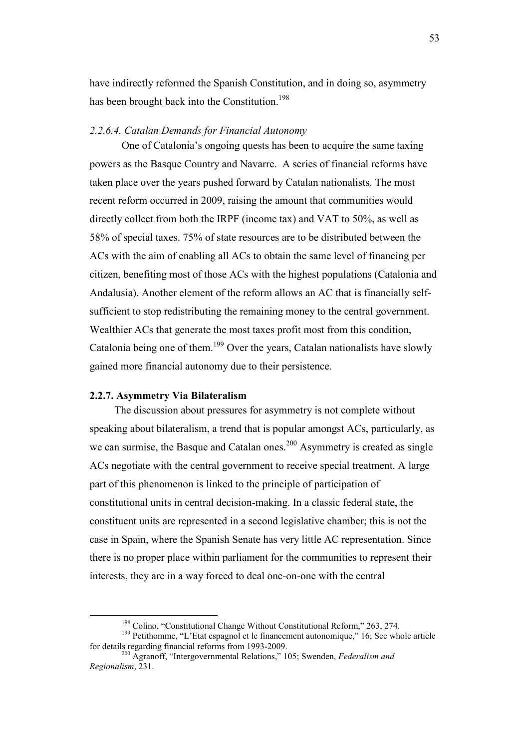have indirectly reformed the Spanish Constitution, and in doing so, asymmetry has been brought back into the Constitution.[198]

#### *2.2.6.4. Catalan Demands for Financial Autonomy*

One of Catalonia's ongoing quests has been to acquire the same taxing powers as the Basque Country and Navarre. A series of financial reforms have taken place over the years pushed forward by Catalan nationalists. The most recent reform occurred in 2009, raising the amount that communities would directly collect from both the IRPF (income tax) and VAT to 50%, as well as 58% of special taxes. 75% of state resources are to be distributed between the ACs with the aim of enabling all ACs to obtain the same level of financing per citizen, benefiting most of those ACs with the highest populations (Catalonia and Andalusia). Another element of the reform allows an AC that is financially self-sufficient to stop redistributing the remaining money to the central government. Wealthier ACs that generate the most taxes profit most from this condition, Catalonia being one of them.[199] Over the years, Catalan nationalists have slowly gained more financial autonomy due to their persistence.

### **2.2.7. Asymmetry Via Bilateralism**

The discussion about pressures for asymmetry is not complete without speaking about bilateralism, a trend that is popular amongst ACs, particularly, as we can surmise, the Basque and Catalan ones.[200] Asymmetry is created as single ACs negotiate with the central government to receive special treatment. A large part of this phenomenon is linked to the principle of participation of constitutional units in central decision-making. In a classic federal state, the constituent units are represented in a second legislative chamber; this is not the case in Spain, where the Spanish Senate has very little AC representation. Since there is no proper place within parliament for the communities to represent their interests, they are in a way forced to deal one-on-one with the central

---

[198] Colino, "Constitutional Change Without Constitutional Reform," 263, 274.

[199] Petithomme, "L'Etat espagnol et le financement autonomique," 16; See whole article for details regarding financial reforms from 1993-2009.

[200] Agranoff, "Intergovernmental Relations," 105; Swenden, *Federalism and Regionalism*, 231.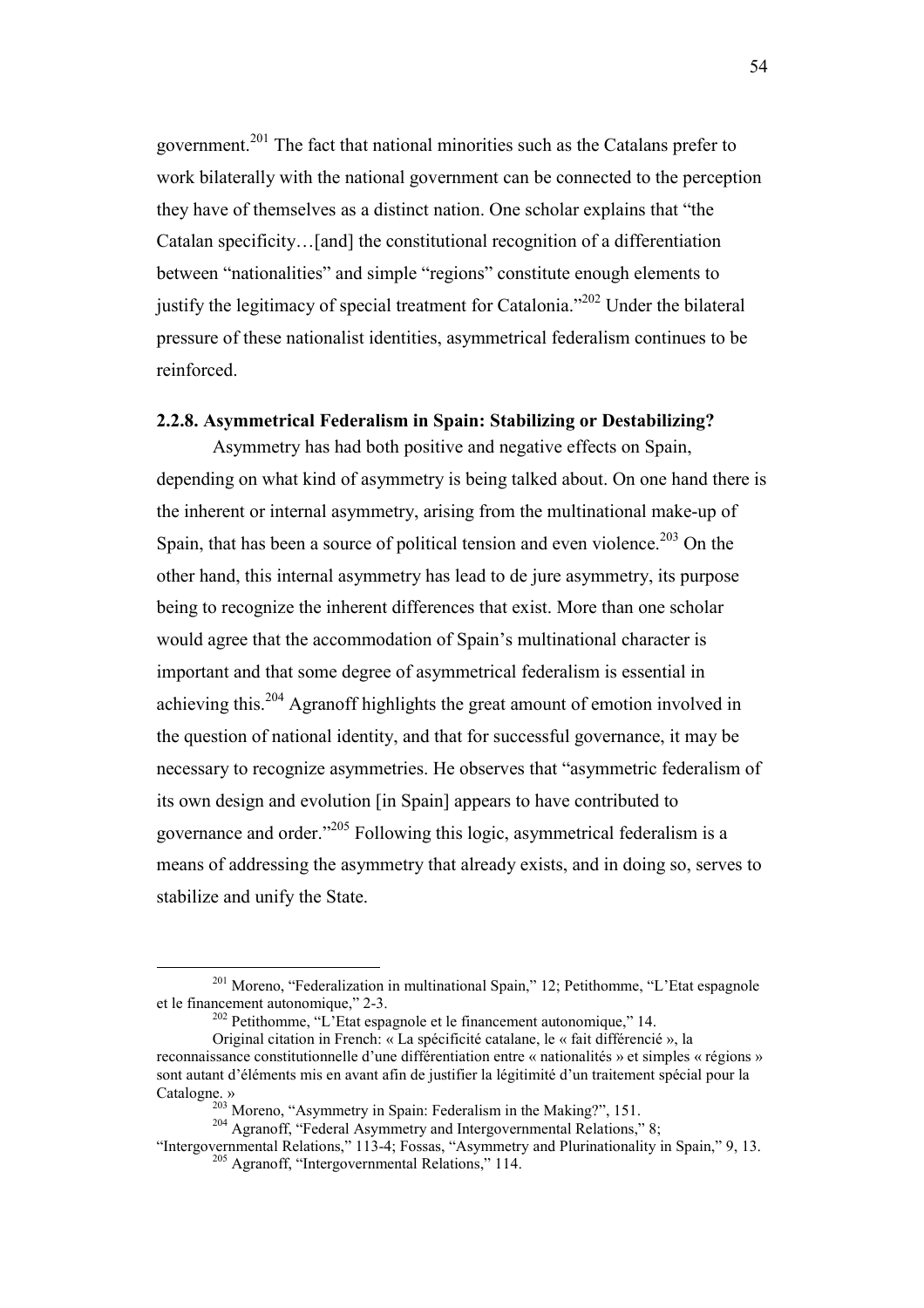government.[201] The fact that national minorities such as the Catalans prefer to work bilaterally with the national government can be connected to the perception they have of themselves as a distinct nation. One scholar explains that "the Catalan specificity…[and] the constitutional recognition of a differentiation between "nationalities" and simple "regions" constitute enough elements to justify the legitimacy of special treatment for Catalonia."[202] Under the bilateral pressure of these nationalist identities, asymmetrical federalism continues to be reinforced.

### 2.2.8. Asymmetrical Federalism in Spain: Stabilizing or Destabilizing?

Asymmetry has had both positive and negative effects on Spain, depending on what kind of asymmetry is being talked about. On one hand there is the inherent or internal asymmetry, arising from the multinational make-up of Spain, that has been a source of political tension and even violence.[203] On the other hand, this internal asymmetry has lead to de jure asymmetry, its purpose being to recognize the inherent differences that exist. More than one scholar would agree that the accommodation of Spain's multinational character is important and that some degree of asymmetrical federalism is essential in achieving this.[204] Agranoff highlights the great amount of emotion involved in the question of national identity, and that for successful governance, it may be necessary to recognize asymmetries. He observes that "asymmetric federalism of its own design and evolution [in Spain] appears to have contributed to governance and order."[205] Following this logic, asymmetrical federalism is a means of addressing the asymmetry that already exists, and in doing so, serves to stabilize and unify the State.

---

[201] Moreno, "Federalization in multinational Spain," 12; Petithomme, "L'Etat espagnole et le financement autonomique," 2-3.

[202] Petithomme, "L'Etat espagnole et le financement autonomique," 14.

Original citation in French: « La spécificité catalane, le « fait différencié », la reconnaissance constitutionnelle d'une différentiation entre « nationalités » et simples « régions » sont autant d'éléments mis en avant afin de justifier la légitimité d'un traitement spécial pour la Catalogne. »

[203] Moreno, "Asymmetry in Spain: Federalism in the Making?", 151.

[204] Agranoff, "Federal Asymmetry and Intergovernmental Relations," 8; "Intergovernmental Relations," 113-4; Fossas, "Asymmetry and Plurinationality in Spain," 9, 13.

[205] Agranoff, "Intergovernmental Relations," 114.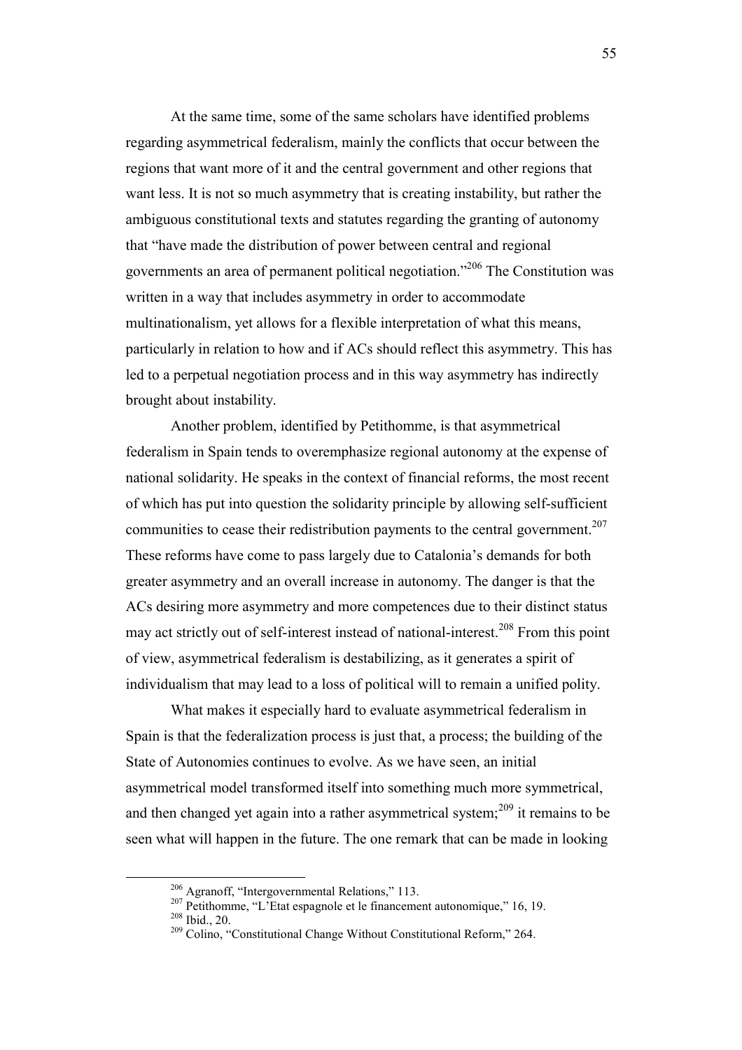At the same time, some of the same scholars have identified problems regarding asymmetrical federalism, mainly the conflicts that occur between the regions that want more of it and the central government and other regions that want less. It is not so much asymmetry that is creating instability, but rather the ambiguous constitutional texts and statutes regarding the granting of autonomy that "have made the distribution of power between central and regional governments an area of permanent political negotiation."[206] The Constitution was written in a way that includes asymmetry in order to accommodate multinationalism, yet allows for a flexible interpretation of what this means, particularly in relation to how and if ACs should reflect this asymmetry. This has led to a perpetual negotiation process and in this way asymmetry has indirectly brought about instability.

Another problem, identified by Petithomme, is that asymmetrical federalism in Spain tends to overemphasize regional autonomy at the expense of national solidarity. He speaks in the context of financial reforms, the most recent of which has put into question the solidarity principle by allowing self-sufficient communities to cease their redistribution payments to the central government.[207] These reforms have come to pass largely due to Catalonia's demands for both greater asymmetry and an overall increase in autonomy. The danger is that the ACs desiring more asymmetry and more competences due to their distinct status may act strictly out of self-interest instead of national-interest.[208] From this point of view, asymmetrical federalism is destabilizing, as it generates a spirit of individualism that may lead to a loss of political will to remain a unified polity.

What makes it especially hard to evaluate asymmetrical federalism in Spain is that the federalization process is just that, a process; the building of the State of Autonomies continues to evolve. As we have seen, an initial asymmetrical model transformed itself into something much more symmetrical, and then changed yet again into a rather asymmetrical system;[209] it remains to be seen what will happen in the future. The one remark that can be made in looking

---

[206] Agranoff, "Intergovernmental Relations," 113.

[207] Petithomme, "L'Etat espagnole et le financement autonomique," 16, 19.

[208] Ibid., 20.

[209] Colino, "Constitutional Change Without Constitutional Reform," 264.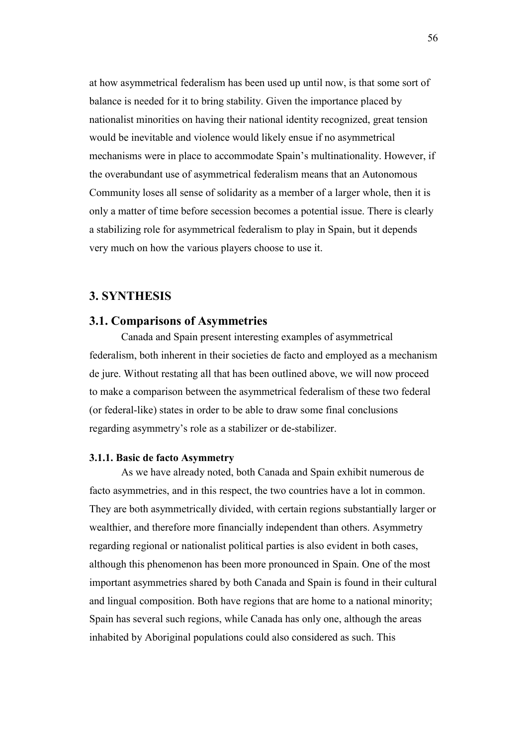at how asymmetrical federalism has been used up until now, is that some sort of balance is needed for it to bring stability. Given the importance placed by nationalist minorities on having their national identity recognized, great tension would be inevitable and violence would likely ensue if no asymmetrical mechanisms were in place to accommodate Spain's multinationality. However, if the overabundant use of asymmetrical federalism means that an Autonomous Community loses all sense of solidarity as a member of a larger whole, then it is only a matter of time before secession becomes a potential issue. There is clearly a stabilizing role for asymmetrical federalism to play in Spain, but it depends very much on how the various players choose to use it.

## 3. SYNTHESIS

### 3.1. Comparisons of Asymmetries

Canada and Spain present interesting examples of asymmetrical federalism, both inherent in their societies de facto and employed as a mechanism de jure. Without restating all that has been outlined above, we will now proceed to make a comparison between the asymmetrical federalism of these two federal (or federal-like) states in order to be able to draw some final conclusions regarding asymmetry's role as a stabilizer or de-stabilizer.

#### 3.1.1. Basic de facto Asymmetry

As we have already noted, both Canada and Spain exhibit numerous de facto asymmetries, and in this respect, the two countries have a lot in common. They are both asymmetrically divided, with certain regions substantially larger or wealthier, and therefore more financially independent than others. Asymmetry regarding regional or nationalist political parties is also evident in both cases, although this phenomenon has been more pronounced in Spain. One of the most important asymmetries shared by both Canada and Spain is found in their cultural and lingual composition. Both have regions that are home to a national minority; Spain has several such regions, while Canada has only one, although the areas inhabited by Aboriginal populations could also considered as such. This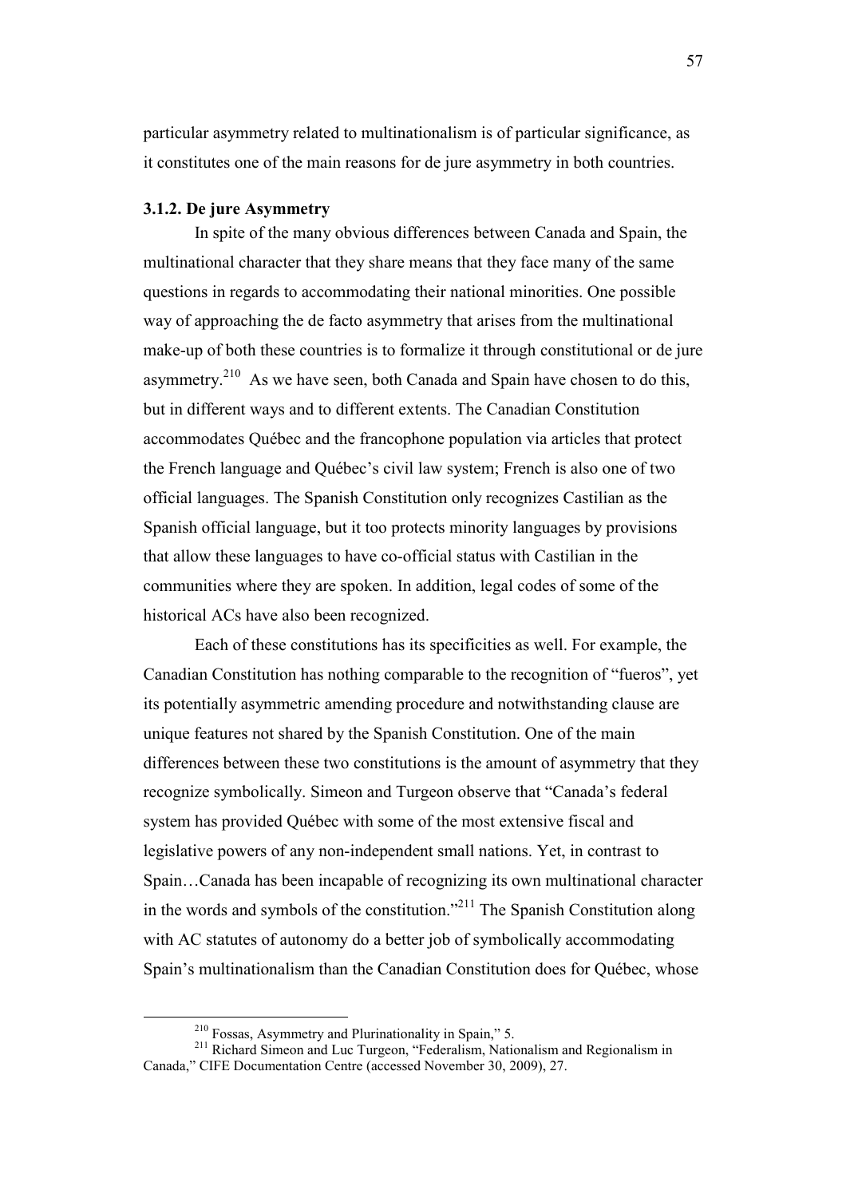particular asymmetry related to multinationalism is of particular significance, as it constitutes one of the main reasons for de jure asymmetry in both countries.

### 3.1.2. De jure Asymmetry

In spite of the many obvious differences between Canada and Spain, the multinational character that they share means that they face many of the same questions in regards to accommodating their national minorities. One possible way of approaching the de facto asymmetry that arises from the multinational make-up of both these countries is to formalize it through constitutional or de jure asymmetry.[210] As we have seen, both Canada and Spain have chosen to do this, but in different ways and to different extents. The Canadian Constitution accommodates Québec and the francophone population via articles that protect the French language and Québec's civil law system; French is also one of two official languages. The Spanish Constitution only recognizes Castilian as the Spanish official language, but it too protects minority languages by provisions that allow these languages to have co-official status with Castilian in the communities where they are spoken. In addition, legal codes of some of the historical ACs have also been recognized.

Each of these constitutions has its specificities as well. For example, the Canadian Constitution has nothing comparable to the recognition of "fueros", yet its potentially asymmetric amending procedure and notwithstanding clause are unique features not shared by the Spanish Constitution. One of the main differences between these two constitutions is the amount of asymmetry that they recognize symbolically. Simeon and Turgeon observe that "Canada's federal system has provided Québec with some of the most extensive fiscal and legislative powers of any non-independent small nations. Yet, in contrast to Spain…Canada has been incapable of recognizing its own multinational character in the words and symbols of the constitution."[211] The Spanish Constitution along with AC statutes of autonomy do a better job of symbolically accommodating Spain's multinationalism than the Canadian Constitution does for Québec, whose

---

[210] Fossas, Asymmetry and Plurinationality in Spain," 5.

[211] Richard Simeon and Luc Turgeon, "Federalism, Nationalism and Regionalism in Canada," CIFE Documentation Centre (accessed November 30, 2009), 27.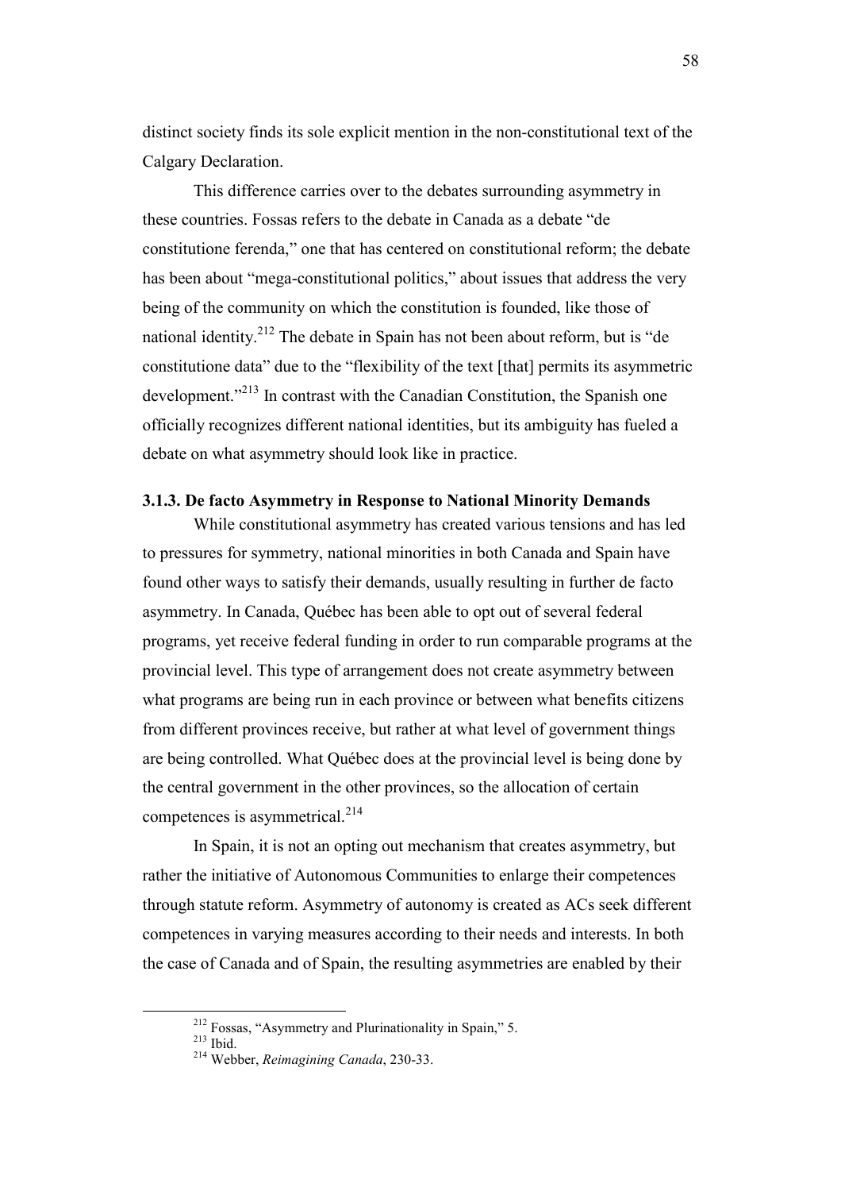distinct society finds its sole explicit mention in the non-constitutional text of the Calgary Declaration.

This difference carries over to the debates surrounding asymmetry in these countries. Fossas refers to the debate in Canada as a debate "de constitutione ferenda," one that has centered on constitutional reform; the debate has been about "mega-constitutional politics," about issues that address the very being of the community on which the constitution is founded, like those of national identity.[212] The debate in Spain has not been about reform, but is "de constitutione data" due to the "flexibility of the text [that] permits its asymmetric development."[213] In contrast with the Canadian Constitution, the Spanish one officially recognizes different national identities, but its ambiguity has fueled a debate on what asymmetry should look like in practice.

### 3.1.3. De facto Asymmetry in Response to National Minority Demands

While constitutional asymmetry has created various tensions and has led to pressures for symmetry, national minorities in both Canada and Spain have found other ways to satisfy their demands, usually resulting in further de facto asymmetry. In Canada, Québec has been able to opt out of several federal programs, yet receive federal funding in order to run comparable programs at the provincial level. This type of arrangement does not create asymmetry between what programs are being run in each province or between what benefits citizens from different provinces receive, but rather at what level of government things are being controlled. What Québec does at the provincial level is being done by the central government in the other provinces, so the allocation of certain competences is asymmetrical.[214]

In Spain, it is not an opting out mechanism that creates asymmetry, but rather the initiative of Autonomous Communities to enlarge their competences through statute reform. Asymmetry of autonomy is created as ACs seek different competences in varying measures according to their needs and interests. In both the case of Canada and of Spain, the resulting asymmetries are enabled by their

---

[212] Fossas, "Asymmetry and Plurinationality in Spain," 5.

[213] Ibid.

[214] Webber, *Reimagining Canada*, 230-33.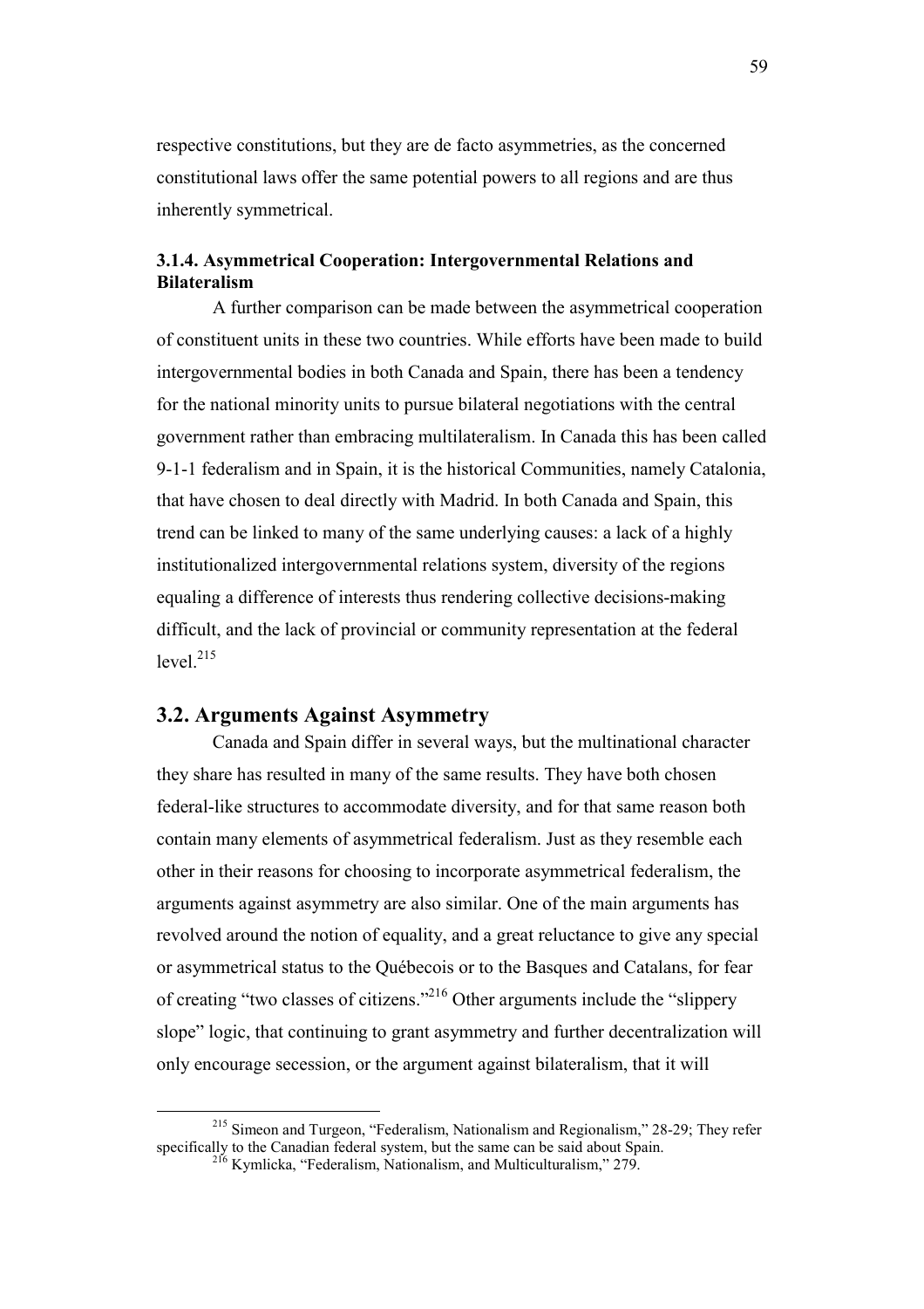respective constitutions, but they are de facto asymmetries, as the concerned constitutional laws offer the same potential powers to all regions and are thus inherently symmetrical.

### 3.1.4. Asymmetrical Cooperation: Intergovernmental Relations and Bilateralism

A further comparison can be made between the asymmetrical cooperation of constituent units in these two countries. While efforts have been made to build intergovernmental bodies in both Canada and Spain, there has been a tendency for the national minority units to pursue bilateral negotiations with the central government rather than embracing multilateralism. In Canada this has been called 9-1-1 federalism and in Spain, it is the historical Communities, namely Catalonia, that have chosen to deal directly with Madrid. In both Canada and Spain, this trend can be linked to many of the same underlying causes: a lack of a highly institutionalized intergovernmental relations system, diversity of the regions equaling a difference of interests thus rendering collective decisions-making difficult, and the lack of provincial or community representation at the federal level.[215]

## 3.2. Arguments Against Asymmetry

Canada and Spain differ in several ways, but the multinational character they share has resulted in many of the same results. They have both chosen federal-like structures to accommodate diversity, and for that same reason both contain many elements of asymmetrical federalism. Just as they resemble each other in their reasons for choosing to incorporate asymmetrical federalism, the arguments against asymmetry are also similar. One of the main arguments has revolved around the notion of equality, and a great reluctance to give any special or asymmetrical status to the Québecois or to the Basques and Catalans, for fear of creating "two classes of citizens."[216] Other arguments include the "slippery slope" logic, that continuing to grant asymmetry and further decentralization will only encourage secession, or the argument against bilateralism, that it will

[215] Simeon and Turgeon, "Federalism, Nationalism and Regionalism," 28-29; They refer specifically to the Canadian federal system, but the same can be said about Spain.

[216] Kymlicka, "Federalism, Nationalism, and Multiculturalism," 279.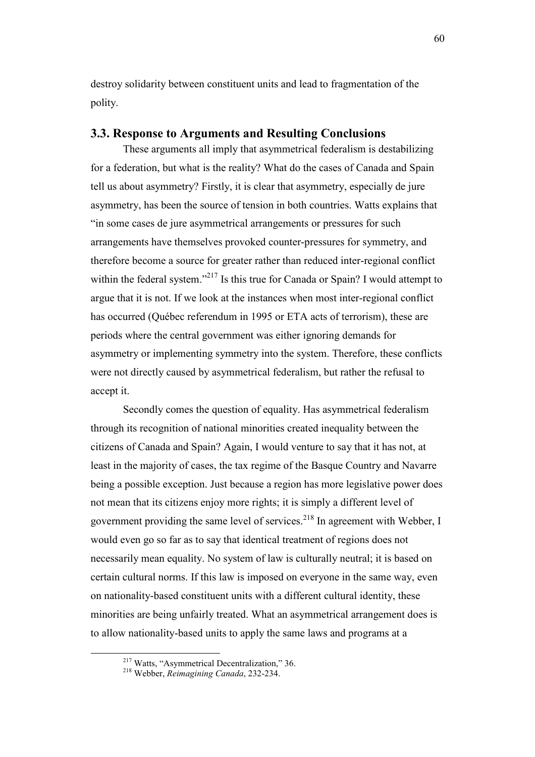destroy solidarity between constituent units and lead to fragmentation of the polity.

## 3.3. Response to Arguments and Resulting Conclusions

These arguments all imply that asymmetrical federalism is destabilizing for a federation, but what is the reality? What do the cases of Canada and Spain tell us about asymmetry? Firstly, it is clear that asymmetry, especially de jure asymmetry, has been the source of tension in both countries. Watts explains that "in some cases de jure asymmetrical arrangements or pressures for such arrangements have themselves provoked counter-pressures for symmetry, and therefore become a source for greater rather than reduced inter-regional conflict within the federal system."[217] Is this true for Canada or Spain? I would attempt to argue that it is not. If we look at the instances when most inter-regional conflict has occurred (Québec referendum in 1995 or ETA acts of terrorism), these are periods where the central government was either ignoring demands for asymmetry or implementing symmetry into the system. Therefore, these conflicts were not directly caused by asymmetrical federalism, but rather the refusal to accept it.

Secondly comes the question of equality. Has asymmetrical federalism through its recognition of national minorities created inequality between the citizens of Canada and Spain? Again, I would venture to say that it has not, at least in the majority of cases, the tax regime of the Basque Country and Navarre being a possible exception. Just because a region has more legislative power does not mean that its citizens enjoy more rights; it is simply a different level of government providing the same level of services.[218] In agreement with Webber, I would even go so far as to say that identical treatment of regions does not necessarily mean equality. No system of law is culturally neutral; it is based on certain cultural norms. If this law is imposed on everyone in the same way, even on nationality-based constituent units with a different cultural identity, these minorities are being unfairly treated. What an asymmetrical arrangement does is to allow nationality-based units to apply the same laws and programs at a

[217] Watts, "Asymmetrical Decentralization," 36.

[218] Webber, *Reimagining Canada*, 232-234.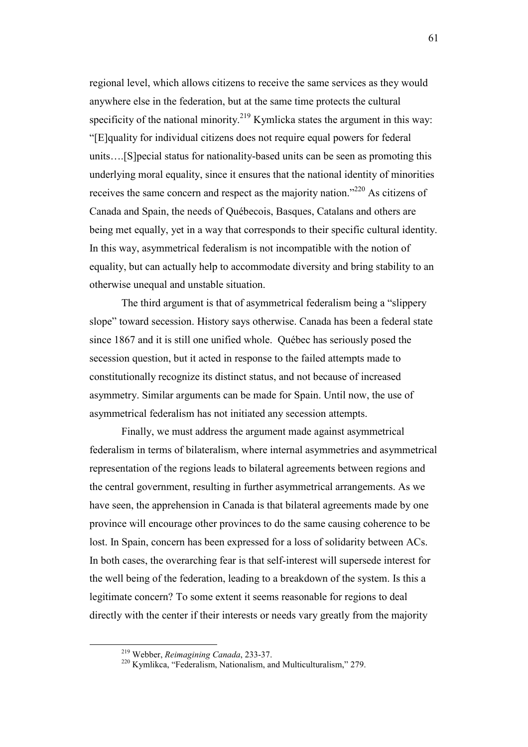regional level, which allows citizens to receive the same services as they would anywhere else in the federation, but at the same time protects the cultural specificity of the national minority.[219] Kymlicka states the argument in this way: "[E]quality for individual citizens does not require equal powers for federal units….[S]pecial status for nationality-based units can be seen as promoting this underlying moral equality, since it ensures that the national identity of minorities receives the same concern and respect as the majority nation."[220] As citizens of Canada and Spain, the needs of Québecois, Basques, Catalans and others are being met equally, yet in a way that corresponds to their specific cultural identity. In this way, asymmetrical federalism is not incompatible with the notion of equality, but can actually help to accommodate diversity and bring stability to an otherwise unequal and unstable situation.

The third argument is that of asymmetrical federalism being a "slippery slope" toward secession. History says otherwise. Canada has been a federal state since 1867 and it is still one unified whole. Québec has seriously posed the secession question, but it acted in response to the failed attempts made to constitutionally recognize its distinct status, and not because of increased asymmetry. Similar arguments can be made for Spain. Until now, the use of asymmetrical federalism has not initiated any secession attempts.

Finally, we must address the argument made against asymmetrical federalism in terms of bilateralism, where internal asymmetries and asymmetrical representation of the regions leads to bilateral agreements between regions and the central government, resulting in further asymmetrical arrangements. As we have seen, the apprehension in Canada is that bilateral agreements made by one province will encourage other provinces to do the same causing coherence to be lost. In Spain, concern has been expressed for a loss of solidarity between ACs. In both cases, the overarching fear is that self-interest will supersede interest for the well being of the federation, leading to a breakdown of the system. Is this a legitimate concern? To some extent it seems reasonable for regions to deal directly with the center if their interests or needs vary greatly from the majority

---

[219] Webber, *Reimagining Canada*, 233-37.

[220] Kymlikca, "Federalism, Nationalism, and Multiculturalism," 279.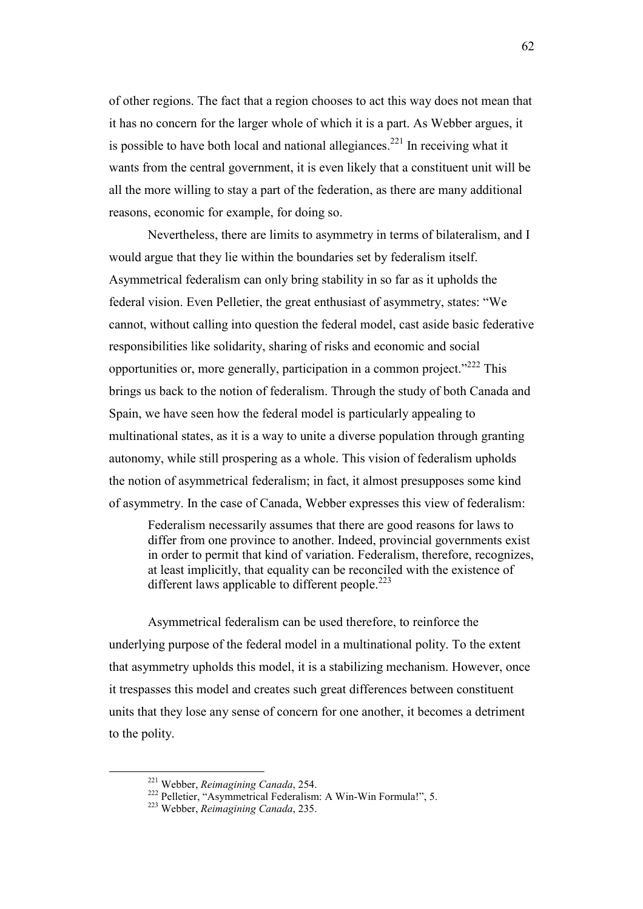of other regions. The fact that a region chooses to act this way does not mean that it has no concern for the larger whole of which it is a part. As Webber argues, it is possible to have both local and national allegiances.[221] In receiving what it wants from the central government, it is even likely that a constituent unit will be all the more willing to stay a part of the federation, as there are many additional reasons, economic for example, for doing so.

Nevertheless, there are limits to asymmetry in terms of bilateralism, and I would argue that they lie within the boundaries set by federalism itself. Asymmetrical federalism can only bring stability in so far as it upholds the federal vision. Even Pelletier, the great enthusiast of asymmetry, states: "We cannot, without calling into question the federal model, cast aside basic federative responsibilities like solidarity, sharing of risks and economic and social opportunities or, more generally, participation in a common project."[222] This brings us back to the notion of federalism. Through the study of both Canada and Spain, we have seen how the federal model is particularly appealing to multinational states, as it is a way to unite a diverse population through granting autonomy, while still prospering as a whole. This vision of federalism upholds the notion of asymmetrical federalism; in fact, it almost presupposes some kind of asymmetry. In the case of Canada, Webber expresses this view of federalism:

> Federalism necessarily assumes that there are good reasons for laws to differ from one province to another. Indeed, provincial governments exist in order to permit that kind of variation. Federalism, therefore, recognizes, at least implicitly, that equality can be reconciled with the existence of different laws applicable to different people.[223]

Asymmetrical federalism can be used therefore, to reinforce the underlying purpose of the federal model in a multinational polity. To the extent that asymmetry upholds this model, it is a stabilizing mechanism. However, once it trespasses this model and creates such great differences between constituent units that they lose any sense of concern for one another, it becomes a detriment to the polity.

---

[221] Webber, *Reimagining Canada*, 254.

[222] Pelletier, "Asymmetrical Federalism: A Win-Win Formula!", 5.

[223] Webber, *Reimagining Canada*, 235.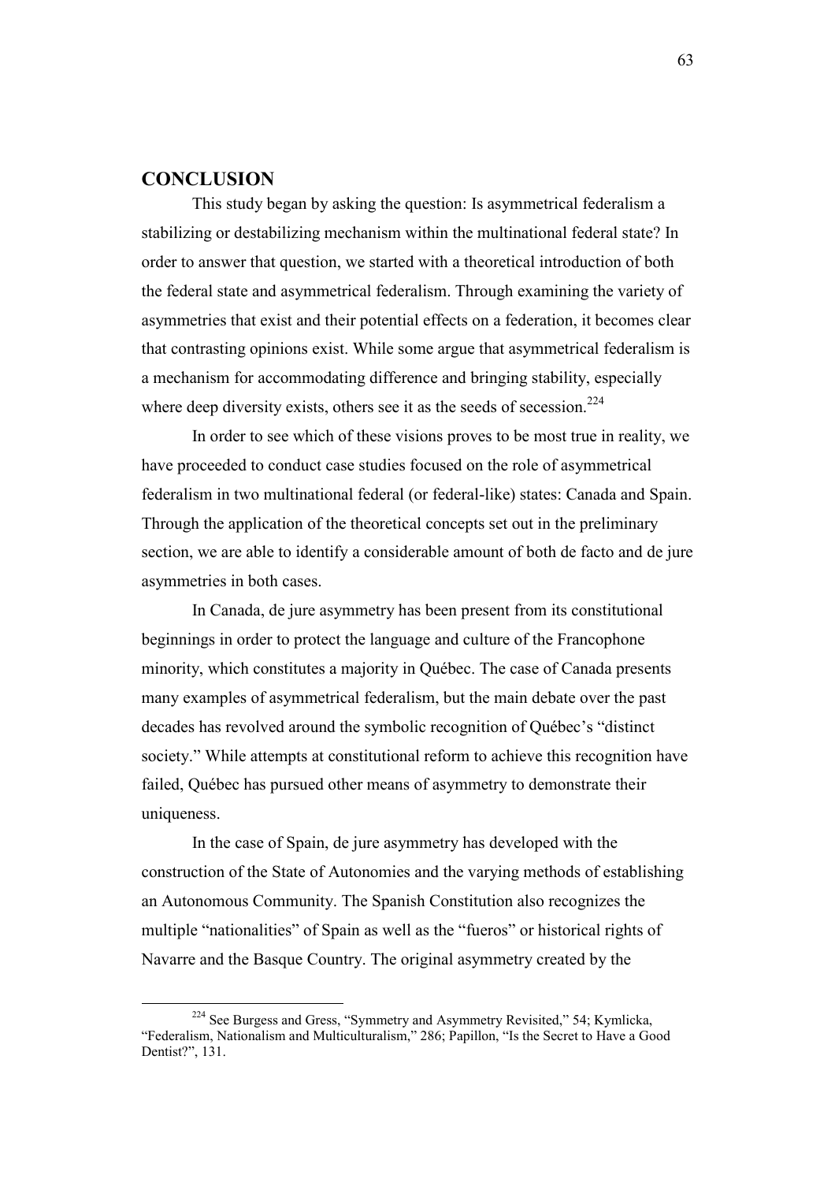## CONCLUSION

This study began by asking the question: Is asymmetrical federalism a stabilizing or destabilizing mechanism within the multinational federal state? In order to answer that question, we started with a theoretical introduction of both the federal state and asymmetrical federalism. Through examining the variety of asymmetries that exist and their potential effects on a federation, it becomes clear that contrasting opinions exist. While some argue that asymmetrical federalism is a mechanism for accommodating difference and bringing stability, especially where deep diversity exists, others see it as the seeds of secession.[224]

In order to see which of these visions proves to be most true in reality, we have proceeded to conduct case studies focused on the role of asymmetrical federalism in two multinational federal (or federal-like) states: Canada and Spain. Through the application of the theoretical concepts set out in the preliminary section, we are able to identify a considerable amount of both de facto and de jure asymmetries in both cases.

In Canada, de jure asymmetry has been present from its constitutional beginnings in order to protect the language and culture of the Francophone minority, which constitutes a majority in Québec. The case of Canada presents many examples of asymmetrical federalism, but the main debate over the past decades has revolved around the symbolic recognition of Québec's "distinct society." While attempts at constitutional reform to achieve this recognition have failed, Québec has pursued other means of asymmetry to demonstrate their uniqueness.

In the case of Spain, de jure asymmetry has developed with the construction of the State of Autonomies and the varying methods of establishing an Autonomous Community. The Spanish Constitution also recognizes the multiple "nationalities" of Spain as well as the "fueros" or historical rights of Navarre and the Basque Country. The original asymmetry created by the

---

[224] See Burgess and Gress, "Symmetry and Asymmetry Revisited," 54; Kymlicka, "Federalism, Nationalism and Multiculturalism," 286; Papillon, "Is the Secret to Have a Good Dentist?", 131.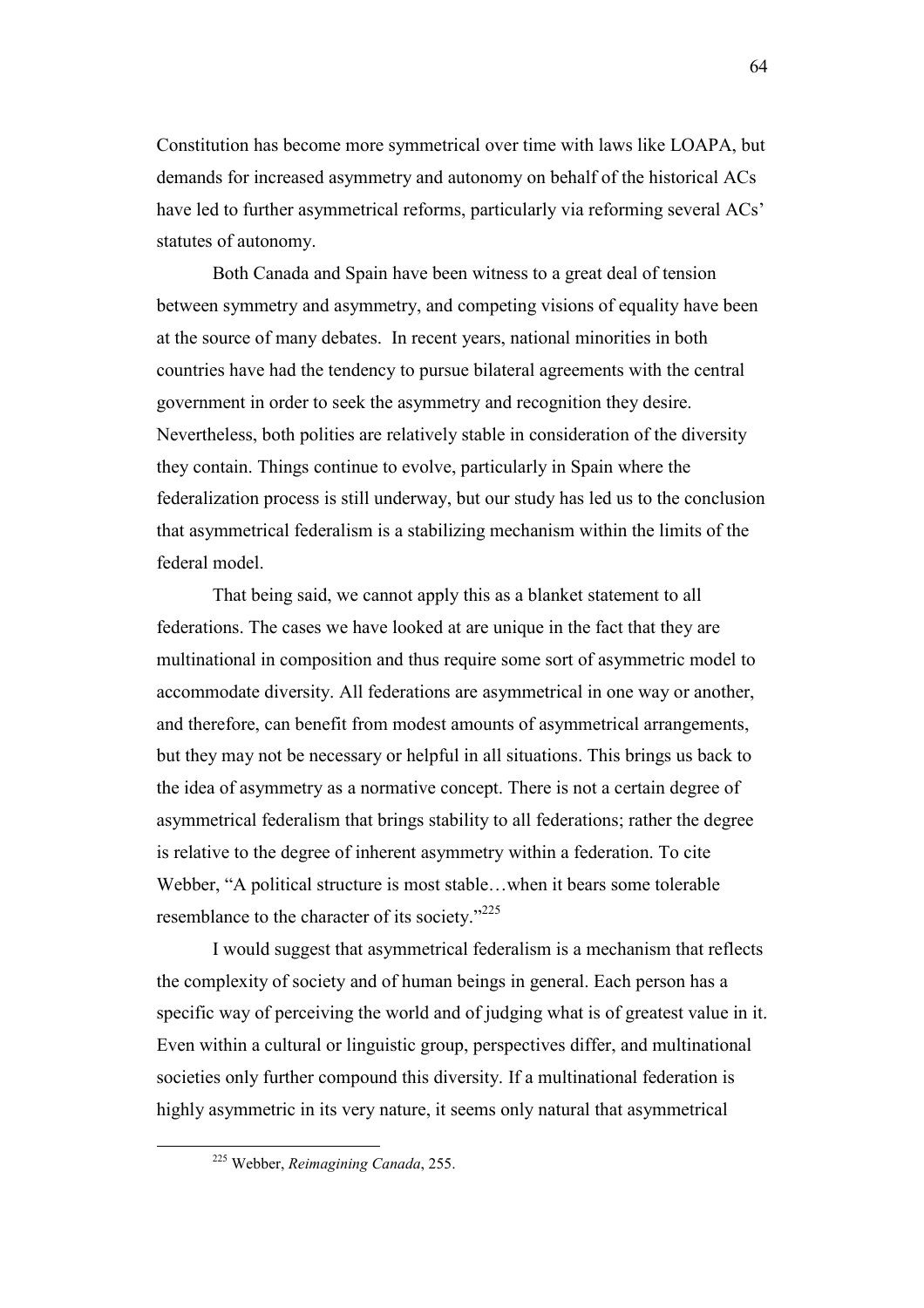Constitution has become more symmetrical over time with laws like LOAPA, but demands for increased asymmetry and autonomy on behalf of the historical ACs have led to further asymmetrical reforms, particularly via reforming several ACs' statutes of autonomy.

Both Canada and Spain have been witness to a great deal of tension between symmetry and asymmetry, and competing visions of equality have been at the source of many debates. In recent years, national minorities in both countries have had the tendency to pursue bilateral agreements with the central government in order to seek the asymmetry and recognition they desire. Nevertheless, both polities are relatively stable in consideration of the diversity they contain. Things continue to evolve, particularly in Spain where the federalization process is still underway, but our study has led us to the conclusion that asymmetrical federalism is a stabilizing mechanism within the limits of the federal model.

That being said, we cannot apply this as a blanket statement to all federations. The cases we have looked at are unique in the fact that they are multinational in composition and thus require some sort of asymmetric model to accommodate diversity. All federations are asymmetrical in one way or another, and therefore, can benefit from modest amounts of asymmetrical arrangements, but they may not be necessary or helpful in all situations. This brings us back to the idea of asymmetry as a normative concept. There is not a certain degree of asymmetrical federalism that brings stability to all federations; rather the degree is relative to the degree of inherent asymmetry within a federation. To cite Webber, "A political structure is most stable…when it bears some tolerable resemblance to the character of its society."[225]

I would suggest that asymmetrical federalism is a mechanism that reflects the complexity of society and of human beings in general. Each person has a specific way of perceiving the world and of judging what is of greatest value in it. Even within a cultural or linguistic group, perspectives differ, and multinational societies only further compound this diversity. If a multinational federation is highly asymmetric in its very nature, it seems only natural that asymmetrical

[225] Webber, *Reimagining Canada*, 255.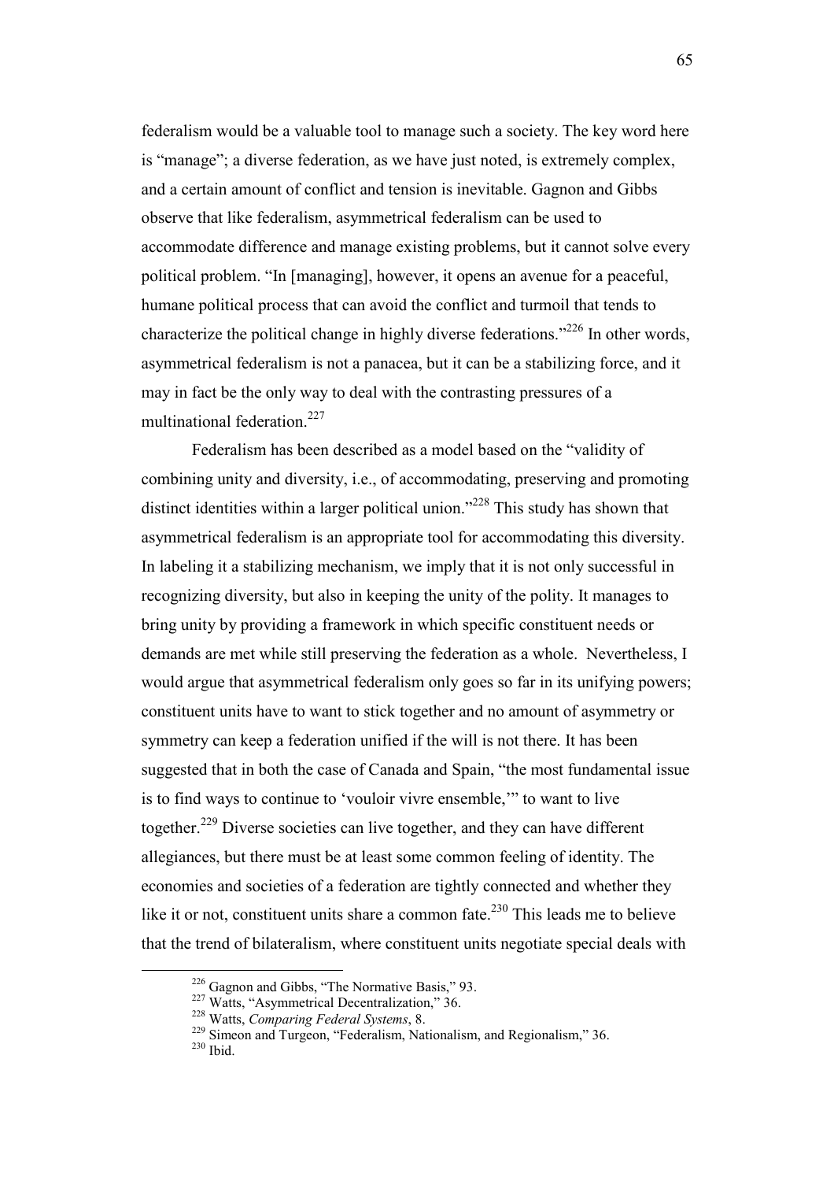federalism would be a valuable tool to manage such a society. The key word here is "manage"; a diverse federation, as we have just noted, is extremely complex, and a certain amount of conflict and tension is inevitable. Gagnon and Gibbs observe that like federalism, asymmetrical federalism can be used to accommodate difference and manage existing problems, but it cannot solve every political problem. "In [managing], however, it opens an avenue for a peaceful, humane political process that can avoid the conflict and turmoil that tends to characterize the political change in highly diverse federations."[226] In other words, asymmetrical federalism is not a panacea, but it can be a stabilizing force, and it may in fact be the only way to deal with the contrasting pressures of a multinational federation.[227]

Federalism has been described as a model based on the "validity of combining unity and diversity, i.e., of accommodating, preserving and promoting distinct identities within a larger political union."[228] This study has shown that asymmetrical federalism is an appropriate tool for accommodating this diversity. In labeling it a stabilizing mechanism, we imply that it is not only successful in recognizing diversity, but also in keeping the unity of the polity. It manages to bring unity by providing a framework in which specific constituent needs or demands are met while still preserving the federation as a whole. Nevertheless, I would argue that asymmetrical federalism only goes so far in its unifying powers; constituent units have to want to stick together and no amount of asymmetry or symmetry can keep a federation unified if the will is not there. It has been suggested that in both the case of Canada and Spain, "the most fundamental issue is to find ways to continue to 'vouloir vivre ensemble,'" to want to live together.[229] Diverse societies can live together, and they can have different allegiances, but there must be at least some common feeling of identity. The economies and societies of a federation are tightly connected and whether they like it or not, constituent units share a common fate.[230] This leads me to believe that the trend of bilateralism, where constituent units negotiate special deals with

[226] Gagnon and Gibbs, "The Normative Basis," 93.
[227] Watts, "Asymmetrical Decentralization," 36.
[228] Watts, *Comparing Federal Systems*, 8.
[229] Simeon and Turgeon, "Federalism, Nationalism, and Regionalism," 36.
[230] Ibid.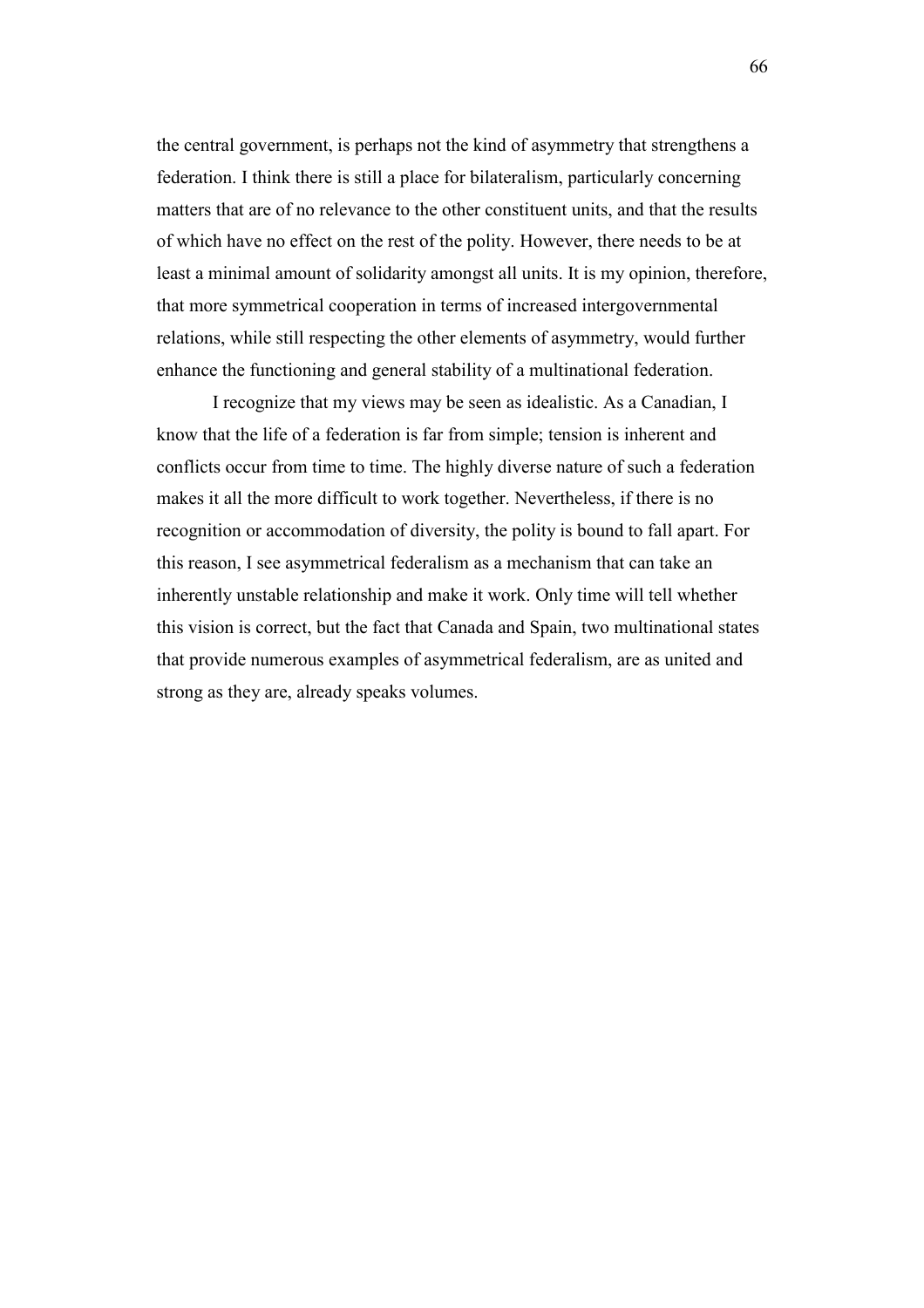the central government, is perhaps not the kind of asymmetry that strengthens a federation. I think there is still a place for bilateralism, particularly concerning matters that are of no relevance to the other constituent units, and that the results of which have no effect on the rest of the polity. However, there needs to be at least a minimal amount of solidarity amongst all units. It is my opinion, therefore, that more symmetrical cooperation in terms of increased intergovernmental relations, while still respecting the other elements of asymmetry, would further enhance the functioning and general stability of a multinational federation.

I recognize that my views may be seen as idealistic. As a Canadian, I know that the life of a federation is far from simple; tension is inherent and conflicts occur from time to time. The highly diverse nature of such a federation makes it all the more difficult to work together. Nevertheless, if there is no recognition or accommodation of diversity, the polity is bound to fall apart. For this reason, I see asymmetrical federalism as a mechanism that can take an inherently unstable relationship and make it work. Only time will tell whether this vision is correct, but the fact that Canada and Spain, two multinational states that provide numerous examples of asymmetrical federalism, are as united and strong as they are, already speaks volumes.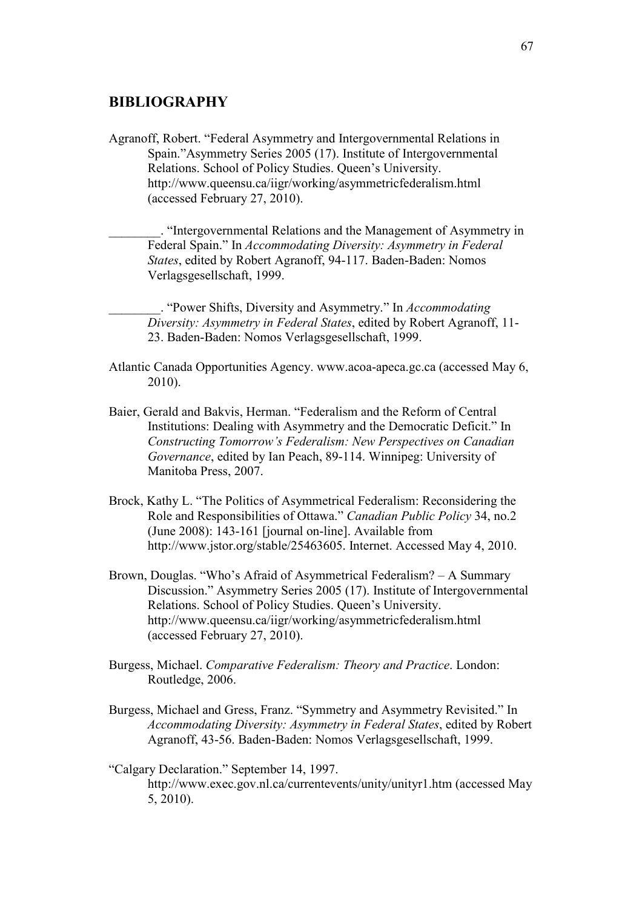## BIBLIOGRAPHY

Agranoff, Robert. "Federal Asymmetry and Intergovernmental Relations in Spain."Asymmetry Series 2005 (17). Institute of Intergovernmental Relations. School of Policy Studies. Queen's University. http://www.queensu.ca/iigr/working/asymmetricfederalism.html (accessed February 27, 2010).

________. "Intergovernmental Relations and the Management of Asymmetry in Federal Spain." In *Accommodating Diversity: Asymmetry in Federal States*, edited by Robert Agranoff, 94-117. Baden-Baden: Nomos Verlagsgesellschaft, 1999.

________. "Power Shifts, Diversity and Asymmetry." In *Accommodating Diversity: Asymmetry in Federal States*, edited by Robert Agranoff, 11-23. Baden-Baden: Nomos Verlagsgesellschaft, 1999.

Atlantic Canada Opportunities Agency. www.acoa-apeca.gc.ca (accessed May 6, 2010).

Baier, Gerald and Bakvis, Herman. "Federalism and the Reform of Central Institutions: Dealing with Asymmetry and the Democratic Deficit." In *Constructing Tomorrow's Federalism: New Perspectives on Canadian Governance*, edited by Ian Peach, 89-114. Winnipeg: University of Manitoba Press, 2007.

Brock, Kathy L. "The Politics of Asymmetrical Federalism: Reconsidering the Role and Responsibilities of Ottawa." *Canadian Public Policy* 34, no.2 (June 2008): 143-161 [journal on-line]. Available from http://www.jstor.org/stable/25463605. Internet. Accessed May 4, 2010.

Brown, Douglas. "Who's Afraid of Asymmetrical Federalism? – A Summary Discussion." Asymmetry Series 2005 (17). Institute of Intergovernmental Relations. School of Policy Studies. Queen's University. http://www.queensu.ca/iigr/working/asymmetricfederalism.html (accessed February 27, 2010).

Burgess, Michael. *Comparative Federalism: Theory and Practice*. London: Routledge, 2006.

Burgess, Michael and Gress, Franz. "Symmetry and Asymmetry Revisited." In *Accommodating Diversity: Asymmetry in Federal States*, edited by Robert Agranoff, 43-56. Baden-Baden: Nomos Verlagsgesellschaft, 1999.

"Calgary Declaration." September 14, 1997. http://www.exec.gov.nl.ca/currentevents/unity/unityr1.htm (accessed May 5, 2010).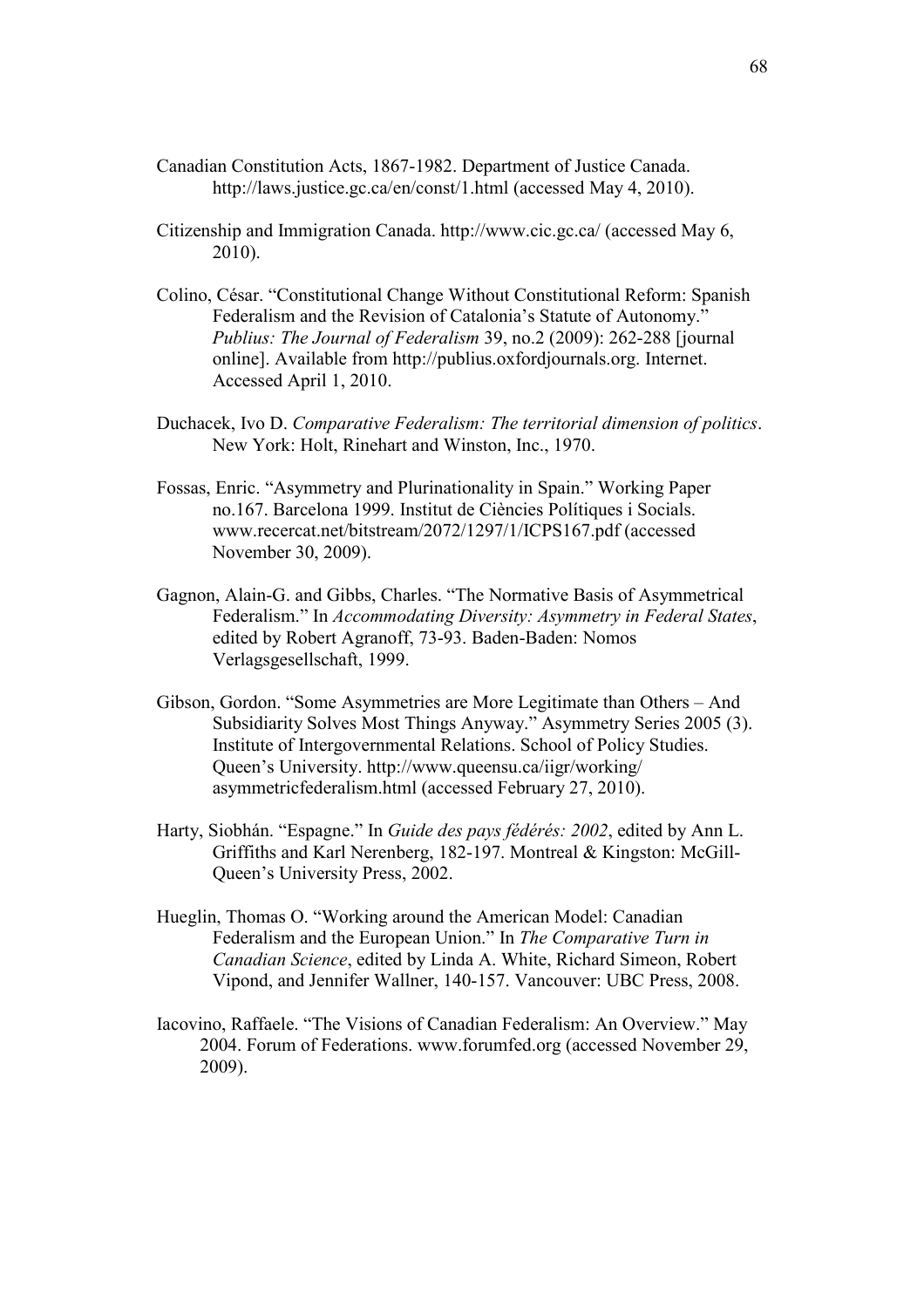Canadian Constitution Acts, 1867-1982. Department of Justice Canada. http://laws.justice.gc.ca/en/const/1.html (accessed May 4, 2010).

Citizenship and Immigration Canada. http://www.cic.gc.ca/ (accessed May 6, 2010).

Colino, César. "Constitutional Change Without Constitutional Reform: Spanish Federalism and the Revision of Catalonia's Statute of Autonomy." *Publius: The Journal of Federalism* 39, no.2 (2009): 262-288 [journal online]. Available from http://publius.oxfordjournals.org. Internet. Accessed April 1, 2010.

Duchacek, Ivo D. *Comparative Federalism: The territorial dimension of politics*. New York: Holt, Rinehart and Winston, Inc., 1970.

Fossas, Enric. "Asymmetry and Plurinationality in Spain." Working Paper no.167. Barcelona 1999. Institut de Ciències Polítiques i Socials. www.recercat.net/bitstream/2072/1297/1/ICPS167.pdf (accessed November 30, 2009).

Gagnon, Alain-G. and Gibbs, Charles. "The Normative Basis of Asymmetrical Federalism." In *Accommodating Diversity: Asymmetry in Federal States*, edited by Robert Agranoff, 73-93. Baden-Baden: Nomos Verlagsgesellschaft, 1999.

Gibson, Gordon. "Some Asymmetries are More Legitimate than Others – And Subsidiarity Solves Most Things Anyway." Asymmetry Series 2005 (3). Institute of Intergovernmental Relations. School of Policy Studies. Queen's University. http://www.queensu.ca/iigr/working/asymmetricfederalism.html (accessed February 27, 2010).

Harty, Siobhán. "Espagne." In *Guide des pays fédérés: 2002*, edited by Ann L. Griffiths and Karl Nerenberg, 182-197. Montreal & Kingston: McGill-Queen's University Press, 2002.

Hueglin, Thomas O. "Working around the American Model: Canadian Federalism and the European Union." In *The Comparative Turn in Canadian Science*, edited by Linda A. White, Richard Simeon, Robert Vipond, and Jennifer Wallner, 140-157. Vancouver: UBC Press, 2008.

Iacovino, Raffaele. "The Visions of Canadian Federalism: An Overview." May 2004. Forum of Federations. www.forumfed.org (accessed November 29, 2009).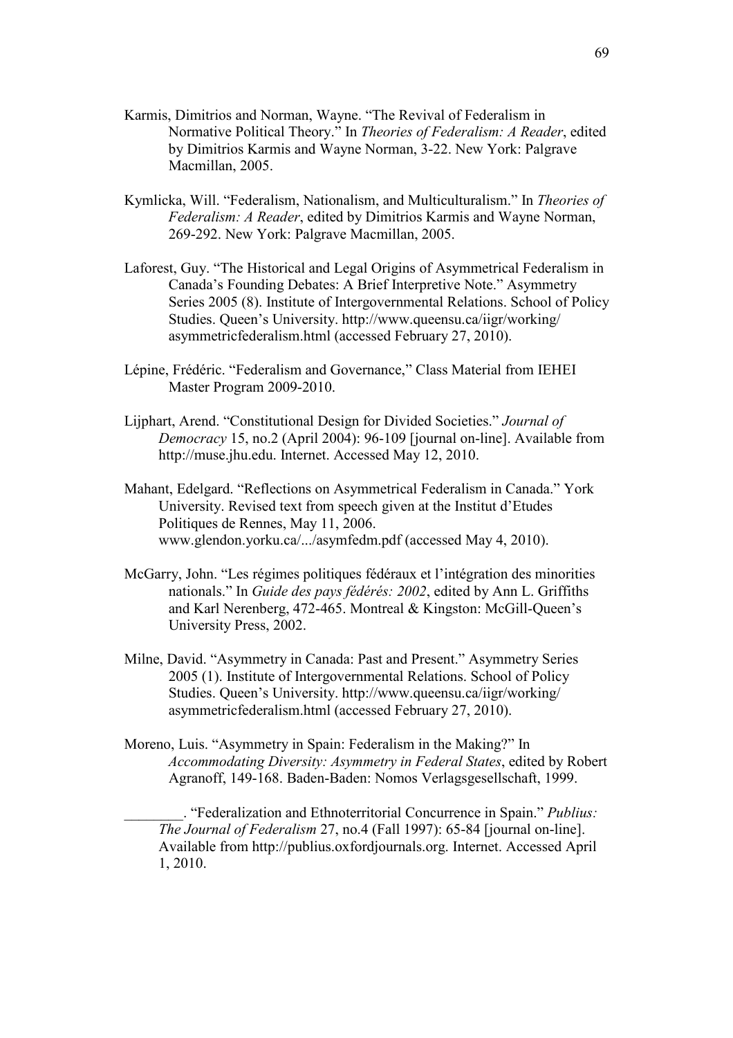Karmis, Dimitrios and Norman, Wayne. "The Revival of Federalism in Normative Political Theory." In *Theories of Federalism: A Reader*, edited by Dimitrios Karmis and Wayne Norman, 3-22. New York: Palgrave Macmillan, 2005.

Kymlicka, Will. "Federalism, Nationalism, and Multiculturalism." In *Theories of Federalism: A Reader*, edited by Dimitrios Karmis and Wayne Norman, 269-292. New York: Palgrave Macmillan, 2005.

Laforest, Guy. "The Historical and Legal Origins of Asymmetrical Federalism in Canada's Founding Debates: A Brief Interpretive Note." Asymmetry Series 2005 (8). Institute of Intergovernmental Relations. School of Policy Studies. Queen's University. http://www.queensu.ca/iigr/working/asymmetricfederalism.html (accessed February 27, 2010).

Lépine, Frédéric. "Federalism and Governance," Class Material from IEHEI Master Program 2009-2010.

Lijphart, Arend. "Constitutional Design for Divided Societies." *Journal of Democracy* 15, no.2 (April 2004): 96-109 [journal on-line]. Available from http://muse.jhu.edu. Internet. Accessed May 12, 2010.

Mahant, Edelgard. "Reflections on Asymmetrical Federalism in Canada." York University. Revised text from speech given at the Institut d'Etudes Politiques de Rennes, May 11, 2006. www.glendon.yorku.ca/.../asymfedm.pdf (accessed May 4, 2010).

McGarry, John. "Les régimes politiques fédéraux et l'intégration des minorities nationals." In *Guide des pays fédérés: 2002*, edited by Ann L. Griffiths and Karl Nerenberg, 472-465. Montreal & Kingston: McGill-Queen's University Press, 2002.

Milne, David. "Asymmetry in Canada: Past and Present." Asymmetry Series 2005 (1). Institute of Intergovernmental Relations. School of Policy Studies. Queen's University. http://www.queensu.ca/iigr/working/asymmetricfederalism.html (accessed February 27, 2010).

Moreno, Luis. "Asymmetry in Spain: Federalism in the Making?" In *Accommodating Diversity: Asymmetry in Federal States*, edited by Robert Agranoff, 149-168. Baden-Baden: Nomos Verlagsgesellschaft, 1999.

________. "Federalization and Ethnoterritorial Concurrence in Spain." *Publius: The Journal of Federalism* 27, no.4 (Fall 1997): 65-84 [journal on-line]. Available from http://publius.oxfordjournals.org. Internet. Accessed April 1, 2010.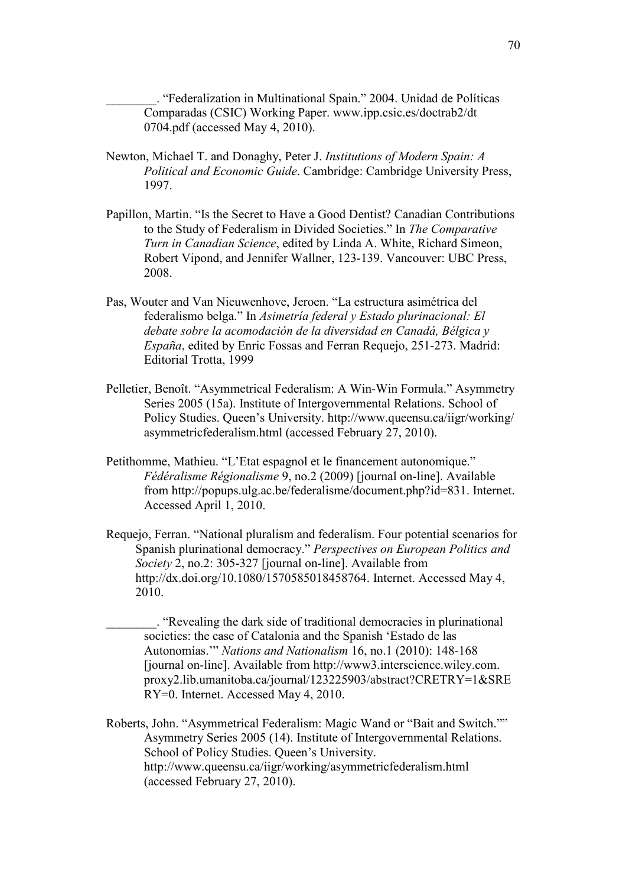________. "Federalization in Multinational Spain." 2004. Unidad de Políticas Comparadas (CSIC) Working Paper. www.ipp.csic.es/doctrab2/dt 0704.pdf (accessed May 4, 2010).

Newton, Michael T. and Donaghy, Peter J. *Institutions of Modern Spain: A Political and Economic Guide*. Cambridge: Cambridge University Press, 1997.

Papillon, Martin. "Is the Secret to Have a Good Dentist? Canadian Contributions to the Study of Federalism in Divided Societies." In *The Comparative Turn in Canadian Science*, edited by Linda A. White, Richard Simeon, Robert Vipond, and Jennifer Wallner, 123-139. Vancouver: UBC Press, 2008.

Pas, Wouter and Van Nieuwenhove, Jeroen. "La estructura asimétrica del federalismo belga." In *Asimetría federal y Estado plurinacional: El debate sobre la acomodación de la diversidad en Canadá, Bélgica y España*, edited by Enric Fossas and Ferran Requejo, 251-273. Madrid: Editorial Trotta, 1999

Pelletier, Benoît. "Asymmetrical Federalism: A Win-Win Formula." Asymmetry Series 2005 (15a). Institute of Intergovernmental Relations. School of Policy Studies. Queen's University. http://www.queensu.ca/iigr/working/asymmetricfederalism.html (accessed February 27, 2010).

Petithomme, Mathieu. "L'Etat espagnol et le financement autonomique." *Fédéralisme Régionalisme* 9, no.2 (2009) [journal on-line]. Available from http://popups.ulg.ac.be/federalisme/document.php?id=831. Internet. Accessed April 1, 2010.

Requejo, Ferran. "National pluralism and federalism. Four potential scenarios for Spanish plurinational democracy." *Perspectives on European Politics and Society* 2, no.2: 305-327 [journal on-line]. Available from http://dx.doi.org/10.1080/1570585018458764. Internet. Accessed May 4, 2010.

________. "Revealing the dark side of traditional democracies in plurinational societies: the case of Catalonia and the Spanish 'Estado de las Autonomías.'" *Nations and Nationalism* 16, no.1 (2010): 148-168 [journal on-line]. Available from http://www3.interscience.wiley.com.proxy2.lib.umanitoba.ca/journal/123225903/abstract?CRETRY=1&SRETRY=0. Internet. Accessed May 4, 2010.

Roberts, John. "Asymmetrical Federalism: Magic Wand or "Bait and Switch."" Asymmetry Series 2005 (14). Institute of Intergovernmental Relations. School of Policy Studies. Queen's University. http://www.queensu.ca/iigr/working/asymmetricfederalism.html (accessed February 27, 2010).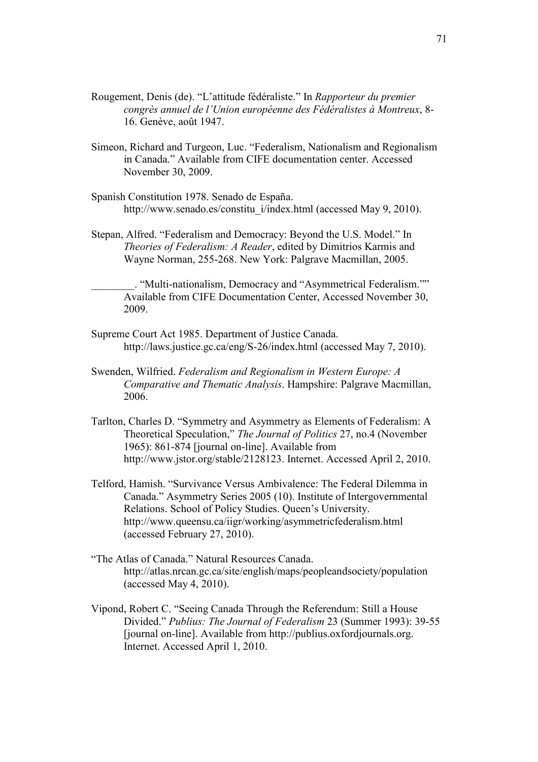Rougement, Denis (de). "L'attitude fédéraliste." In *Rapporteur du premier congrès annuel de l'Union européenne des Fédéralistes à Montreux*, 8-16. Genève, août 1947.

Simeon, Richard and Turgeon, Luc. "Federalism, Nationalism and Regionalism in Canada." Available from CIFE documentation center. Accessed November 30, 2009.

Spanish Constitution 1978. Senado de España. http://www.senado.es/constitu_i/index.html (accessed May 9, 2010).

Stepan, Alfred. "Federalism and Democracy: Beyond the U.S. Model." In *Theories of Federalism: A Reader*, edited by Dimitrios Karmis and Wayne Norman, 255-268. New York: Palgrave Macmillan, 2005.

________. "Multi-nationalism, Democracy and "Asymmetrical Federalism."" Available from CIFE Documentation Center, Accessed November 30, 2009.

Supreme Court Act 1985. Department of Justice Canada. http://laws.justice.gc.ca/eng/S-26/index.html (accessed May 7, 2010).

Swenden, Wilfried. *Federalism and Regionalism in Western Europe: A Comparative and Thematic Analysis*. Hampshire: Palgrave Macmillan, 2006.

Tarlton, Charles D. "Symmetry and Asymmetry as Elements of Federalism: A Theoretical Speculation," *The Journal of Politics* 27, no.4 (November 1965): 861-874 [journal on-line]. Available from http://www.jstor.org/stable/2128123. Internet. Accessed April 2, 2010.

Telford, Hamish. "Survivance Versus Ambivalence: The Federal Dilemma in Canada." Asymmetry Series 2005 (10). Institute of Intergovernmental Relations. School of Policy Studies. Queen's University. http://www.queensu.ca/iigr/working/asymmetricfederalism.html (accessed February 27, 2010).

"The Atlas of Canada." Natural Resources Canada. http://atlas.nrcan.gc.ca/site/english/maps/peopleandsociety/population (accessed May 4, 2010).

Vipond, Robert C. "Seeing Canada Through the Referendum: Still a House Divided." *Publius: The Journal of Federalism* 23 (Summer 1993): 39-55 [journal on-line]. Available from http://publius.oxfordjournals.org. Internet. Accessed April 1, 2010.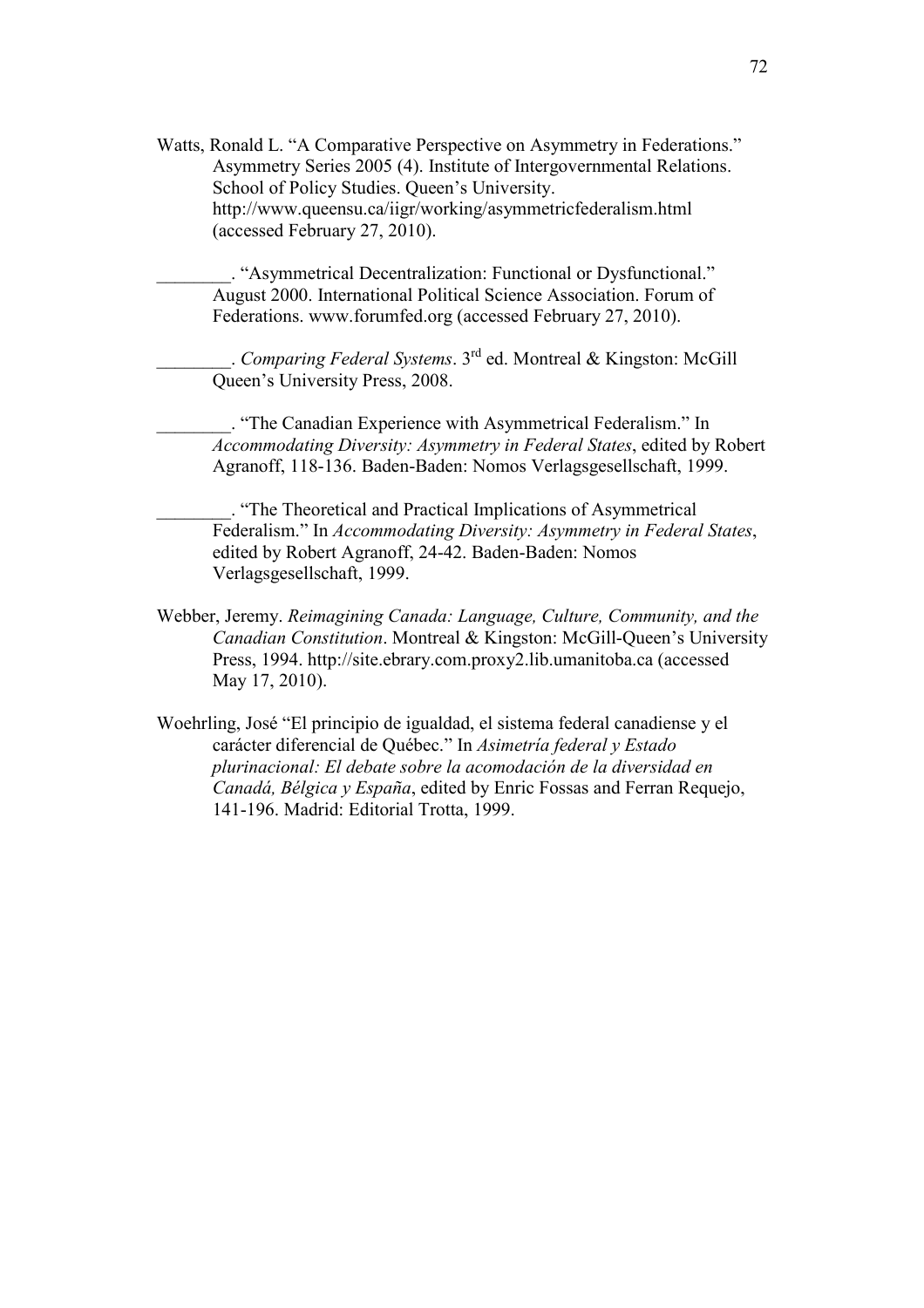Watts, Ronald L. "A Comparative Perspective on Asymmetry in Federations." Asymmetry Series 2005 (4). Institute of Intergovernmental Relations. School of Policy Studies. Queen's University. http://www.queensu.ca/iigr/working/asymmetricfederalism.html (accessed February 27, 2010).

________. "Asymmetrical Decentralization: Functional or Dysfunctional." August 2000. International Political Science Association. Forum of Federations. www.forumfed.org (accessed February 27, 2010).

________. *Comparing Federal Systems*. 3rd ed. Montreal & Kingston: McGill Queen's University Press, 2008.

________. "The Canadian Experience with Asymmetrical Federalism." In *Accommodating Diversity: Asymmetry in Federal States*, edited by Robert Agranoff, 118-136. Baden-Baden: Nomos Verlagsgesellschaft, 1999.

________. "The Theoretical and Practical Implications of Asymmetrical Federalism." In *Accommodating Diversity: Asymmetry in Federal States*, edited by Robert Agranoff, 24-42. Baden-Baden: Nomos Verlagsgesellschaft, 1999.

Webber, Jeremy. *Reimagining Canada: Language, Culture, Community, and the Canadian Constitution*. Montreal & Kingston: McGill-Queen's University Press, 1994. http://site.ebrary.com.proxy2.lib.umanitoba.ca (accessed May 17, 2010).

Woehrling, José "El principio de igualdad, el sistema federal canadiense y el carácter diferencial de Québec." In *Asimetría federal y Estado plurinacional: El debate sobre la acomodación de la diversidad en Canadá, Bélgica y España*, edited by Enric Fossas and Ferran Requejo, 141-196. Madrid: Editorial Trotta, 1999.